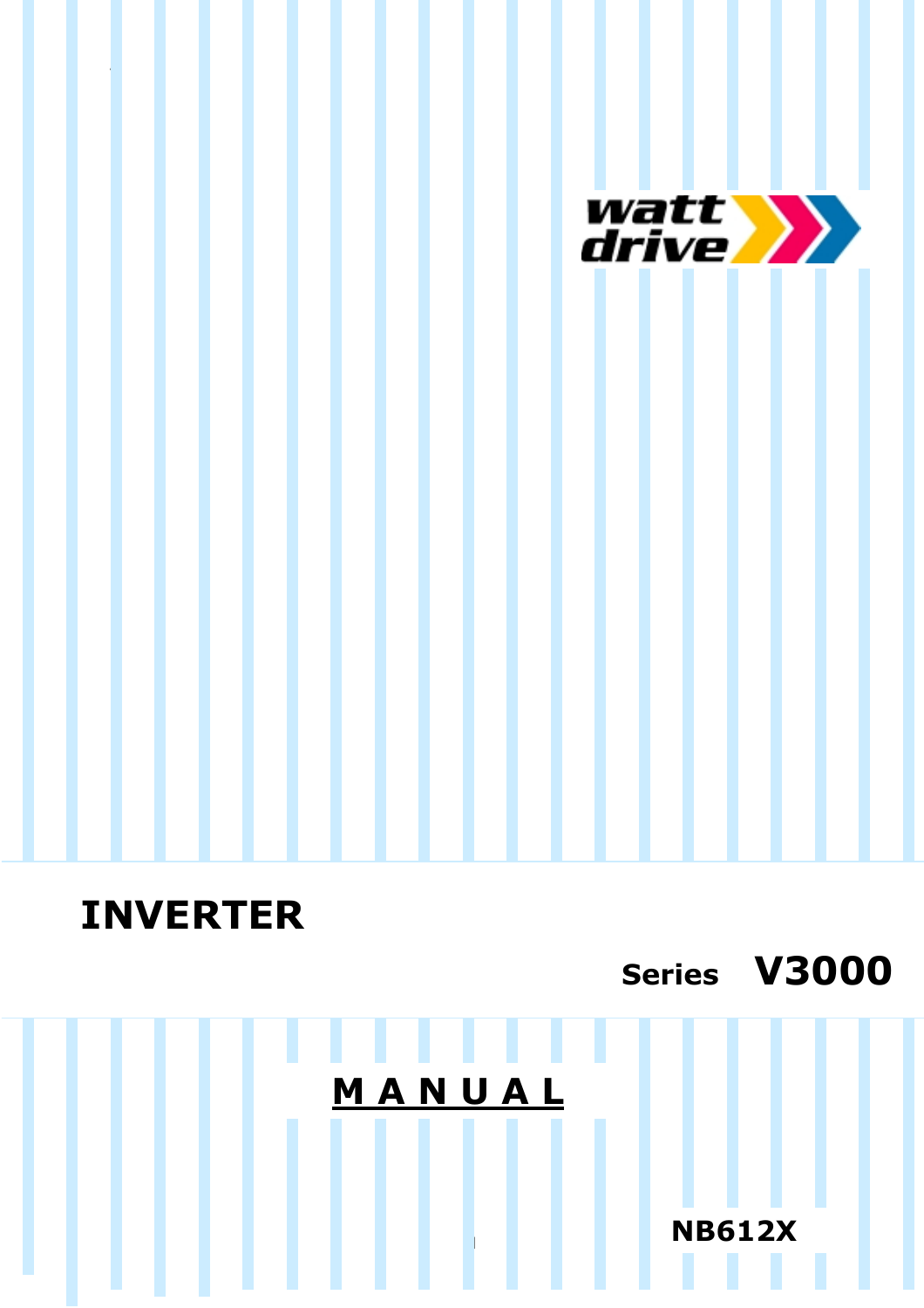watt drive

# INVERTER

Series **V3000**

## MANUAL

**NB612X**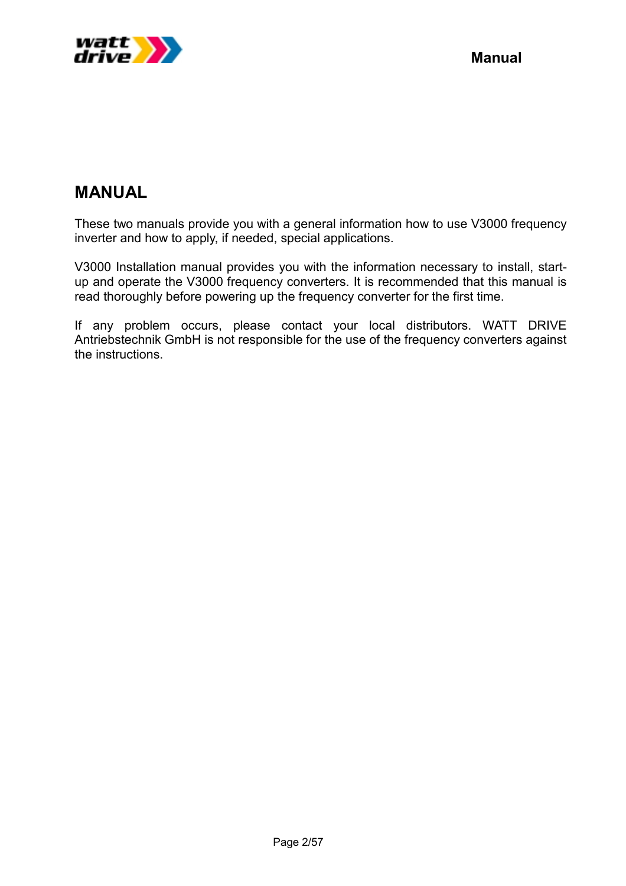# MANUAL

These two manuals provide you with a general information how to use V3000 frequency inverter and how to apply, if needed, special applications.

V3000 Installation manual provides you with the information necessary to install, start-up and operate the V3000 frequency converters. It is recommended that this manual is read thoroughly before powering up the frequency converter for the first time.

If any problem occurs, please contact your local distributors. WATT DRIVE Antriebstechnik GmbH is not responsible for the use of the frequency converters against the instructions.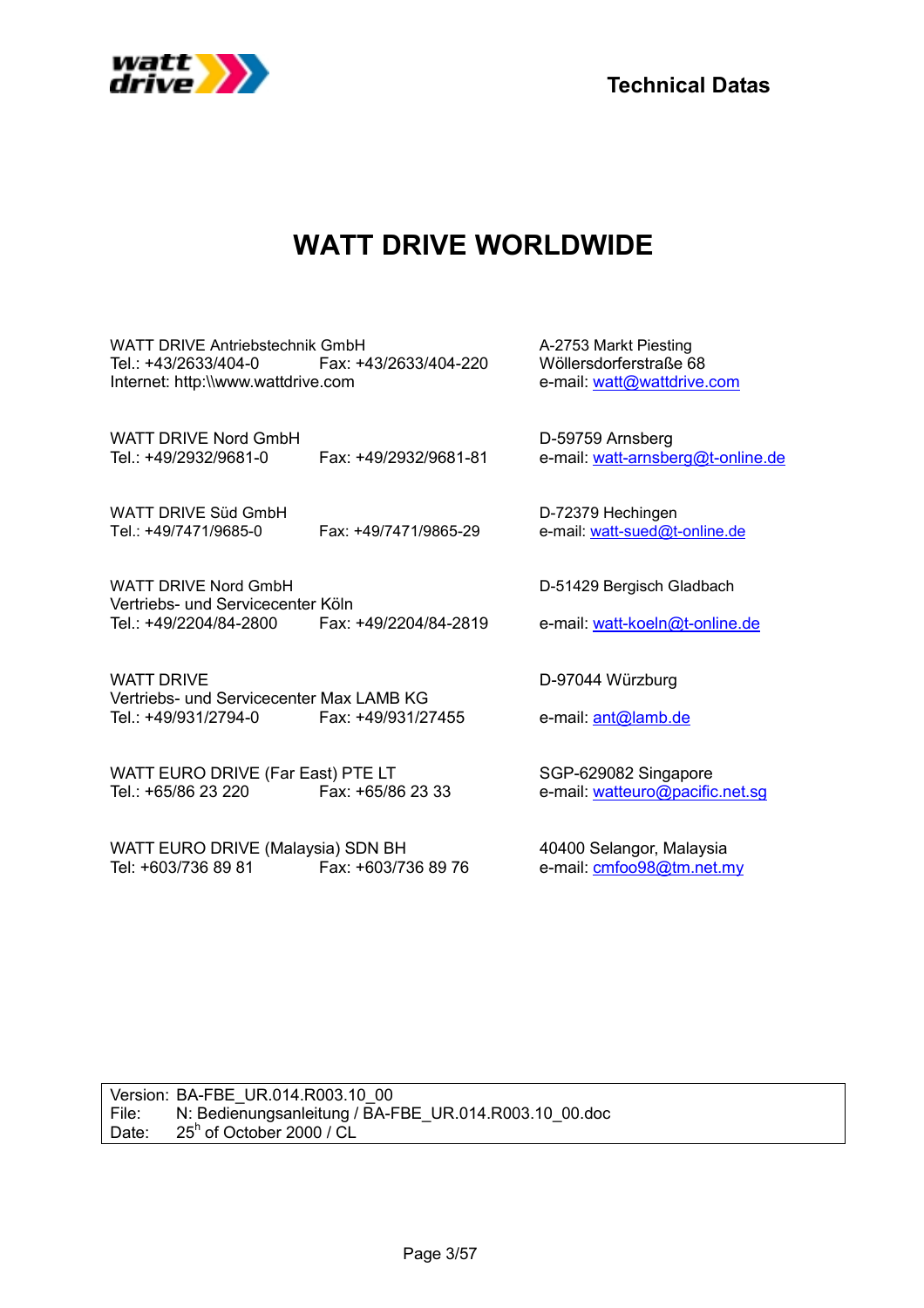# WATT DRIVE WORLDWIDE

WATT DRIVE Antriebstechnik GmbH
Tel.: +43/2633/404-0 Fax: +43/2633/404-220
Internet: http:\\www.wattdrive.com

A-2753 Markt Piesting
Wöllersdorferstraße 68
e-mail: watt@wattdrive.com

WATT DRIVE Nord GmbH
Tel.: +49/2932/9681-0 Fax: +49/2932/9681-81

D-59759 Arnsberg
e-mail: watt-arnsberg@t-online.de

WATT DRIVE Süd GmbH
Tel.: +49/7471/9685-0 Fax: +49/7471/9865-29

D-72379 Hechingen
e-mail: watt-sued@t-online.de

WATT DRIVE Nord GmbH
Vertriebs- und Servicecenter Köln
Tel.: +49/2204/84-2800 Fax: +49/2204/84-2819

D-51429 Bergisch Gladbach
e-mail: watt-koeln@t-online.de

WATT DRIVE
Vertriebs- und Servicecenter Max LAMB KG
Tel.: +49/931/2794-0 Fax: +49/931/27455

D-97044 Würzburg
e-mail: ant@lamb.de

WATT EURO DRIVE (Far East) PTE LT
Tel.: +65/86 23 220 Fax: +65/86 23 33

SGP-629082 Singapore
e-mail: watteuro@pacific.net.sg

WATT EURO DRIVE (Malaysia) SDN BH
Tel: +603/736 89 81 Fax: +603/736 89 76

40400 Selangor, Malaysia
e-mail: cmfoo98@tm.net.my

|  |  |
|---|---|
| Version: | BA-FBE_UR.014.R003.10_00 |
| File: | N: Bedienungsanleitung / BA-FBE_UR.014.R003.10_00.doc |
| Date: | 25h of October 2000 / CL |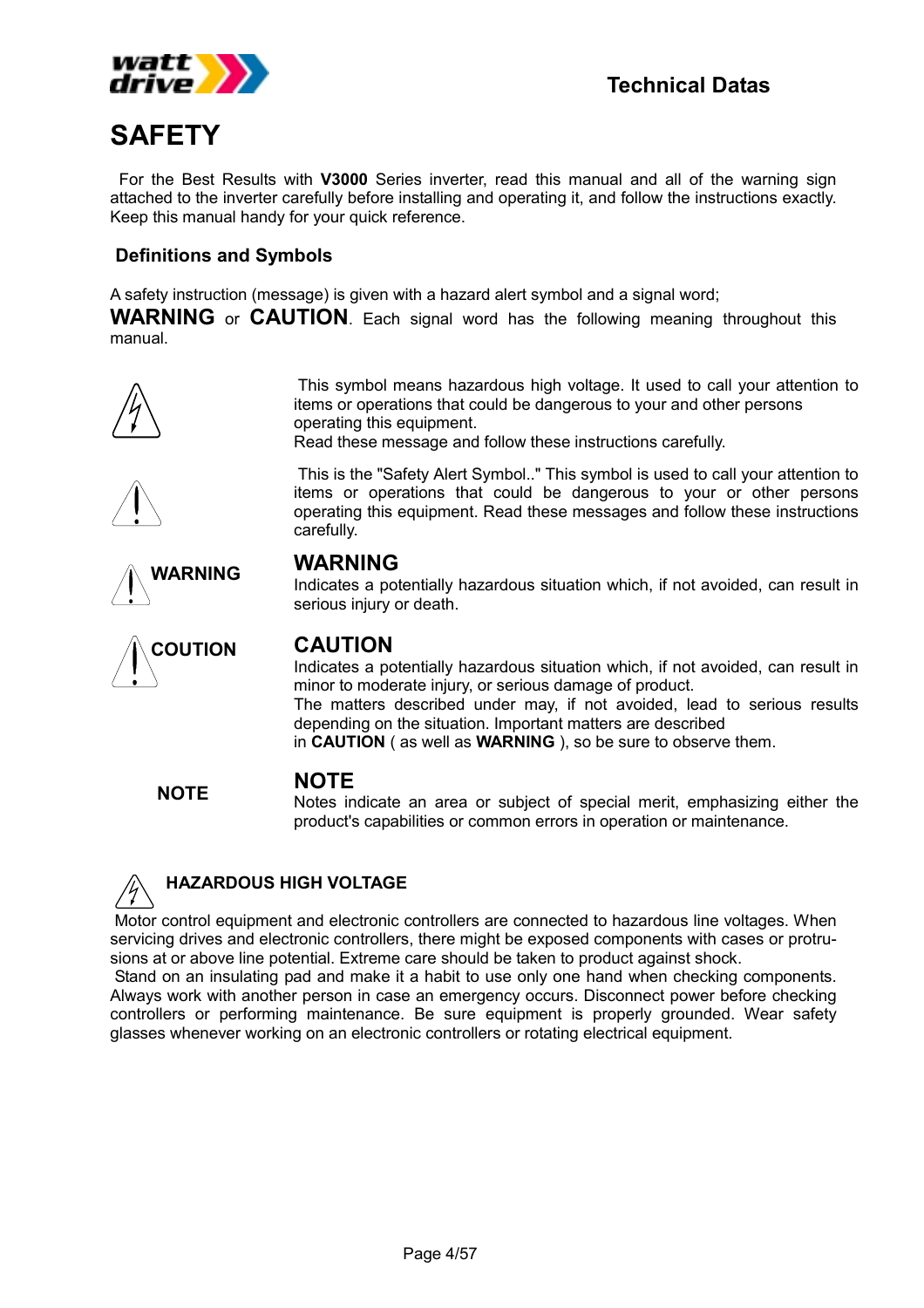# SAFETY

For the Best Results with **V3000** Series inverter, read this manual and all of the warning sign attached to the inverter carefully before installing and operating it, and follow the instructions exactly. Keep this manual handy for your quick reference.

### Definitions and Symbols

A safety instruction (message) is given with a hazard alert symbol and a signal word;
**WARNING** or **CAUTION**. Each signal word has the following meaning throughout this manual.

This symbol means hazardous high voltage. It used to call your attention to items or operations that could be dangerous to your and other persons operating this equipment.
Read these message and follow these instructions carefully.

This is the "Safety Alert Symbol.." This symbol is used to call your attention to items or operations that could be dangerous to your or other persons operating this equipment. Read these messages and follow these instructions carefully.

**WARNING**

## WARNING

Indicates a potentially hazardous situation which, if not avoided, can result in serious injury or death.

**COUTION**

## CAUTION

Indicates a potentially hazardous situation which, if not avoided, can result in minor to moderate injury, or serious damage of product.
The matters described under may, if not avoided, lead to serious results depending on the situation. Important matters are described in **CAUTION** ( as well as **WARNING** ), so be sure to observe them.

**NOTE**

## NOTE

Notes indicate an area or subject of special merit, emphasizing either the product's capabilities or common errors in operation or maintenance.

### HAZARDOUS HIGH VOLTAGE

Motor control equipment and electronic controllers are connected to hazardous line voltages. When servicing drives and electronic controllers, there might be exposed components with cases or protrusions at or above line potential. Extreme care should be taken to product against shock.
Stand on an insulating pad and make it a habit to use only one hand when checking components. Always work with another person in case an emergency occurs. Disconnect power before checking controllers or performing maintenance. Be sure equipment is properly grounded. Wear safety glasses whenever working on an electronic controllers or rotating electrical equipment.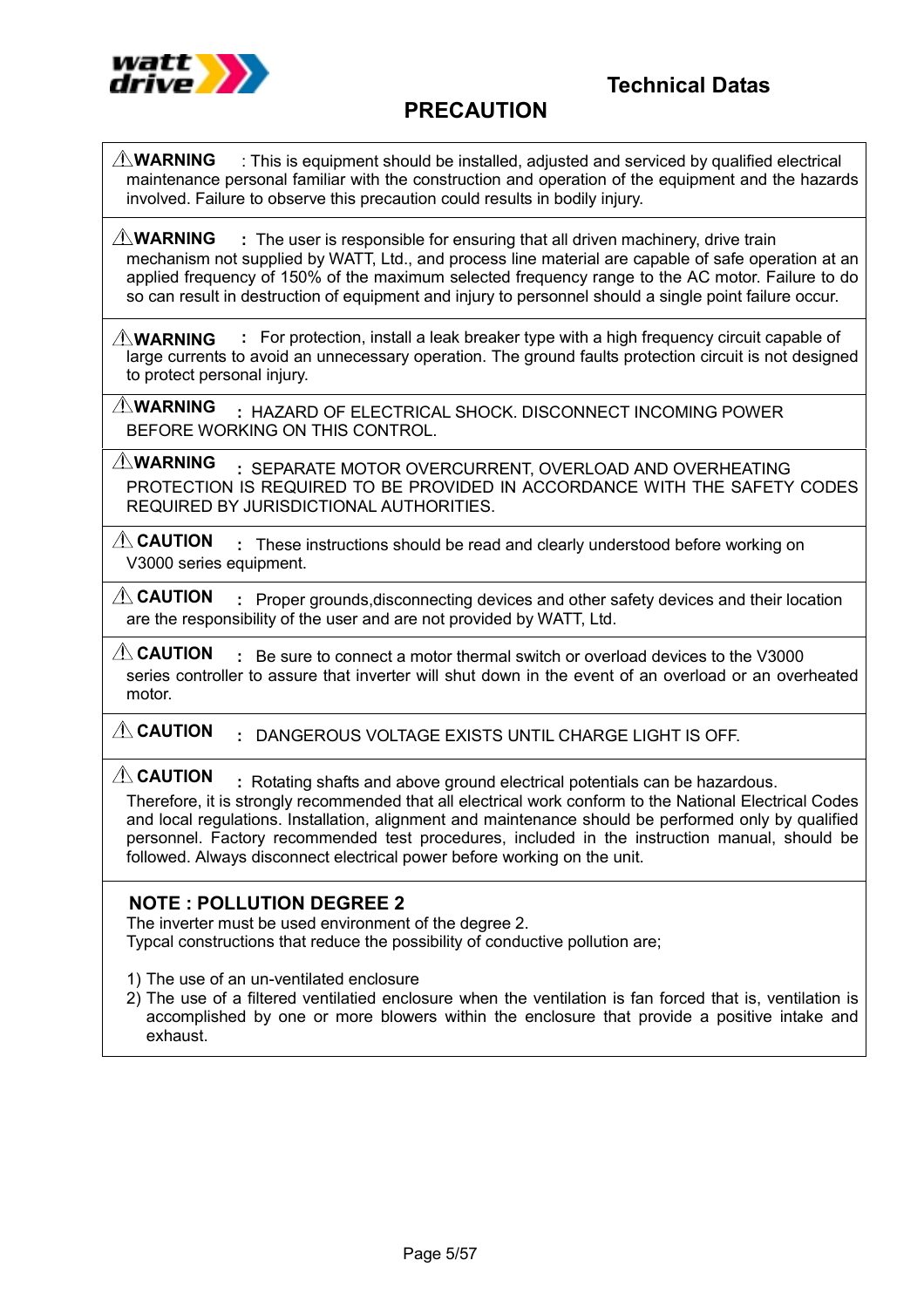Technical Datas

# PRECAUTION

⚠**WARNING** : This is equipment should be installed, adjusted and serviced by qualified electrical maintenance personal familiar with the construction and operation of the equipment and the hazards involved. Failure to observe this precaution could results in bodily injury.

⚠**WARNING** : The user is responsible for ensuring that all driven machinery, drive train mechanism not supplied by WATT, Ltd., and process line material are capable of safe operation at an applied frequency of 150% of the maximum selected frequency range to the AC motor. Failure to do so can result in destruction of equipment and injury to personnel should a single point failure occur.

⚠**WARNING** : For protection, install a leak breaker type with a high frequency circuit capable of large currents to avoid an unnecessary operation. The ground faults protection circuit is not designed to protect personal injury.

⚠**WARNING** : HAZARD OF ELECTRICAL SHOCK. DISCONNECT INCOMING POWER BEFORE WORKING ON THIS CONTROL.

⚠**WARNING** : SEPARATE MOTOR OVERCURRENT, OVERLOAD AND OVERHEATING PROTECTION IS REQUIRED TO BE PROVIDED IN ACCORDANCE WITH THE SAFETY CODES REQUIRED BY JURISDICTIONAL AUTHORITIES.

⚠ **CAUTION** : These instructions should be read and clearly understood before working on V3000 series equipment.

⚠ **CAUTION** : Proper grounds,disconnecting devices and other safety devices and their location are the responsibility of the user and are not provided by WATT, Ltd.

⚠ **CAUTION** : Be sure to connect a motor thermal switch or overload devices to the V3000 series controller to assure that inverter will shut down in the event of an overload or an overheated motor.

⚠ **CAUTION** : DANGEROUS VOLTAGE EXISTS UNTIL CHARGE LIGHT IS OFF.

⚠ **CAUTION** : Rotating shafts and above ground electrical potentials can be hazardous. Therefore, it is strongly recommended that all electrical work conform to the National Electrical Codes and local regulations. Installation, alignment and maintenance should be performed only by qualified personnel. Factory recommended test procedures, included in the instruction manual, should be followed. Always disconnect electrical power before working on the unit.

**NOTE : POLLUTION DEGREE 2**

The inverter must be used environment of the degree 2.
Typcal constructions that reduce the possibility of conductive pollution are;

1) The use of an un-ventilated enclosure
2) The use of a filtered ventilatied enclosure when the ventilation is fan forced that is, ventilation is accomplished by one or more blowers within the enclosure that provide a positive intake and exhaust.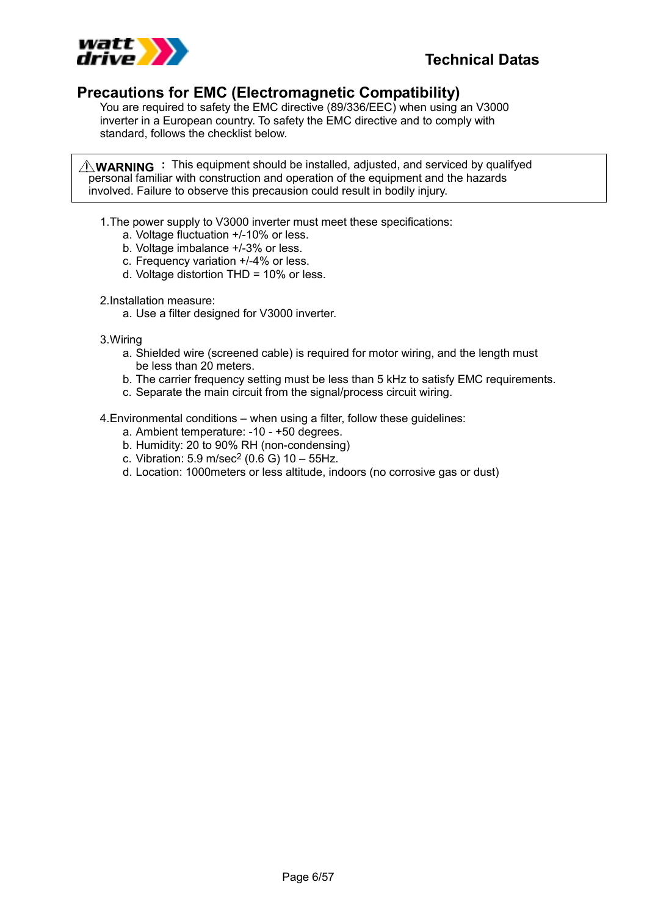## Precautions for EMC (Electromagnetic Compatibility)

You are required to safety the EMC directive (89/336/EEC) when using an V3000 inverter in a European country. To safety the EMC directive and to comply with standard, follows the checklist below.

> ⚠**WARNING** : This equipment should be installed, adjusted, and serviced by qualifyed personal familiar with construction and operation of the equipment and the hazards involved. Failure to observe this precaution could result in bodily injury.

1.The power supply to V3000 inverter must meet these specifications:
  - a. Voltage fluctuation +/-10% or less.
  - b. Voltage imbalance +/-3% or less.
  - c. Frequency variation +/-4% or less.
  - d. Voltage distortion THD = 10% or less.

2.Installation measure:
  - a. Use a filter designed for V3000 inverter.

3.Wiring
  - a. Shielded wire (screened cable) is required for motor wiring, and the length must be less than 20 meters.
  - b. The carrier frequency setting must be less than 5 kHz to satisfy EMC requirements.
  - c. Separate the main circuit from the signal/process circuit wiring.

4.Environmental conditions – when using a filter, follow these guidelines:
  - a. Ambient temperature: -10 - +50 degrees.
  - b. Humidity: 20 to 90% RH (non-condensing)
  - c. Vibration: 5.9 m/sec$^2$ (0.6 G) 10 – 55Hz.
  - d. Location: 1000meters or less altitude, indoors (no corrosive gas or dust)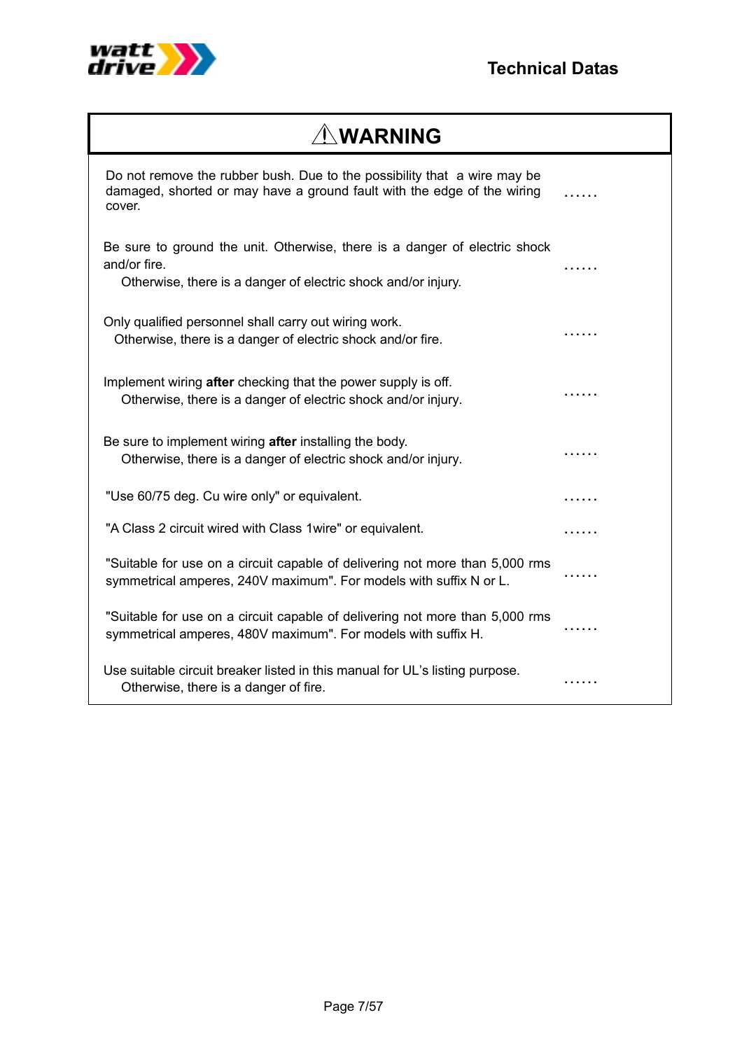## ⚠WARNING

Do not remove the rubber bush. Due to the possibility that a wire may be damaged, shorted or may have a ground fault with the edge of the wiring cover. ……

Be sure to ground the unit. Otherwise, there is a danger of electric shock and/or fire.
Otherwise, there is a danger of electric shock and/or injury. ……

Only qualified personnel shall carry out wiring work.
Otherwise, there is a danger of electric shock and/or fire. ……

Implement wiring **after** checking that the power supply is off.
Otherwise, there is a danger of electric shock and/or injury. ……

Be sure to implement wiring **after** installing the body.
Otherwise, there is a danger of electric shock and/or injury. ……

"Use 60/75 deg. Cu wire only" or equivalent. ……

"A Class 2 circuit wired with Class 1wire" or equivalent. ……

"Suitable for use on a circuit capable of delivering not more than 5,000 rms symmetrical amperes, 240V maximum". For models with suffix N or L. ……

"Suitable for use on a circuit capable of delivering not more than 5,000 rms symmetrical amperes, 480V maximum". For models with suffix H. ……

Use suitable circuit breaker listed in this manual for UL's listing purpose.
Otherwise, there is a danger of fire. ……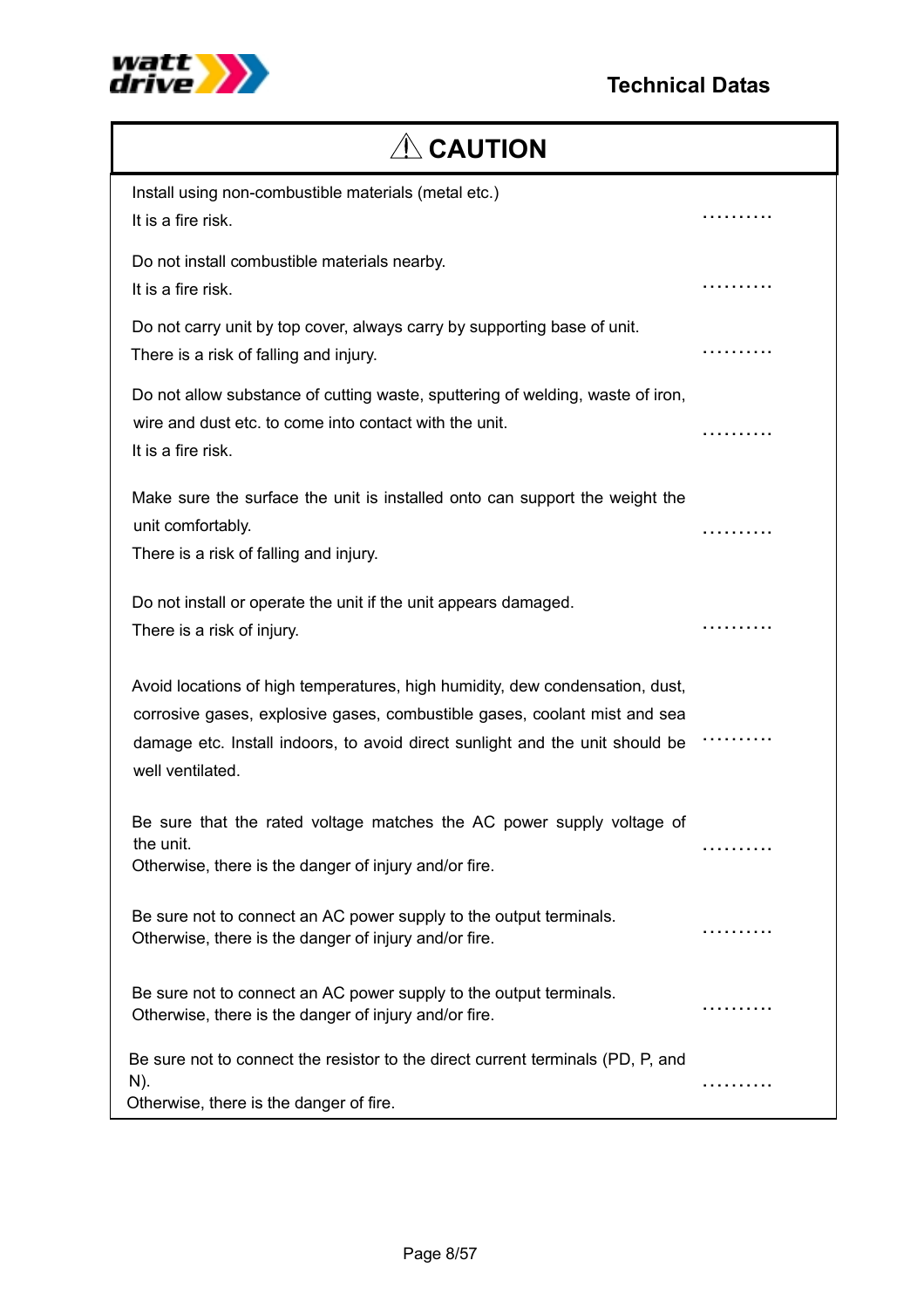# ⚠ CAUTION

| | |
|---|---|
| Install using non-combustible materials (metal etc.)<br>It is a fire risk. | .......... |
| Do not install combustible materials nearby.<br>It is a fire risk. | .......... |
| Do not carry unit by top cover, always carry by supporting base of unit.<br>There is a risk of falling and injury. | .......... |
| Do not allow substance of cutting waste, sputtering of welding, waste of iron, wire and dust etc. to come into contact with the unit.<br>It is a fire risk. | .......... |
| Make sure the surface the unit is installed onto can support the weight the unit comfortably.<br>There is a risk of falling and injury. | .......... |
| Do not install or operate the unit if the unit appears damaged.<br>There is a risk of injury. | .......... |
| Avoid locations of high temperatures, high humidity, dew condensation, dust, corrosive gases, explosive gases, combustible gases, coolant mist and sea damage etc. Install indoors, to avoid direct sunlight and the unit should be well ventilated. | .......... |
| Be sure that the rated voltage matches the AC power supply voltage of the unit.<br>Otherwise, there is the danger of injury and/or fire. | .......... |
| Be sure not to connect an AC power supply to the output terminals.<br>Otherwise, there is the danger of injury and/or fire. | .......... |
| Be sure not to connect an AC power supply to the output terminals.<br>Otherwise, there is the danger of injury and/or fire. | .......... |
| Be sure not to connect the resistor to the direct current terminals (PD, P, and N).<br>Otherwise, there is the danger of fire. | .......... |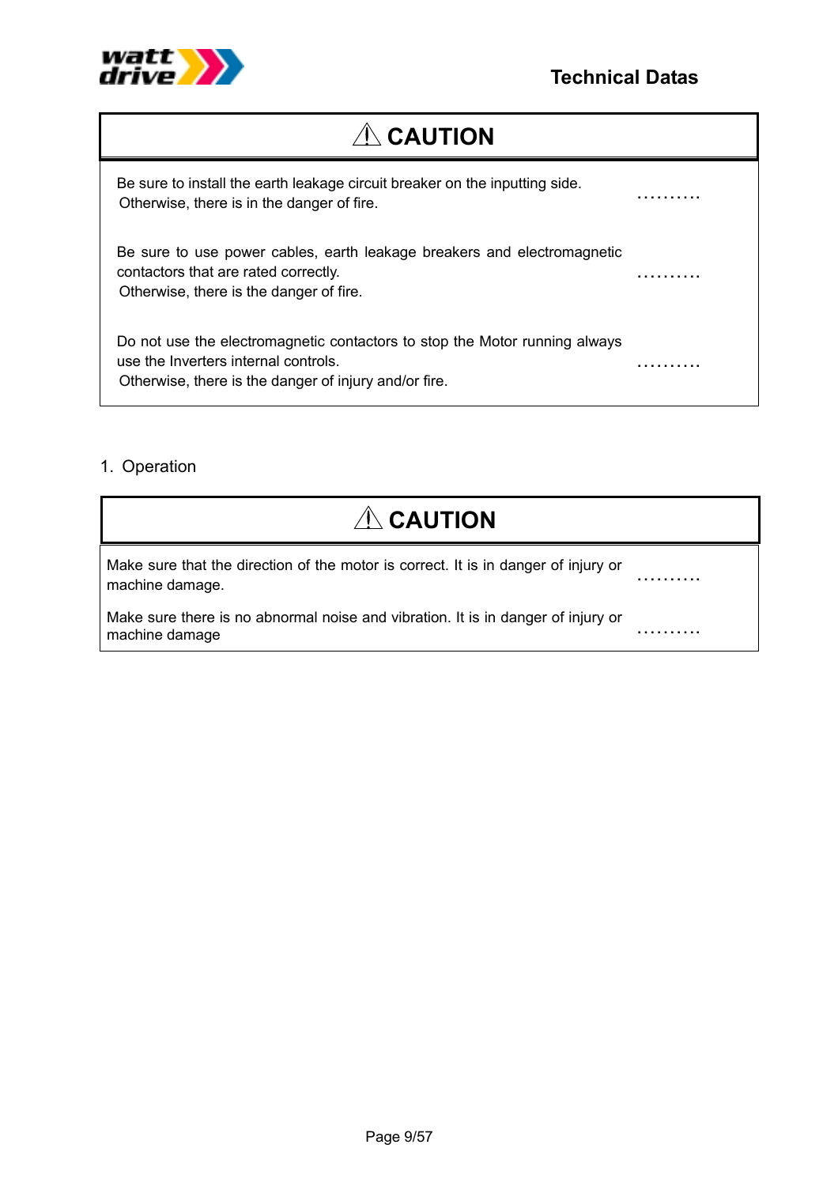## ⚠ CAUTION

| | |
|---|---|
| Be sure to install the earth leakage circuit breaker on the inputting side.<br>Otherwise, there is in the danger of fire. | ………. |
| Be sure to use power cables, earth leakage breakers and electromagnetic contactors that are rated correctly.<br>Otherwise, there is the danger of fire. | ………. |
| Do not use the electromagnetic contactors to stop the Motor running always use the Inverters internal controls.<br>Otherwise, there is the danger of injury and/or fire. | ………. |

1. Operation

## ⚠ CAUTION

| | |
|---|---|
| Make sure that the direction of the motor is correct. It is in danger of injury or machine damage. | ………. |
| Make sure there is no abnormal noise and vibration. It is in danger of injury or machine damage | ………. |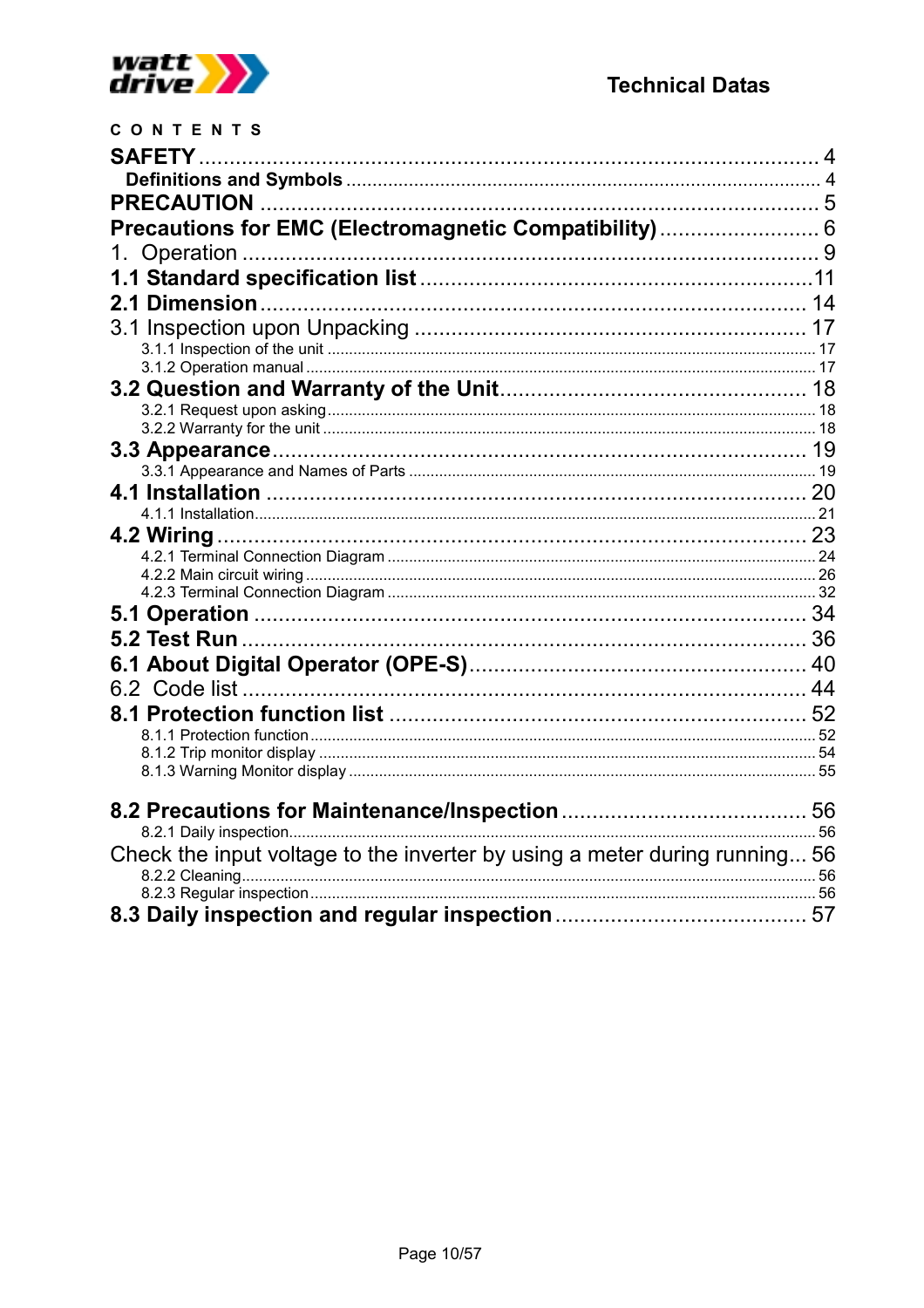CONTENTS

**SAFETY** .......................................................................................... 4
**Definitions and Symbols** ........................................................................... 4
**PRECAUTION** .......................................................................................... 5
**Precautions for EMC (Electromagnetic Compatibility)** .......................... 6
1. Operation .......................................................................................... 9
**1.1 Standard specification list** ..................................................................11
**2.1 Dimension** .......................................................................................... 14
3.1 Inspection upon Unpacking .................................................................. 17
3.1.1 Inspection of the unit ........................................................................ 17
3.1.2 Operation manual ............................................................................. 17
**3.2 Question and Warranty of the Unit** .................................................... 18
3.2.1 Request upon asking ......................................................................... 18
3.2.2 Warranty for the unit ......................................................................... 18
**3.3 Appearance** .......................................................................................... 19
3.3.1 Appearance and Names of Parts ....................................................... 19
**4.1 Installation** .......................................................................................... 20
4.1.1 Installation ........................................................................................ 21
**4.2 Wiring** .................................................................................................. 23
4.2.1 Terminal Connection Diagram ........................................................... 24
4.2.2 Main circuit wiring ............................................................................ 26
4.2.3 Terminal Connection Diagram ........................................................... 32
**5.1 Operation** ............................................................................................ 34
**5.2 Test Run** .............................................................................................. 36
**6.1 About Digital Operator (OPE-S)** ........................................................ 40
6.2 Code list .................................................................................................. 44
**8.1 Protection function list** ........................................................................ 52
8.1.1 Protection function ............................................................................ 52
8.1.2 Trip monitor display .......................................................................... 54
8.1.3 Warning Monitor display ................................................................... 55

**8.2 Precautions for Maintenance/Inspection** ........................................... 56
8.2.1 Daily inspection ................................................................................. 56
Check the input voltage to the inverter by using a meter during running... 56
8.2.2 Cleaning ............................................................................................ 56
8.2.3 Regular inspection ............................................................................ 56
**8.3 Daily inspection and regular inspection** ............................................ 57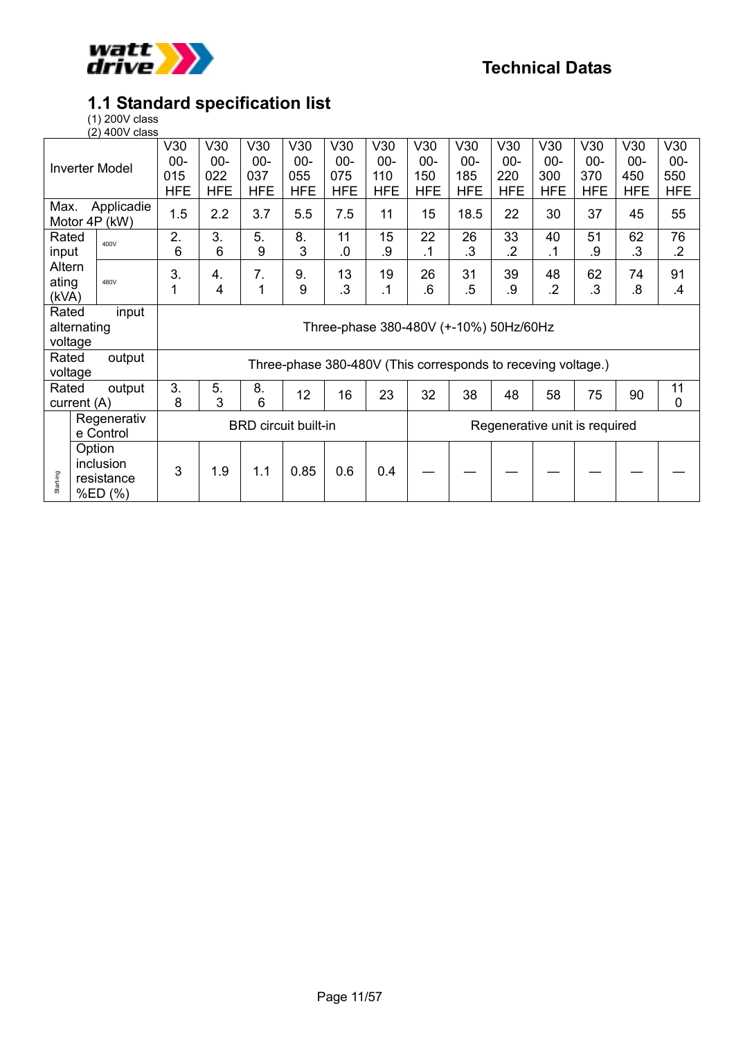# 1.1 Standard specification list

(1) 200V class

(2) 400V class

| Inverter Model | | V3000-015HFE | V3000-022HFE | V3000-037HFE | V3000-055HFE | V3000-075HFE | V3000-110HFE | V3000-150HFE | V3000-185HFE | V3000-220HFE | V3000-300HFE | V3000-370HFE | V3000-450HFE | V3000-550HFE |
|---|---|---|---|---|---|---|---|---|---|---|---|---|---|---|
| Max. Applicadie Motor 4P (kW) | | 1.5 | 2.2 | 3.7 | 5.5 | 7.5 | 11 | 15 | 18.5 | 22 | 30 | 37 | 45 | 55 |
| Rated input Alternating (kVA) | 400V | 2.6 | 3.6 | 5.9 | 8.3 | 11.0 | 15.9 | 22.1 | 26.3 | 33.2 | 40.1 | 51.9 | 62.3 | 76.2 |
| | 480V | 3.1 | 4.4 | 7.1 | 9.9 | 13.3 | 19.1 | 26.6 | 31.5 | 39.9 | 48.2 | 62.3 | 74.8 | 91.4 |
| Rated input alternating voltage | | Three-phase 380-480V (+-10%) 50Hz/60Hz | | | | | | | | | | | | |
| Rated output voltage | | Three-phase 380-480V (This corresponds to receving voltage.) | | | | | | | | | | | | |
| Rated output current (A) | | 3.8 | 5.3 | 8.6 | 12 | 16 | 23 | 32 | 38 | 48 | 58 | 75 | 90 | 110 |
| Starting | Regenerative Control | BRD circuit built-in | | | | | | Regenerative unit is required | | | | | | |
| | Option inclusion resistance %ED (%) | 3 | 1.9 | 1.1 | 0.85 | 0.6 | 0.4 | — | — | — | — | — | — | — |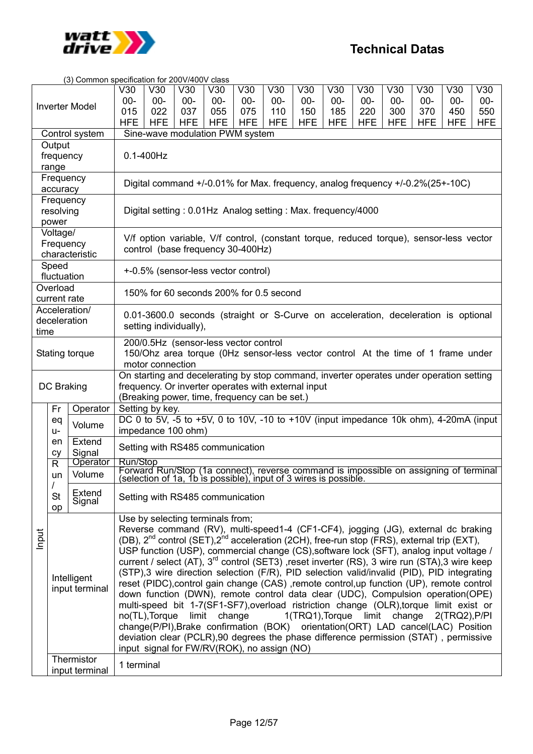## Technical Datas

(3) Common specification for 200V/400V class

| Inverter Model | | | V30-00-015 HFE | V30-00-022 HFE | V30-00-037 HFE | V30-00-055 HFE | V30-00-075 HFE | V30-00-110 HFE | V30-00-150 HFE | V30-00-185 HFE | V30-00-220 HFE | V30-00-300 HFE | V30-00-370 HFE | V30-00-450 HFE | V30-00-550 HFE |
|---|---|---|---|---|---|---|---|---|---|---|---|---|---|---|---|
| Control system | | | Sine-wave modulation PWM system | | | | | | | | | | | | |
| Output frequency range | | | 0.1-400Hz | | | | | | | | | | | | |
| Frequency accuracy | | | Digital command +/-0.01% for Max. frequency, analog frequency +/-0.2%(25+-10C) | | | | | | | | | | | | |
| Frequency resolving power | | | Digital setting : 0.01Hz Analog setting : Max. frequency/4000 | | | | | | | | | | | | |
| Voltage/ Frequency characteristic | | | V/f option variable, V/f control, (constant torque, reduced torque), sensor-less vector control (base frequency 30-400Hz) | | | | | | | | | | | | |
| Speed fluctuation | | | +-0.5% (sensor-less vector control) | | | | | | | | | | | | |
| Overload current rate | | | 150% for 60 seconds 200% for 0.5 second | | | | | | | | | | | | |
| Acceleration/ deceleration time | | | 0.01-3600.0 seconds (straight or S-Curve on acceleration, deceleration is optional setting individually), | | | | | | | | | | | | |
| Stating torque | | | 200/0.5Hz (sensor-less vector control 150/Ohz area torque (0Hz sensor-less vector control At the time of 1 frame under motor connection | | | | | | | | | | | | |
| DC Braking | | | On starting and decelerating by stop command, inverter operates under operation setting frequency. Or inverter operates with external input (Breaking power, time, frequency can be set.) | | | | | | | | | | | | |
| Input | Frequency | Operator | Setting by key. | | | | | | | | | | | | |
| | | Volume | DC 0 to 5V, -5 to +5V, 0 to 10V, -10 to +10V (input impedance 10k ohm), 4-20mA (input impedance 100 ohm) | | | | | | | | | | | | |
| | | Extend Signal | Setting with RS485 communication | | | | | | | | | | | | |
| | Run / Stop | Operator | Run/Stop | | | | | | | | | | | | |
| | | Volume | Forward Run/Stop (1a connect), reverse command is impossible on assigning of terminal (selection of 1a, 1b is possible), input of 3 wires is possible. | | | | | | | | | | | | |
| | | Extend Signal | Setting with RS485 communication | | | | | | | | | | | | |
| | Intelligent input terminal | | Use by selecting terminals from; Reverse command (RV), multi-speed1-4 (CF1-CF4), jogging (JG), external dc braking (DB), 2nd control (SET),2nd acceleration (2CH), free-run stop (FRS), external trip (EXT), USP function (USP), commercial change (CS),software lock (SFT), analog input voltage / current / select (AT), 3rd control (SET3) ,reset inverter (RS), 3 wire run (STA),3 wire keep (STP),3 wire direction selection (F/R), PID selection valid/invalid (PID), PID integrating reset (PIDC),control gain change (CAS) ,remote control,up function (UP), remote control down function (DWN), remote control data clear (UDC), Compulsion operation(OPE) multi-speed bit 1-7(SF1-SF7),overload ristriction change (OLR),torque limit exist or no(TL),Torque limit change 1(TRQ1),Torque limit change 2(TRQ2),P/PI change(P/PI),Brake confirmation (BOK) orientation(ORT) LAD cancel(LAC) Position deviation clear (PCLR),90 degrees the phase difference permission (STAT) , permissive input signal for FW/RV(ROK), no assign (NO) | | | | | | | | | | | | |
| | Thermistor input terminal | | 1 terminal | | | | | | | | | | | | |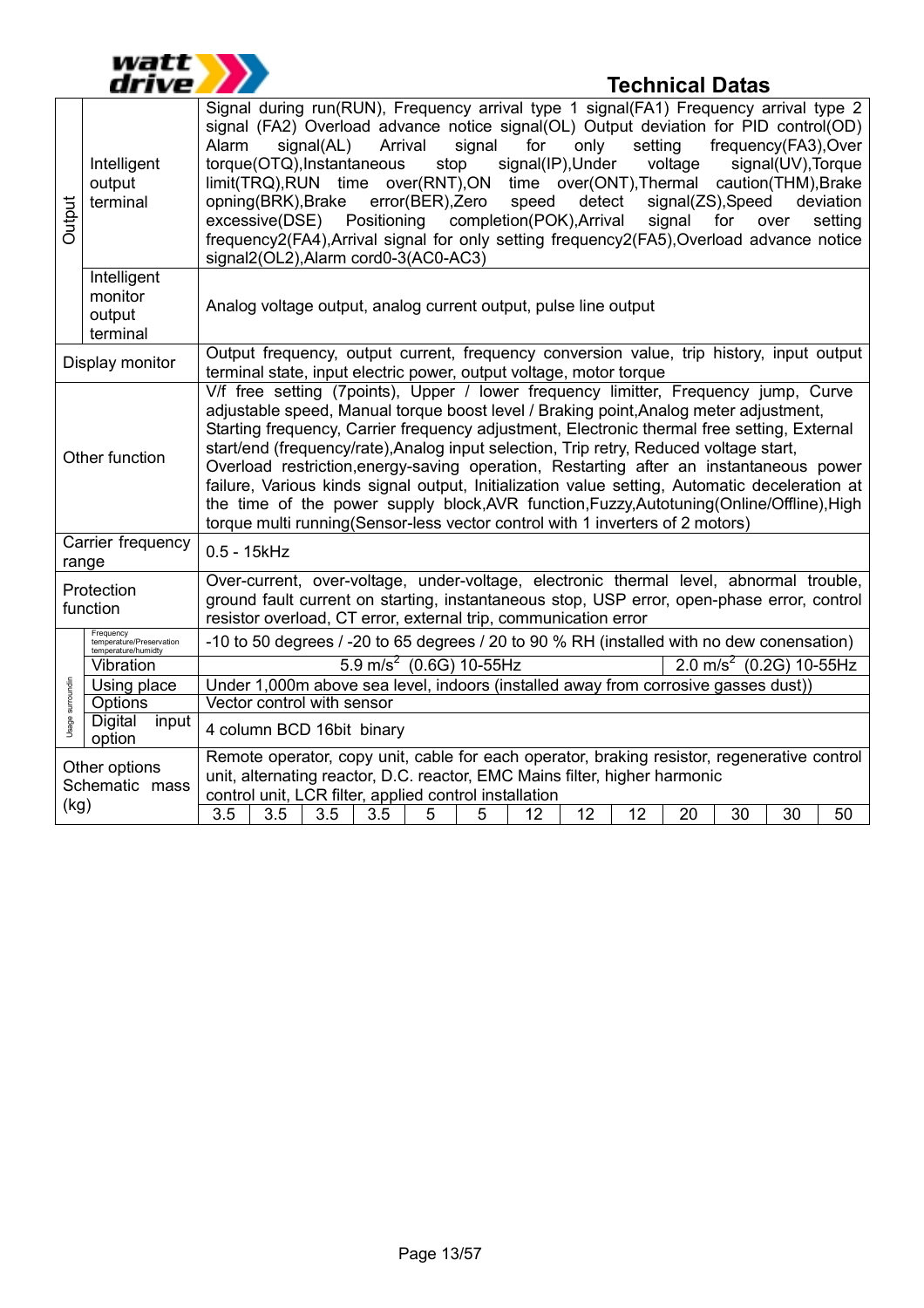## Technical Datas

| | | |
|---|---|---|
| Output | Intelligent output terminal | Signal during run(RUN), Frequency arrival type 1 signal(FA1) Frequency arrival type 2 signal (FA2) Overload advance notice signal(OL) Output deviation for PID control(OD) Alarm signal(AL) Arrival signal for only setting frequency(FA3),Over torque(OTQ),Instantaneous stop signal(IP),Under voltage signal(UV),Torque limit(TRQ),RUN time over(RNT),ON time over(ONT),Thermal caution(THM),Brake opning(BRK),Brake error(BER),Zero speed detect signal(ZS),Speed deviation excessive(DSE) Positioning completion(POK),Arrival signal for over setting frequency2(FA4),Arrival signal for only setting frequency2(FA5),Overload advance notice signal2(OL2),Alarm cord0-3(AC0-AC3) |
| | Intelligent monitor output terminal | Analog voltage output, analog current output, pulse line output |
| Display monitor | | Output frequency, output current, frequency conversion value, trip history, input output terminal state, input electric power, output voltage, motor torque |
| Other function | | V/f free setting (7points), Upper / lower frequency limitter, Frequency jump, Curve adjustable speed, Manual torque boost level / Braking point,Analog meter adjustment, Starting frequency, Carrier frequency adjustment, Electronic thermal free setting, External start/end (frequency/rate),Analog input selection, Trip retry, Reduced voltage start, Overload restriction,energy-saving operation, Restarting after an instantaneous power failure, Various kinds signal output, Initialization value setting, Automatic deceleration at the time of the power supply block,AVR function,Fuzzy,Autotuning(Online/Offline),High torque multi running(Sensor-less vector control with 1 inverters of 2 motors) |
| Carrier frequency range | | 0.5 - 15kHz |
| Protection function | | Over-current, over-voltage, under-voltage, electronic thermal level, abnormal trouble, ground fault current on starting, instantaneous stop, USP error, open-phase error, control resistor overload, CT error, external trip, communication error |
| Usage surroundin | Frequency temperature/Preservation temperature/humidty | -10 to 50 degrees / -20 to 65 degrees / 20 to 90 % RH (installed with no dew conensation) |
| | Vibration | 5.9 m/s$^2$ (0.6G) 10-55Hz / 2.0 m/s$^2$ (0.2G) 10-55Hz |
| | Using place | Under 1,000m above sea level, indoors (installed away from corrosive gasses dust)) |
| | Options | Vector control with sensor |
| | Digital input option | 4 column BCD 16bit binary |
| Other options | | Remote operator, copy unit, cable for each operator, braking resistor, regenerative control unit, alternating reactor, D.C. reactor, EMC Mains filter, higher harmonic control unit, LCR filter, applied control installation |

| Schematic mass (kg) | | | | | | | | | | | | | |
|---|---|---|---|---|---|---|---|---|---|---|---|---|---|
| | 3.5 | 3.5 | 3.5 | 3.5 | 5 | 5 | 12 | 12 | 12 | 20 | 30 | 30 | 50 |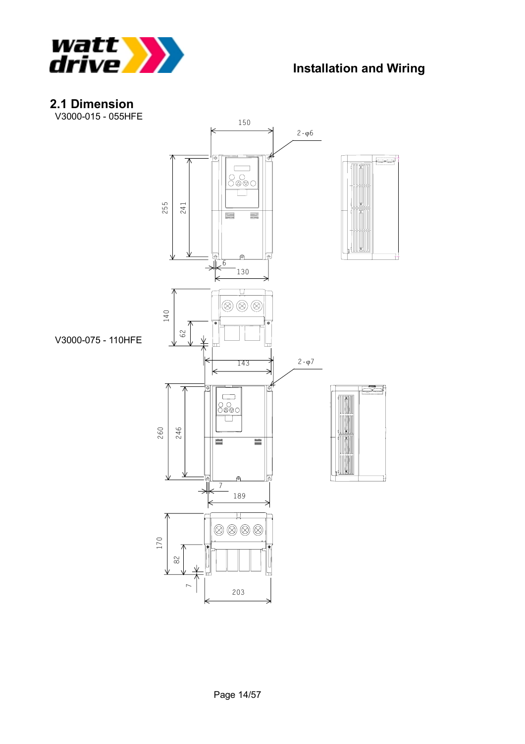## 2.1 Dimension

V3000-015 - 055HFE

V3000-075 - 110HFE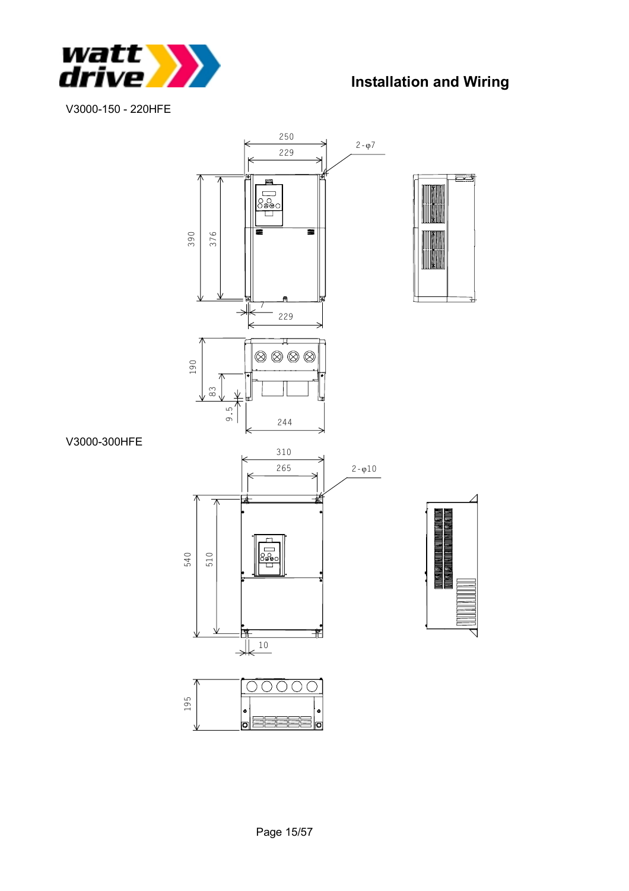# Installation and Wiring

V3000-150 - 220HFE

250
229
2-φ7
390
376
7
229
190
83
9.5
244

V3000-300HFE

310
265
2-φ10
540
510
10
195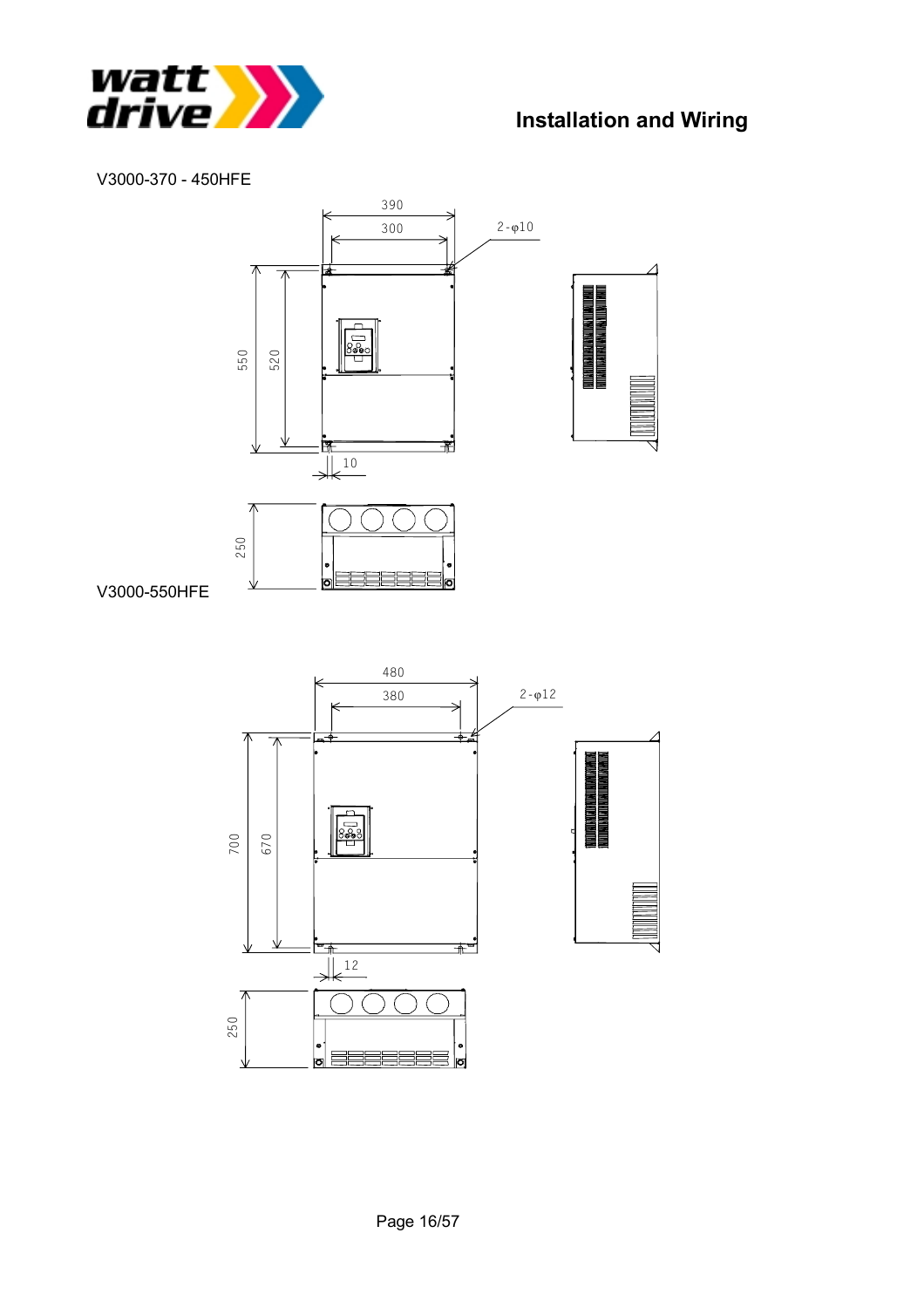## Installation and Wiring

V3000-370 - 450HFE

390

300

2-φ10

550

520

10

250

V3000-550HFE

480

380

2-φ12

700

670

12

250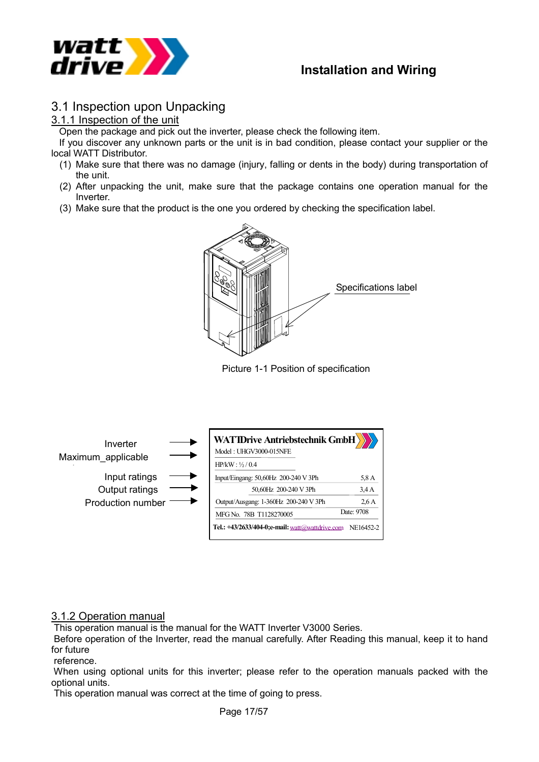# 3.1 Inspection upon Unpacking

## 3.1.1 Inspection of the unit

Open the package and pick out the inverter, please check the following item.

If you discover any unknown parts or the unit is in bad condition, please contact your supplier or the local WATT Distributor.

(1) Make sure that there was no damage (injury, falling or dents in the body) during transportation of the unit.

(2) After unpacking the unit, make sure that the package contains one operation manual for the Inverter.

(3) Make sure that the product is the one you ordered by checking the specification label.

Specifications label

Picture 1-1 Position of specification

| Label field | Specification label content | |
|---|---|---|
| | WATTDrive Antriebstechnik GmbH | |
| Inverter | Model : UHGV3000-015NFE | |
| Maximum_applicable | HP/kW : ½ / 0.4 | |
| Input ratings | Input/Eingang: 50,60Hz 200-240 V 3Ph | 5,8 A |
| | 50,60Hz 200-240 V 3Ph | 3,4 A |
| Output ratings | Output/Ausgang: 1-360Hz 200-240 V 3Ph | 2,6 A |
| Production number | MFG No. 78B T1128270005 | Date: 9708 |
| | Tel.: +43/2633/404-0;e-mail: watt@wattdrive.com | NE16452-2 |

## 3.1.2 Operation manual

This operation manual is the manual for the WATT Inverter V3000 Series.

Before operation of the Inverter, read the manual carefully. After Reading this manual, keep it to hand for future reference.

When using optional units for this inverter; please refer to the operation manuals packed with the optional units.

This operation manual was correct at the time of going to press.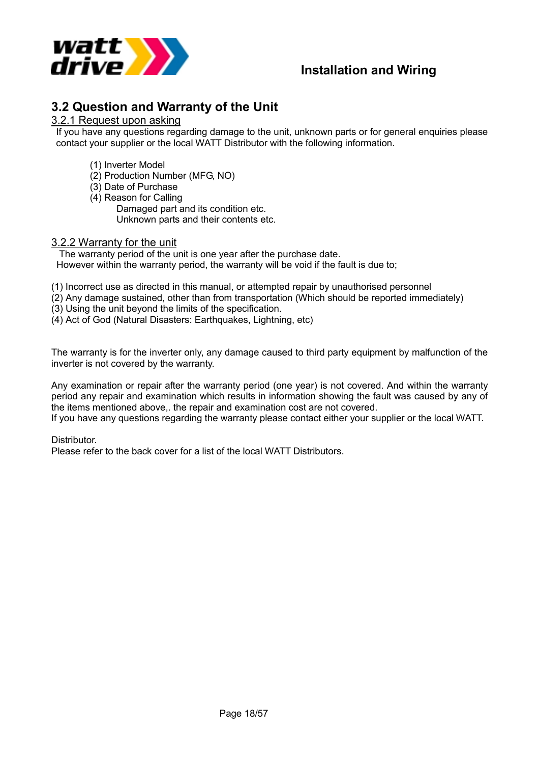## 3.2 Question and Warranty of the Unit

### 3.2.1 Request upon asking

If you have any questions regarding damage to the unit, unknown parts or for general enquiries please contact your supplier or the local WATT Distributor with the following information.

(1) Inverter Model
(2) Production Number (MFG, NO)
(3) Date of Purchase
(4) Reason for Calling
  Damaged part and its condition etc.
  Unknown parts and their contents etc.

### 3.2.2 Warranty for the unit

The warranty period of the unit is one year after the purchase date.
However within the warranty period, the warranty will be void if the fault is due to;

(1) Incorrect use as directed in this manual, or attempted repair by unauthorised personnel
(2) Any damage sustained, other than from transportation (Which should be reported immediately)
(3) Using the unit beyond the limits of the specification.
(4) Act of God (Natural Disasters: Earthquakes, Lightning, etc)

The warranty is for the inverter only, any damage caused to third party equipment by malfunction of the inverter is not covered by the warranty.

Any examination or repair after the warranty period (one year) is not covered. And within the warranty period any repair and examination which results in information showing the fault was caused by any of the items mentioned above,. the repair and examination cost are not covered.
If you have any questions regarding the warranty please contact either your supplier or the local WATT.

Distributor.
Please refer to the back cover for a list of the local WATT Distributors.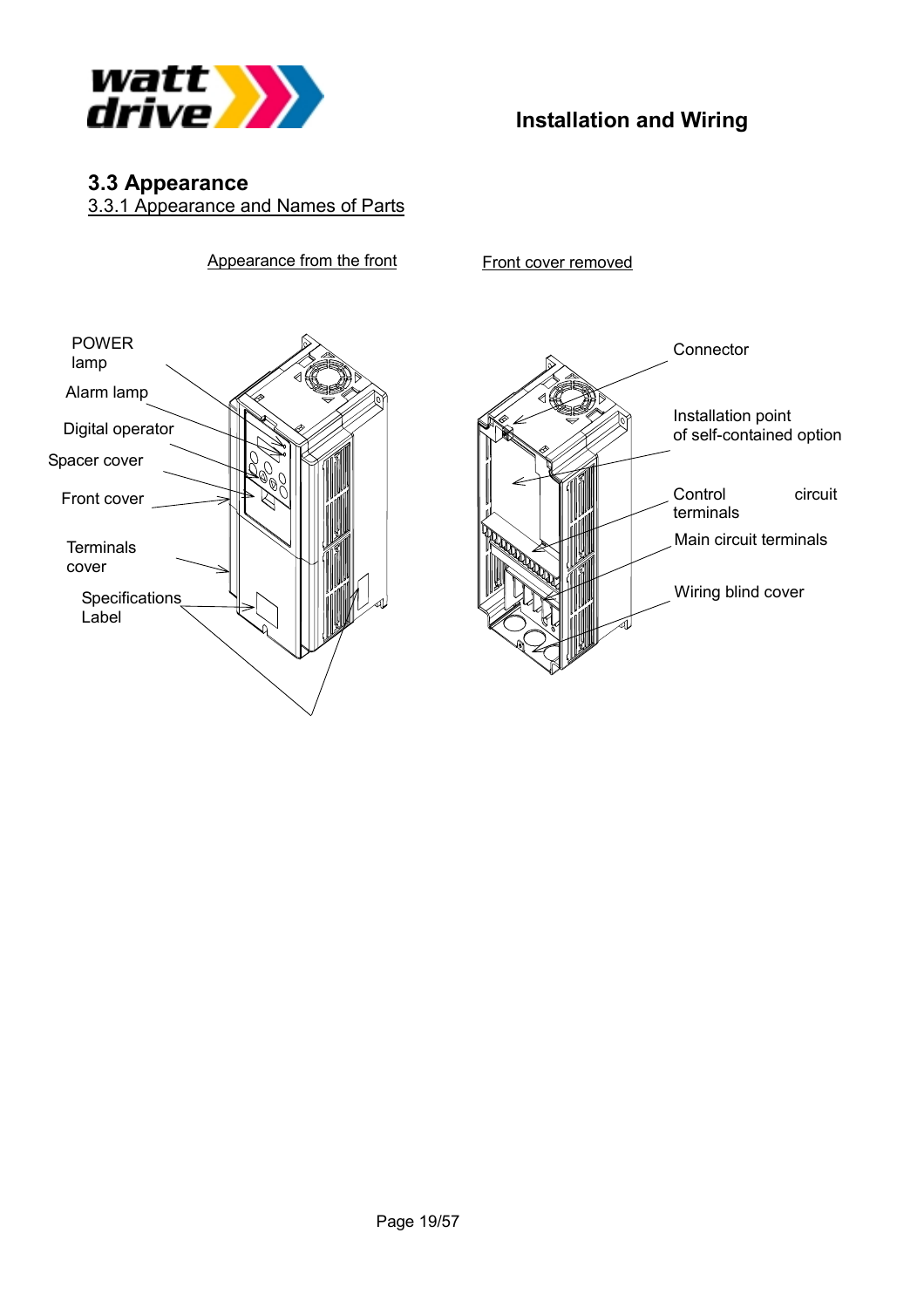## 3.3 Appearance

### 3.3.1 Appearance and Names of Parts

Appearance from the front

- POWER lamp
- Alarm lamp
- Digital operator
- Spacer cover
- Front cover
- Terminals cover
- Specifications Label

Front cover removed

- Connector
- Installation point of self-contained option
- Control circuit terminals
- Main circuit terminals
- Wiring blind cover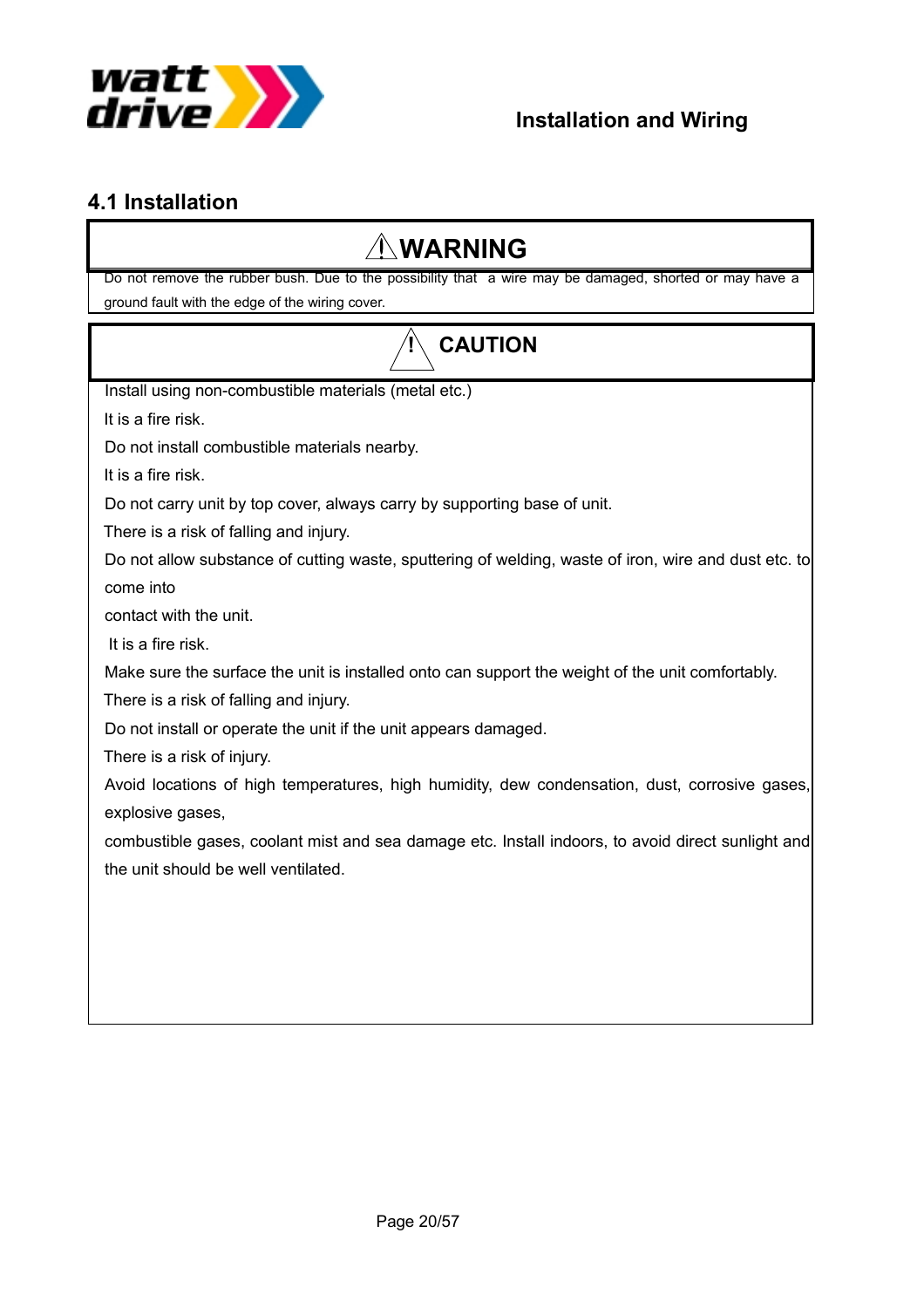## 4.1 Installation

**⚠WARNING**

Do not remove the rubber bush. Due to the possibility that a wire may be damaged, shorted or may have a ground fault with the edge of the wiring cover.

**⚠ CAUTION**

Install using non-combustible materials (metal etc.)

It is a fire risk.

Do not install combustible materials nearby.

It is a fire risk.

Do not carry unit by top cover, always carry by supporting base of unit.

There is a risk of falling and injury.

Do not allow substance of cutting waste, sputtering of welding, waste of iron, wire and dust etc. to come into contact with the unit.

It is a fire risk.

Make sure the surface the unit is installed onto can support the weight of the unit comfortably.

There is a risk of falling and injury.

Do not install or operate the unit if the unit appears damaged.

There is a risk of injury.

Avoid locations of high temperatures, high humidity, dew condensation, dust, corrosive gases, explosive gases, combustible gases, coolant mist and sea damage etc. Install indoors, to avoid direct sunlight and the unit should be well ventilated.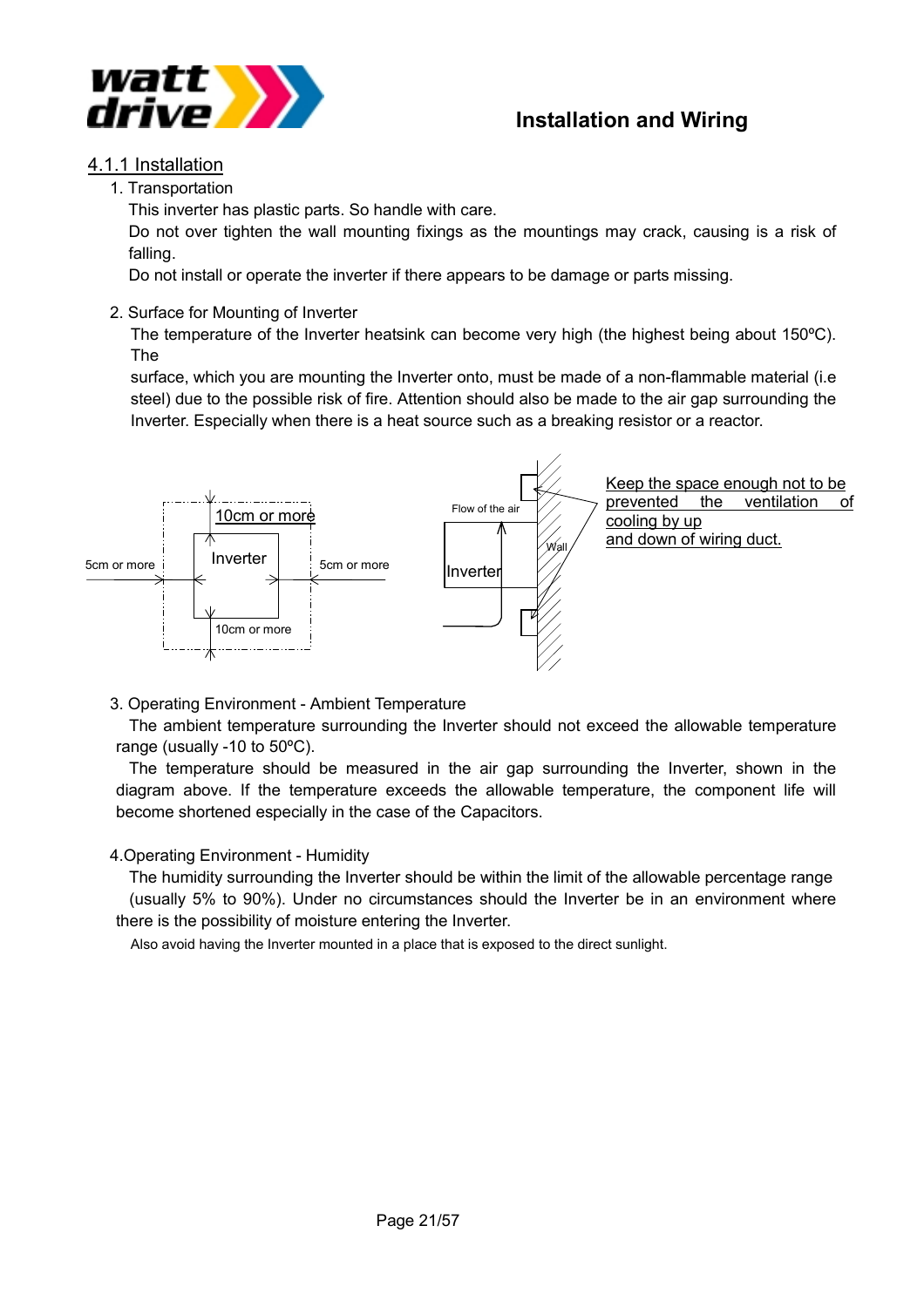## Installation and Wiring

### 4.1.1 Installation

1. Transportation

   This inverter has plastic parts. So handle with care.

   Do not over tighten the wall mounting fixings as the mountings may crack, causing is a risk of falling.

   Do not install or operate the inverter if there appears to be damage or parts missing.

2. Surface for Mounting of Inverter

   The temperature of the Inverter heatsink can become very high (the highest being about 150ºC). The

   surface, which you are mounting the Inverter onto, must be made of a non-flammable material (i.e steel) due to the possible risk of fire. Attention should also be made to the air gap surrounding the Inverter. Especially when there is a heat source such as a breaking resistor or a reactor.

10cm or more

5cm or more — Inverter — 5cm or more

10cm or more

Flow of the air

Inverter

Wall

Keep the space enough not to be prevented the ventilation of cooling by up and down of wiring duct.

3. Operating Environment - Ambient Temperature

   The ambient temperature surrounding the Inverter should not exceed the allowable temperature range (usually -10 to 50ºC).

   The temperature should be measured in the air gap surrounding the Inverter, shown in the diagram above. If the temperature exceeds the allowable temperature, the component life will become shortened especially in the case of the Capacitors.

4. Operating Environment - Humidity

   The humidity surrounding the Inverter should be within the limit of the allowable percentage range (usually 5% to 90%). Under no circumstances should the Inverter be in an environment where there is the possibility of moisture entering the Inverter.

   Also avoid having the Inverter mounted in a place that is exposed to the direct sunlight.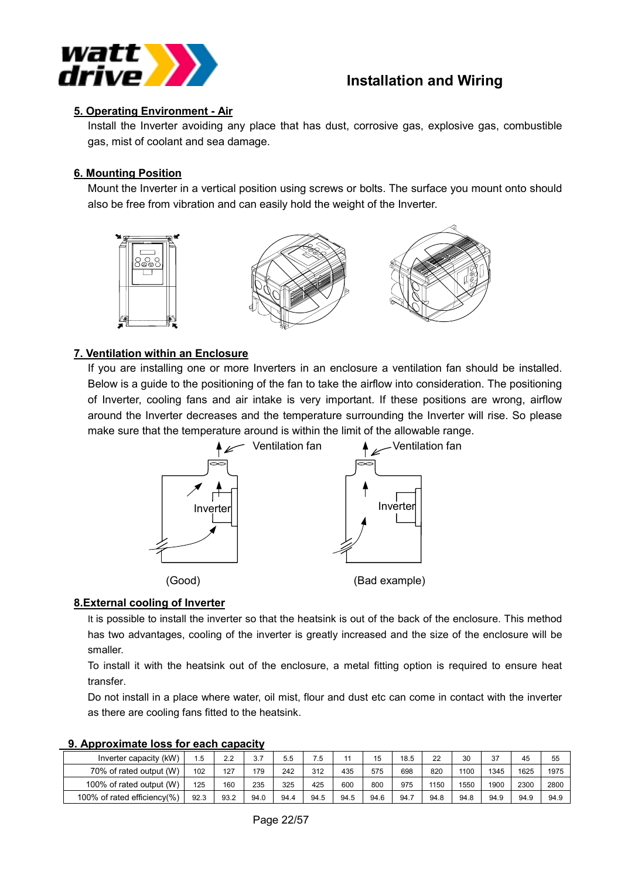## 5. Operating Environment - Air

Install the Inverter avoiding any place that has dust, corrosive gas, explosive gas, combustible gas, mist of coolant and sea damage.

## 6. Mounting Position

Mount the Inverter in a vertical position using screws or bolts. The surface you mount onto should also be free from vibration and can easily hold the weight of the Inverter.

## 7. Ventilation within an Enclosure

If you are installing one or more Inverters in an enclosure a ventilation fan should be installed. Below is a guide to the positioning of the fan to take the airflow into consideration. The positioning of Inverter, cooling fans and air intake is very important. If these positions are wrong, airflow around the Inverter decreases and the temperature surrounding the Inverter will rise. So please make sure that the temperature around is within the limit of the allowable range.

Ventilation fan Ventilation fan

Inverter Inverter

(Good) (Bad example)

## 8.External cooling of Inverter

It is possible to install the inverter so that the heatsink is out of the back of the enclosure. This method has two advantages, cooling of the inverter is greatly increased and the size of the enclosure will be smaller.

To install it with the heatsink out of the enclosure, a metal fitting option is required to ensure heat transfer.

Do not install in a place where water, oil mist, flour and dust etc can come in contact with the inverter as there are cooling fans fitted to the heatsink.

## 9. Approximate loss for each capacity

| Inverter capacity (kW) | 1.5 | 2.2 | 3.7 | 5.5 | 7.5 | 11 | 15 | 18.5 | 22 | 30 | 37 | 45 | 55 |
|---|---|---|---|---|---|---|---|---|---|---|---|---|---|
| 70% of rated output (W) | 102 | 127 | 179 | 242 | 312 | 435 | 575 | 698 | 820 | 1100 | 1345 | 1625 | 1975 |
| 100% of rated output (W) | 125 | 160 | 235 | 325 | 425 | 600 | 800 | 975 | 1150 | 1550 | 1900 | 2300 | 2800 |
| 100% of rated efficiency(%) | 92.3 | 93.2 | 94.0 | 94.4 | 94.5 | 94.5 | 94.6 | 94.7 | 94.8 | 94.8 | 94.9 | 94.9 | 94.9 |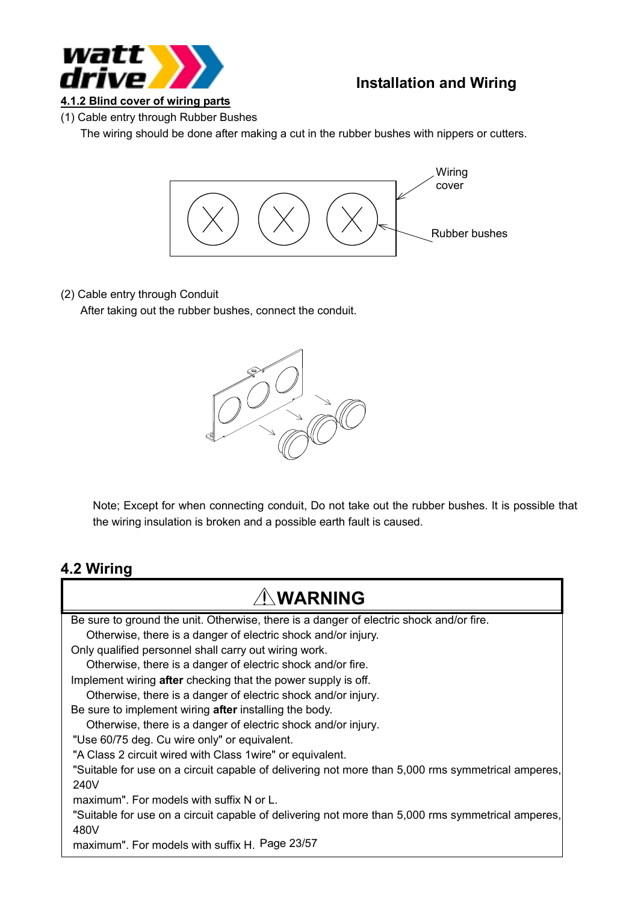#### 4.1.2 Blind cover of wiring parts

(1) Cable entry through Rubber Bushes

The wiring should be done after making a cut in the rubber bushes with nippers or cutters.

Wiring cover

Rubber bushes

(2) Cable entry through Conduit

After taking out the rubber bushes, connect the conduit.

Note; Except for when connecting conduit, Do not take out the rubber bushes. It is possible that the wiring insulation is broken and a possible earth fault is caused.

## 4.2 Wiring

**⚠WARNING**

Be sure to ground the unit. Otherwise, there is a danger of electric shock and/or fire.
  Otherwise, there is a danger of electric shock and/or injury.

Only qualified personnel shall carry out wiring work.
  Otherwise, there is a danger of electric shock and/or fire.

Implement wiring **after** checking that the power supply is off.
  Otherwise, there is a danger of electric shock and/or injury.

Be sure to implement wiring **after** installing the body.
  Otherwise, there is a danger of electric shock and/or injury.

"Use 60/75 deg. Cu wire only" or equivalent.

"A Class 2 circuit wired with Class 1wire" or equivalent.

"Suitable for use on a circuit capable of delivering not more than 5,000 rms symmetrical amperes, 240V maximum". For models with suffix N or L.

"Suitable for use on a circuit capable of delivering not more than 5,000 rms symmetrical amperes, 480V maximum". For models with suffix H.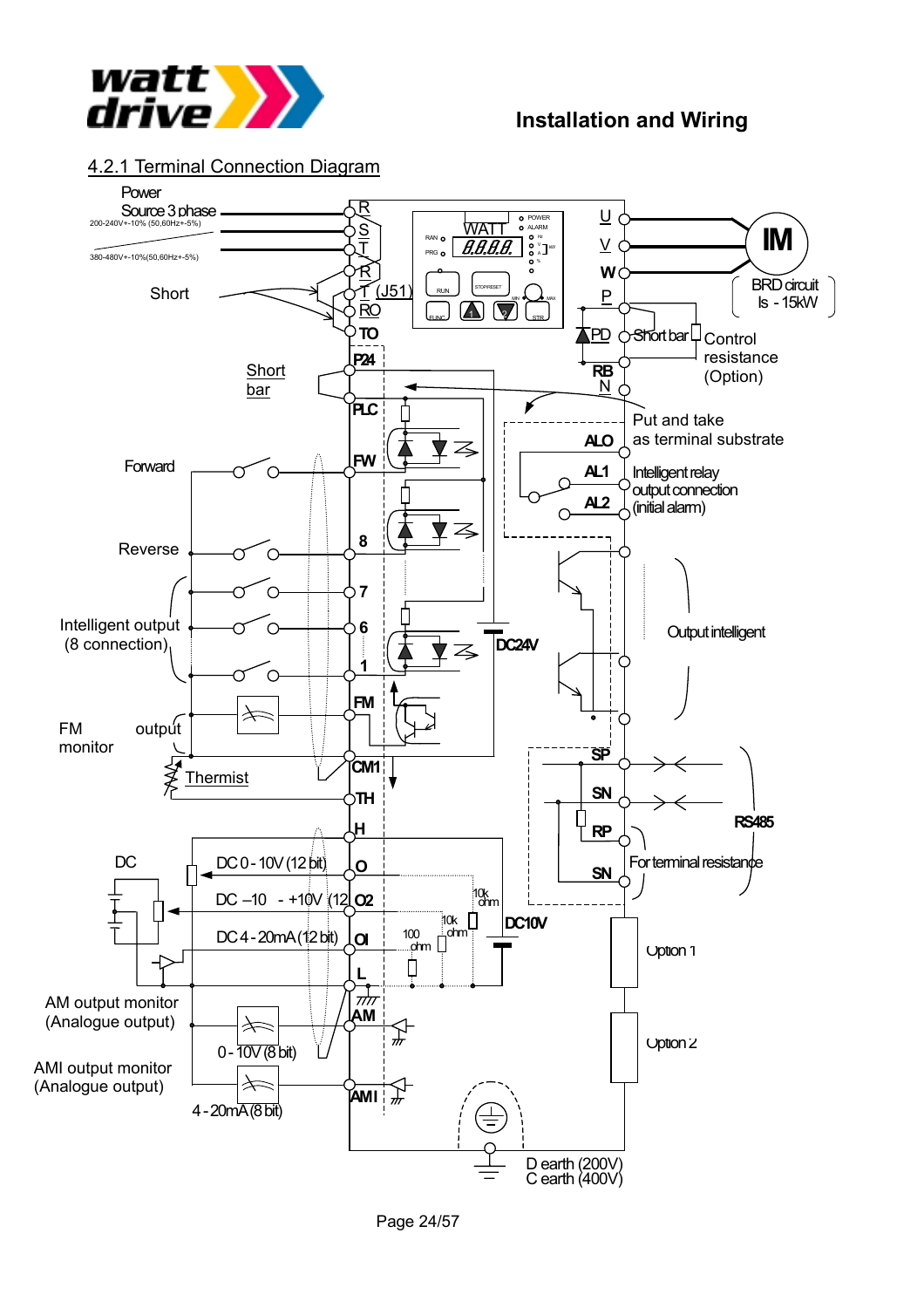## 4.2.1 Terminal Connection Diagram

Power Source 3 phase
200-240V+-10% (50,60Hz+-5%)
380-480V+-10%(50,60Hz+-5%)

Short

R
S
T
R
T (J51)
RO
TO

WATT
POWER
ALARM
RAN
PRG
RUN
STOP/RESET
FUNC
STR

U
V
W
IM
P
PD
RB
N

BRD circuit
Is - 15kW
Short bar
Control resistance (Option)

Short bar
P24
PLC
FW
Forward
8
Reverse
7
6
1
Intelligent output (8 connection)
DC24V

Put and take as terminal substrate
ALO
AL1
AL2
Intelligent relay output connection (initial alarm)

Output intelligent

FM
FM monitor output
CM1
Thermist
TH
H

SP
SN
RP
SN
RS485
For terminal resistance

DC
DC 0 - 10V (12 bit)
O
DC –10 - +10V (12 O2
DC 4 - 20mA (12 bit)
OI
10k ohm
10k ohm
100 ohm
DC10V
L

Option 1
Option 2

AM output monitor (Analogue output)
AM
0 - 10V (8 bit)
AMI output monitor (Analogue output)
AMI
4 - 20mA (8 bit)

D earth (200V)
C earth (400V)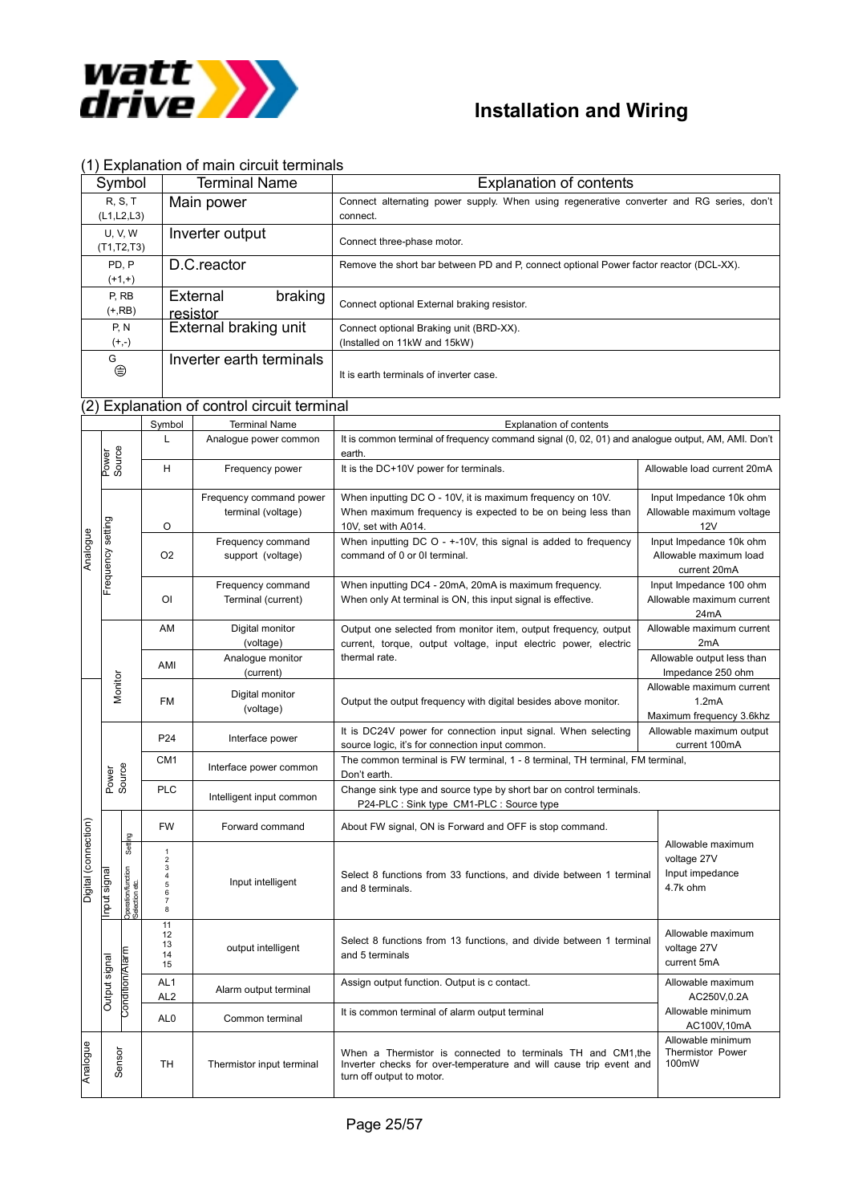# Installation and Wiring

(1) Explanation of main circuit terminals

| Symbol | Terminal Name | Explanation of contents |
|---|---|---|
| R, S, T (L1,L2,L3) | Main power | Connect alternating power supply. When using regenerative converter and RG series, don't connect. |
| U, V, W (T1,T2,T3) | Inverter output | Connect three-phase motor. |
| PD, P (+1,+) | D.C.reactor | Remove the short bar between PD and P, connect optional Power factor reactor (DCL-XX). |
| P, RB (+,RB) | External braking resistor | Connect optional External braking resistor. |
| P, N (+,-) | External braking unit | Connect optional Braking unit (BRD-XX). (Installed on 11kW and 15kW) |
| G ⊜ | Inverter earth terminals | It is earth terminals of inverter case. |

(2) Explanation of control circuit terminal

| | | | Symbol | Terminal Name | Explanation of contents | |
|---|---|---|---|---|---|---|
| Analogue | Power Source | | L | Analogue power common | It is common terminal of frequency command signal (0, 02, 01) and analogue output, AM, AMI. Don't earth. | |
| Analogue | Power Source | | H | Frequency power | It is the DC+10V power for terminals. | Allowable load current 20mA |
| Analogue | Frequency setting | | O | Frequency command power terminal (voltage) | When inputting DC O - 10V, it is maximum frequency on 10V. When maximum frequency is expected to be on being less than 10V, set with A014. | Input Impedance 10k ohm Allowable maximum voltage 12V |
| Analogue | Frequency setting | | O2 | Frequency command support (voltage) | When inputting DC O - +-10V, this signal is added to frequency command of 0 or 0I terminal. | Input Impedance 10k ohm Allowable maximum load current 20mA |
| Analogue | Frequency setting | | OI | Frequency command Terminal (current) | When inputting DC4 - 20mA, 20mA is maximum frequency. When only AT terminal is ON, this input signal is effective. | Input Impedance 100 ohm Allowable maximum current 24mA |
| Analogue | Monitor | | AM | Digital monitor (voltage) | Output one selected from monitor item, output frequency, output current, torque, output voltage, input electric power, electric thermal rate. | Allowable maximum current 2mA |
| Analogue | Monitor | | AMI | Analogue monitor (current) | | Allowable output less than Impedance 250 ohm |
| Digital (connection) | Monitor | | FM | Digital monitor (voltage) | Output the output frequency with digital besides above monitor. | Allowable maximum current 1.2mA Maximum frequency 3.6khz |
| Digital (connection) | Power Source | | P24 | Interface power | It is DC24V power for connection input signal. When selecting source logic, it's for connection input common. | Allowable maximum output current 100mA |
| Digital (connection) | Power Source | | CM1 | Interface power common | The common terminal is FW terminal, 1 - 8 terminal, TH terminal, FM terminal, Don't earth. | |
| Digital (connection) | Power Source | | PLC | Intelligent input common | Change sink type and source type by short bar on control terminals. P24-PLC : Sink type CM1-PLC : Source type | |
| Digital (connection) | Input signal | Setting | FW | Forward command | About FW signal, ON is Forward and OFF is stop command. | Allowable maximum voltage 27V Input impedance 4.7k ohm |
| Digital (connection) | Input signal | Operation/function Selection etc. | 1 2 3 4 5 6 7 8 | Input intelligent | Select 8 functions from 33 functions, and divide between 1 terminal and 8 terminals. | |
| Digital (connection) | Output signal | Condition/Alarm | 11 12 13 14 15 | output intelligent | Select 8 functions from 13 functions, and divide between 1 terminal and 5 terminals | Allowable maximum voltage 27V current 5mA |
| Digital (connection) | Output signal | Condition/Alarm | AL1 AL2 | Alarm output terminal | Assign output function. Output is c contact. | Allowable maximum AC250V,0.2A |
| Digital (connection) | Output signal | Condition/Alarm | AL0 | Common terminal | It is common terminal of alarm output terminal | Allowable minimum AC100V,10mA |
| Analogue | Sensor | | TH | Thermistor input terminal | When a Thermistor is connected to terminals TH and CM1,the Inverter checks for over-temperature and will cause trip event and turn off output to motor. | Allowable minimum Thermistor Power 100mW |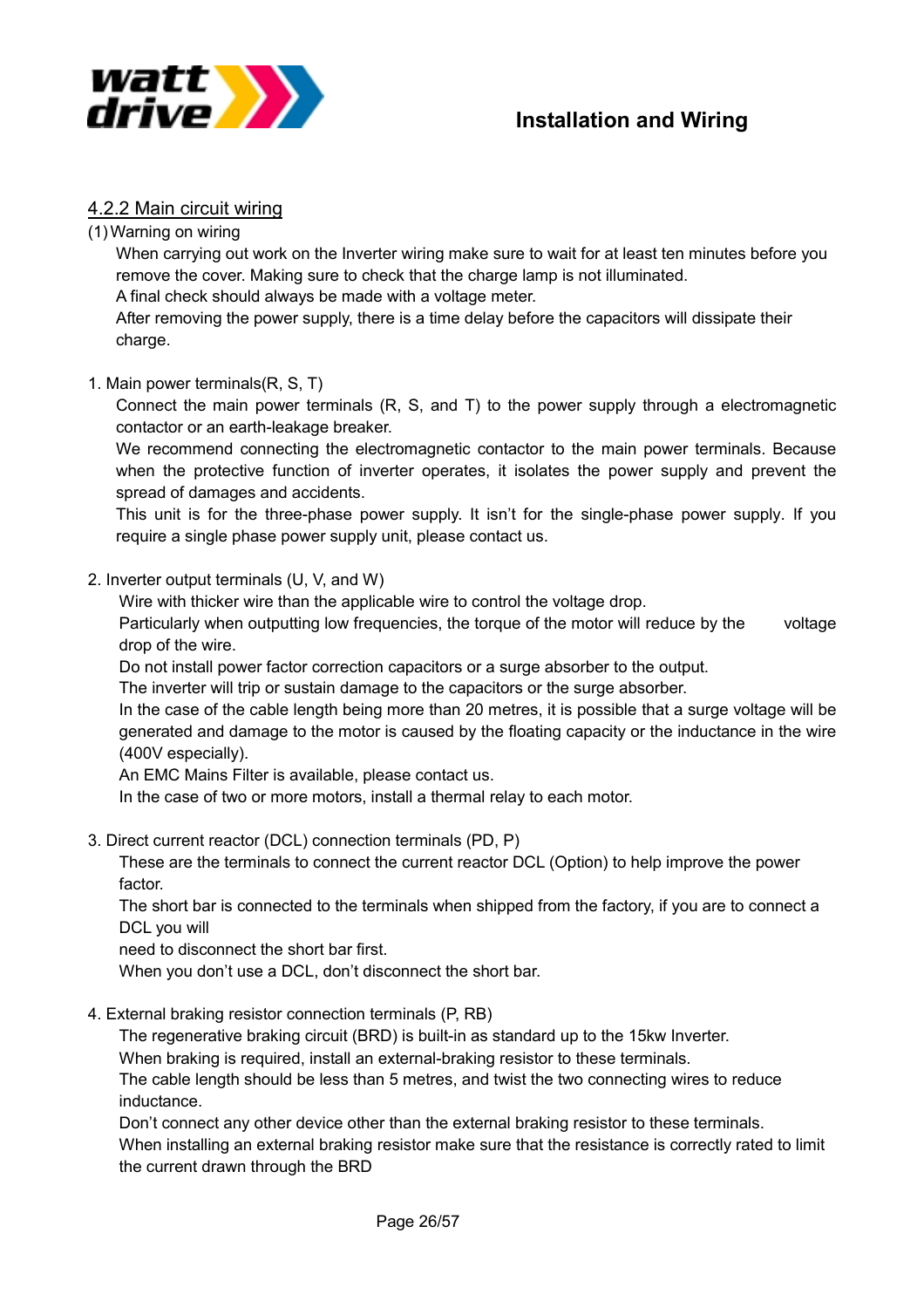## 4.2.2 Main circuit wiring

(1) Warning on wiring

When carrying out work on the Inverter wiring make sure to wait for at least ten minutes before you remove the cover. Making sure to check that the charge lamp is not illuminated.

A final check should always be made with a voltage meter.

After removing the power supply, there is a time delay before the capacitors will dissipate their charge.

1. Main power terminals(R, S, T)

   Connect the main power terminals (R, S, and T) to the power supply through a electromagnetic contactor or an earth-leakage breaker.

   We recommend connecting the electromagnetic contactor to the main power terminals. Because when the protective function of inverter operates, it isolates the power supply and prevent the spread of damages and accidents.

   This unit is for the three-phase power supply. It isn't for the single-phase power supply. If you require a single phase power supply unit, please contact us.

2. Inverter output terminals (U, V, and W)

   Wire with thicker wire than the applicable wire to control the voltage drop.

   Particularly when outputting low frequencies, the torque of the motor will reduce by the voltage drop of the wire.

   Do not install power factor correction capacitors or a surge absorber to the output.

   The inverter will trip or sustain damage to the capacitors or the surge absorber.

   In the case of the cable length being more than 20 metres, it is possible that a surge voltage will be generated and damage to the motor is caused by the floating capacity or the inductance in the wire (400V especially).

   An EMC Mains Filter is available, please contact us.

   In the case of two or more motors, install a thermal relay to each motor.

3. Direct current reactor (DCL) connection terminals (PD, P)

   These are the terminals to connect the current reactor DCL (Option) to help improve the power factor.

   The short bar is connected to the terminals when shipped from the factory, if you are to connect a DCL you will
   need to disconnect the short bar first.

   When you don't use a DCL, don't disconnect the short bar.

4. External braking resistor connection terminals (P, RB)

   The regenerative braking circuit (BRD) is built-in as standard up to the 15kw Inverter.

   When braking is required, install an external-braking resistor to these terminals.

   The cable length should be less than 5 metres, and twist the two connecting wires to reduce inductance.

   Don't connect any other device other than the external braking resistor to these terminals.

   When installing an external braking resistor make sure that the resistance is correctly rated to limit the current drawn through the BRD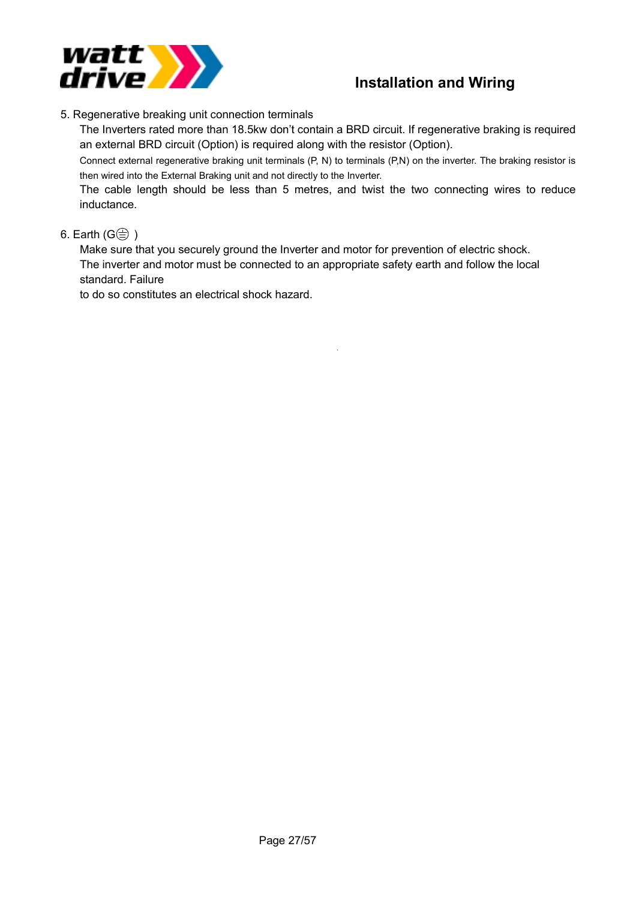5. Regenerative breaking unit connection terminals

   The Inverters rated more than 18.5kw don't contain a BRD circuit. If regenerative braking is required an external BRD circuit (Option) is required along with the resistor (Option).

   Connect external regenerative braking unit terminals (P, N) to terminals (P,N) on the inverter. The braking resistor is then wired into the External Braking unit and not directly to the Inverter.

   The cable length should be less than 5 metres, and twist the two connecting wires to reduce inductance.

6. Earth (G⊜ )

   Make sure that you securely ground the Inverter and motor for prevention of electric shock.
   The inverter and motor must be connected to an appropriate safety earth and follow the local standard. Failure
   to do so constitutes an electrical shock hazard.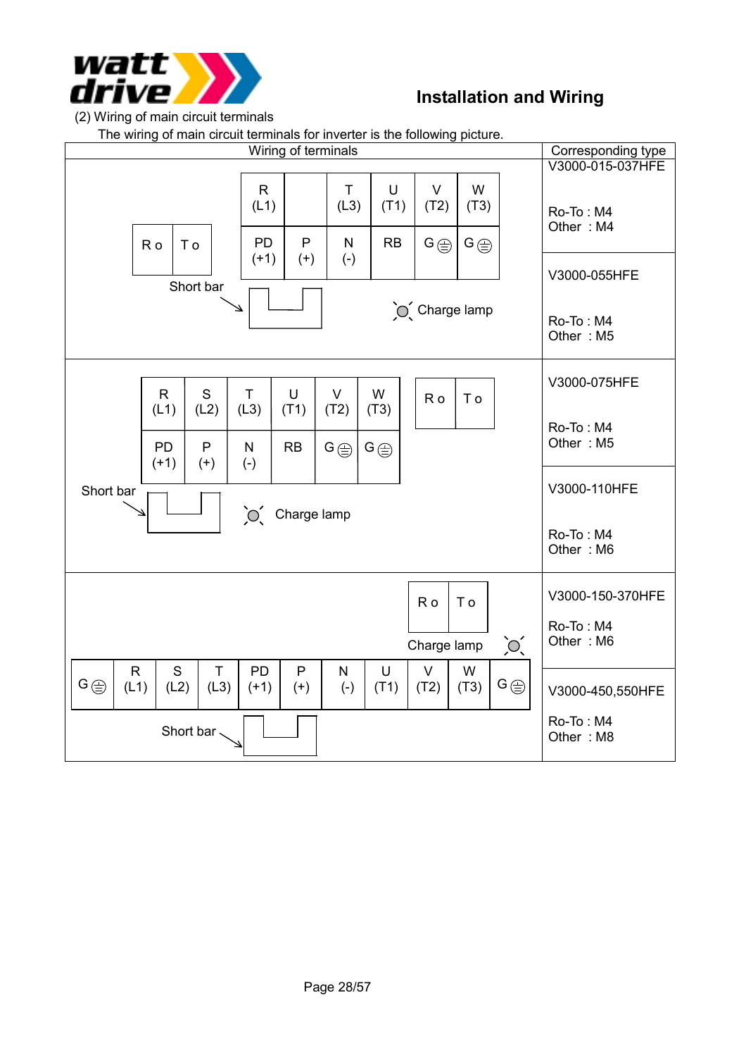## Installation and Wiring

(2) Wiring of main circuit terminals

The wiring of main circuit terminals for inverter is the following picture.

| Wiring of terminals | Corresponding type |
|---|---|
| Terminal block (top row): R (L1), [blank], T (L3), U (T1), V (T2), W (T3); (bottom row): PD (+1), P (+), N (-), RB, G ⊜, G ⊜; separate block: Ro, To; Short bar; Charge lamp | V3000-015-037HFE<br><br>Ro-To : M4<br>Other : M4 |
| | V3000-055HFE<br><br>Ro-To : M4<br>Other : M5 |
| Terminal block (top row): R (L1), S (L2), T (L3), U (T1), V (T2), W (T3); (bottom row): PD (+1), P (+), N (-), RB, G ⊜, G ⊜; separate block: Ro, To; Short bar; Charge lamp | V3000-075HFE<br><br>Ro-To : M4<br>Other : M5 |
| | V3000-110HFE<br><br>Ro-To : M4<br>Other : M6 |
| Separate block: Ro, To; Charge lamp; Terminal block (single row): G ⊜, R (L1), S (L2), T (L3), PD (+1), P (+), N (-), U (T1), V (T2), W (T3), G ⊜; Short bar | V3000-150-370HFE<br><br>Ro-To : M4<br>Other : M6 |
| | V3000-450,550HFE<br><br>Ro-To : M4<br>Other : M8 |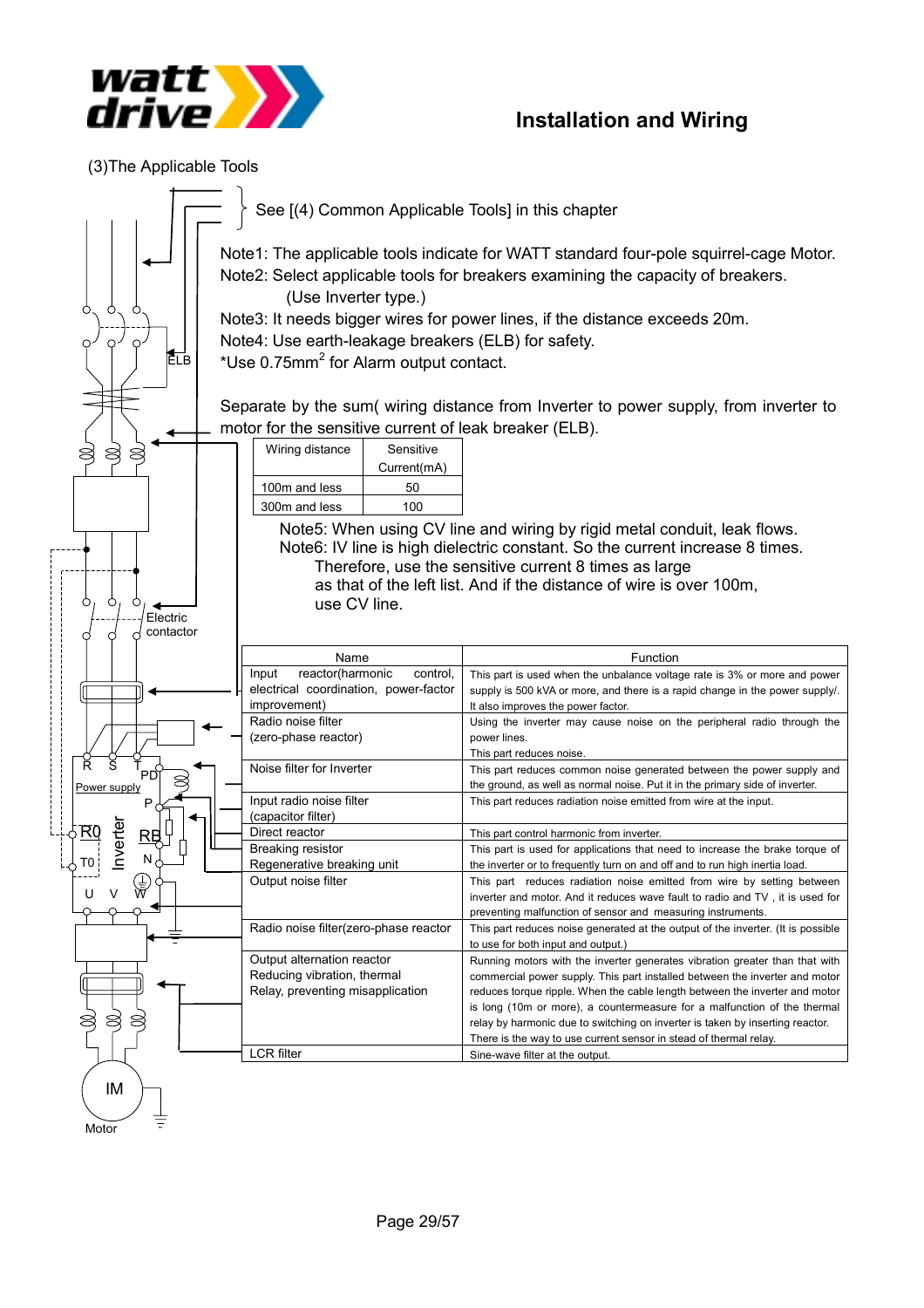### (3)The Applicable Tools

See [(4) Common Applicable Tools] in this chapter

Note1: The applicable tools indicate for WATT standard four-pole squirrel-cage Motor.
Note2: Select applicable tools for breakers examining the capacity of breakers.
(Use Inverter type.)
Note3: It needs bigger wires for power lines, if the distance exceeds 20m.
Note4: Use earth-leakage breakers (ELB) for safety.
*Use 0.75mm$^2$ for Alarm output contact.

Separate by the sum( wiring distance from Inverter to power supply, from inverter to motor for the sensitive current of leak breaker (ELB).

| Wiring distance | Sensitive Current(mA) |
|---|---|
| 100m and less | 50 |
| 300m and less | 100 |

Note5: When using CV line and wiring by rigid metal conduit, leak flows.
Note6: IV line is high dielectric constant. So the current increase 8 times. Therefore, use the sensitive current 8 times as large as that of the left list. And if the distance of wire is over 100m, use CV line.

ELB

Electric contactor

Power supply

R S T PD P RO RB N TO Inverter U V W

IM

Motor

| Name | Function |
|---|---|
| Input reactor(harmonic control, electrical coordination, power-factor improvement) | This part is used when the unbalance voltage rate is 3% or more and power supply is 500 kVA or more, and there is a rapid change in the power supply/. It also improves the power factor. |
| Radio noise filter (zero-phase reactor) | Using the inverter may cause noise on the peripheral radio through the power lines. This part reduces noise. |
| Noise filter for Inverter | This part reduces common noise generated between the power supply and the ground, as well as normal noise. Put it in the primary side of inverter. |
| Input radio noise filter (capacitor filter) | This part reduces radiation noise emitted from wire at the input. |
| Direct reactor | This part control harmonic from inverter. |
| Breaking resistor<br>Regenerative breaking unit | This part is used for applications that need to increase the brake torque of the inverter or to frequently turn on and off and to run high inertia load. |
| Output noise filter | This part reduces radiation noise emitted from wire by setting between inverter and motor. And it reduces wave fault to radio and TV , it is used for preventing malfunction of sensor and measuring instruments. |
| Radio noise filter(zero-phase reactor) | This part reduces noise generated at the output of the inverter. (It is possible to use for both input and output.) |
| Output alternation reactor<br>Reducing vibration, thermal Relay, preventing misapplication | Running motors with the inverter generates vibration greater than that with commercial power supply. This part installed between the inverter and motor reduces torque ripple. When the cable length between the inverter and motor is long (10m or more), a countermeasure for a malfunction of the thermal relay by harmonic due to switching on inverter is taken by inserting reactor. There is the way to use current sensor in stead of thermal relay. |
| LCR filter | Sine-wave filter at the output. |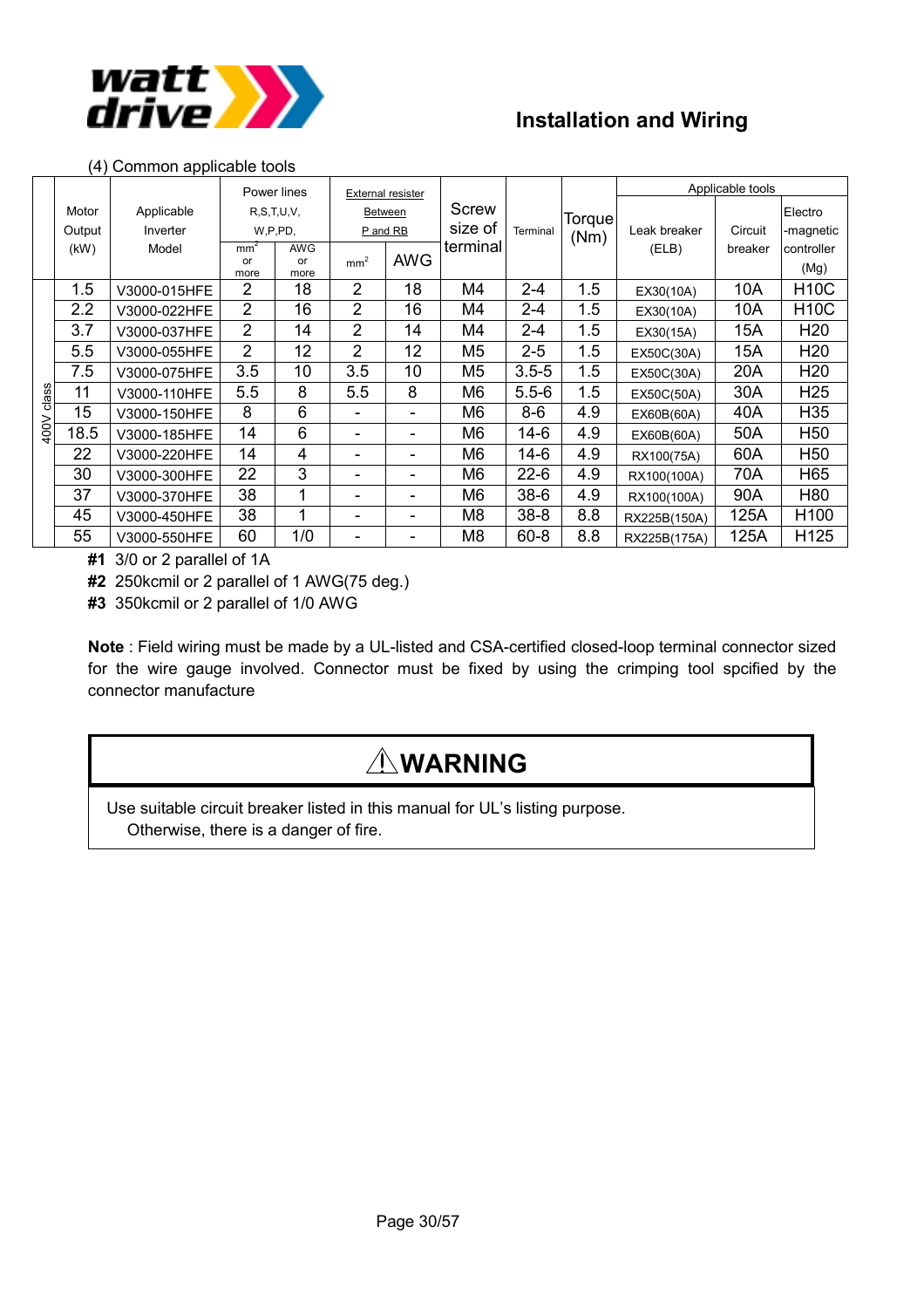## Installation and Wiring

(4) Common applicable tools

| | Motor Output (kW) | Applicable Inverter Model | Power lines R,S,T,U,V, W,P,PD, | | External resister Between P and RB | | Screw size of terminal | Terminal | Torque (Nm) | Applicable tools | | |
|---|---|---|---|---|---|---|---|---|---|---|---|---|
| | | | mm² or more | AWG or more | mm² | AWG | | | | Leak breaker (ELB) | Circuit breaker | Electro -magnetic controller (Mg) |
| 400V class | 1.5 | V3000-015HFE | 2 | 18 | 2 | 18 | M4 | 2-4 | 1.5 | EX30(10A) | 10A | H10C |
| | 2.2 | V3000-022HFE | 2 | 16 | 2 | 16 | M4 | 2-4 | 1.5 | EX30(10A) | 10A | H10C |
| | 3.7 | V3000-037HFE | 2 | 14 | 2 | 14 | M4 | 2-4 | 1.5 | EX30(15A) | 15A | H20 |
| | 5.5 | V3000-055HFE | 2 | 12 | 2 | 12 | M5 | 2-5 | 1.5 | EX50C(30A) | 15A | H20 |
| | 7.5 | V3000-075HFE | 3.5 | 10 | 3.5 | 10 | M5 | 3.5-5 | 1.5 | EX50C(30A) | 20A | H20 |
| | 11 | V3000-110HFE | 5.5 | 8 | 5.5 | 8 | M6 | 5.5-6 | 1.5 | EX50C(50A) | 30A | H25 |
| | 15 | V3000-150HFE | 8 | 6 | - | - | M6 | 8-6 | 4.9 | EX60B(60A) | 40A | H35 |
| | 18.5 | V3000-185HFE | 14 | 6 | - | - | M6 | 14-6 | 4.9 | EX60B(60A) | 50A | H50 |
| | 22 | V3000-220HFE | 14 | 4 | - | - | M6 | 14-6 | 4.9 | RX100(75A) | 60A | H50 |
| | 30 | V3000-300HFE | 22 | 3 | - | - | M6 | 22-6 | 4.9 | RX100(100A) | 70A | H65 |
| | 37 | V3000-370HFE | 38 | 1 | - | - | M6 | 38-6 | 4.9 | RX100(100A) | 90A | H80 |
| | 45 | V3000-450HFE | 38 | 1 | - | - | M8 | 38-8 | 8.8 | RX225B(150A) | 125A | H100 |
| | 55 | V3000-550HFE | 60 | 1/0 | - | - | M8 | 60-8 | 8.8 | RX225B(175A) | 125A | H125 |

**#1** 3/0 or 2 parallel of 1A
**#2** 250kcmil or 2 parallel of 1 AWG(75 deg.)
**#3** 350kcmil or 2 parallel of 1/0 AWG

**Note** : Field wiring must be made by a UL-listed and CSA-certified closed-loop terminal connector sized for the wire gauge involved. Connector must be fixed by using the crimping tool spcified by the connector manufacture

**⚠WARNING**

Use suitable circuit breaker listed in this manual for UL's listing purpose.
Otherwise, there is a danger of fire.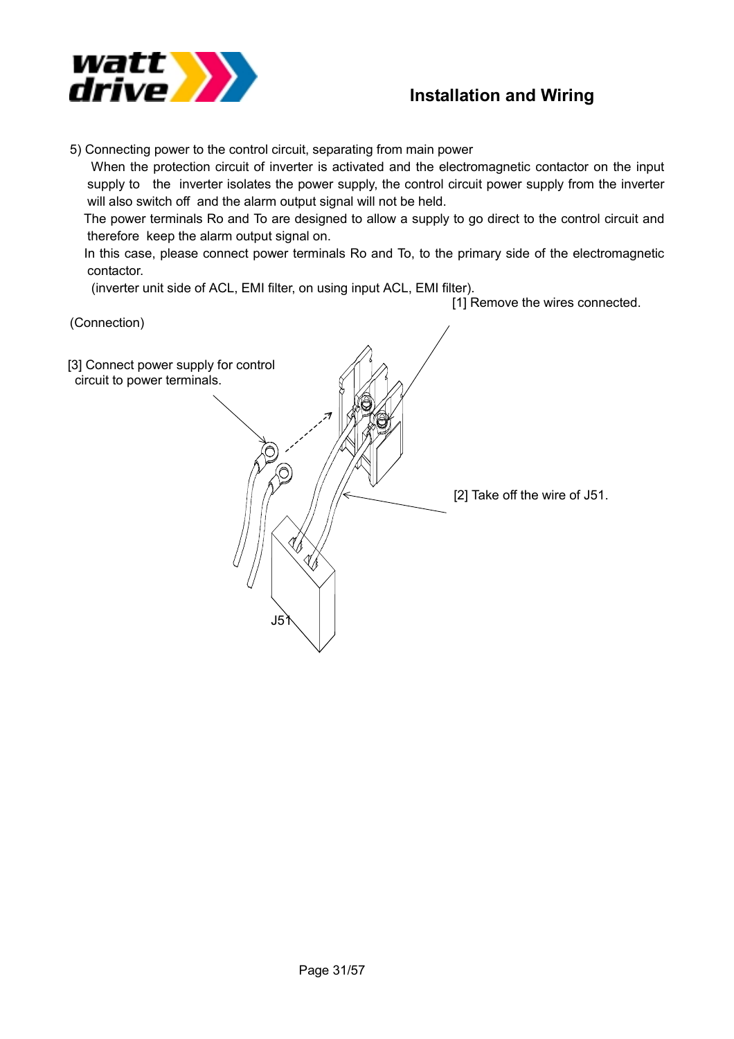5) Connecting power to the control circuit, separating from main power

When the protection circuit of inverter is activated and the electromagnetic contactor on the input supply to the inverter isolates the power supply, the control circuit power supply from the inverter will also switch off and the alarm output signal will not be held.

The power terminals Ro and To are designed to allow a supply to go direct to the control circuit and therefore keep the alarm output signal on.

In this case, please connect power terminals Ro and To, to the primary side of the electromagnetic contactor.

(inverter unit side of ACL, EMI filter, on using input ACL, EMI filter).

[1] Remove the wires connected.

(Connection)

[3] Connect power supply for control circuit to power terminals.

[2] Take off the wire of J51.

J51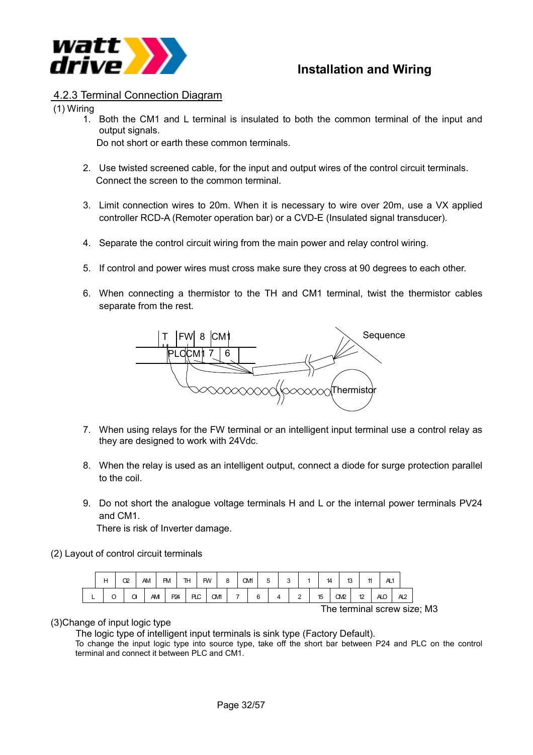## 4.2.3 Terminal Connection Diagram

(1) Wiring

1. Both the CM1 and L terminal is insulated to both the common terminal of the input and output signals.
   Do not short or earth these common terminals.

2. Use twisted screened cable, for the input and output wires of the control circuit terminals.
   Connect the screen to the common terminal.

3. Limit connection wires to 20m. When it is necessary to wire over 20m, use a VX applied controller RCD-A (Remoter operation bar) or a CVD-E (Insulated signal transducer).

4. Separate the control circuit wiring from the main power and relay control wiring.

5. If control and power wires must cross make sure they cross at 90 degrees to each other.

6. When connecting a thermistor to the TH and CM1 terminal, twist the thermistor cables separate from the rest.

T | FW | 8 | CM1

PLC | CM1 | 7 | 6

Sequence

Thermistor

7. When using relays for the FW terminal or an intelligent input terminal use a control relay as they are designed to work with 24Vdc.

8. When the relay is used as an intelligent output, connect a diode for surge protection parallel to the coil.

9. Do not short the analogue voltage terminals H and L or the internal power terminals PV24 and CM1.
   There is risk of Inverter damage.

(2) Layout of control circuit terminals

| H | O2 | AM | FM | TH | FW | 8 | CM1 | 5 | 3 | 1 | 14 | 13 | 11 | AL1 | |
|---|---|---|---|---|---|---|---|---|---|---|---|---|---|---|---|
| L | O | OI | AMI | P24 | PLC | CM1 | 7 | 6 | 4 | 2 | 15 | CM2 | 12 | AL0 | AL2 |

The terminal screw size; M3

(3)Change of input logic type

The logic type of intelligent input terminals is sink type (Factory Default).
To change the input logic type into source type, take off the short bar between P24 and PLC on the control terminal and connect it between PLC and CM1.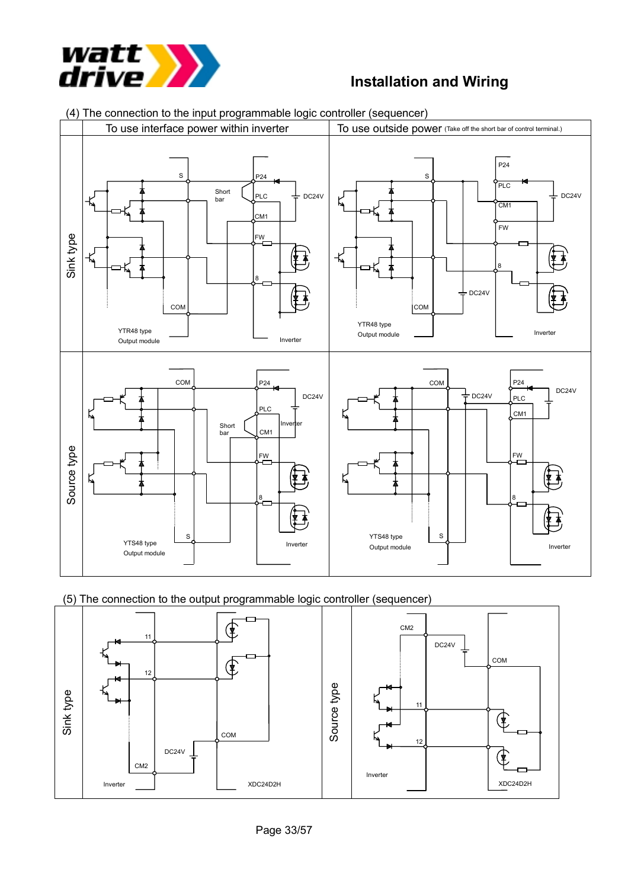## Installation and Wiring

(4) The connection to the input programmable logic controller (sequencer)

| | To use interface power within inverter | To use outside power (Take off the short bar of control terminal.) |
|---|---|---|
| Sink type | S, P24, Short bar, PLC, DC24V, CM1, FW, 8, COM, YTR48 type Output module, Inverter | S, P24, PLC, DC24V, CM1, FW, 8, DC24V, COM, YTR48 type Output module, Inverter |
| Source type | COM, P24, DC24V, PLC, Short bar, CM1, Inverter, FW, 8, S, YTS48 type Output module, Inverter | COM, DC24V, P24, DC24V, PLC, CM1, FW, 8, YTS48 type Output module, S, Inverter |

(5) The connection to the output programmable logic controller (sequencer)

| Sink type | Source type |
|---|---|
| 11, 12, COM, DC24V, CM2, Inverter, XDC24D2H | CM2, DC24V, COM, 11, 12, Inverter, XDC24D2H |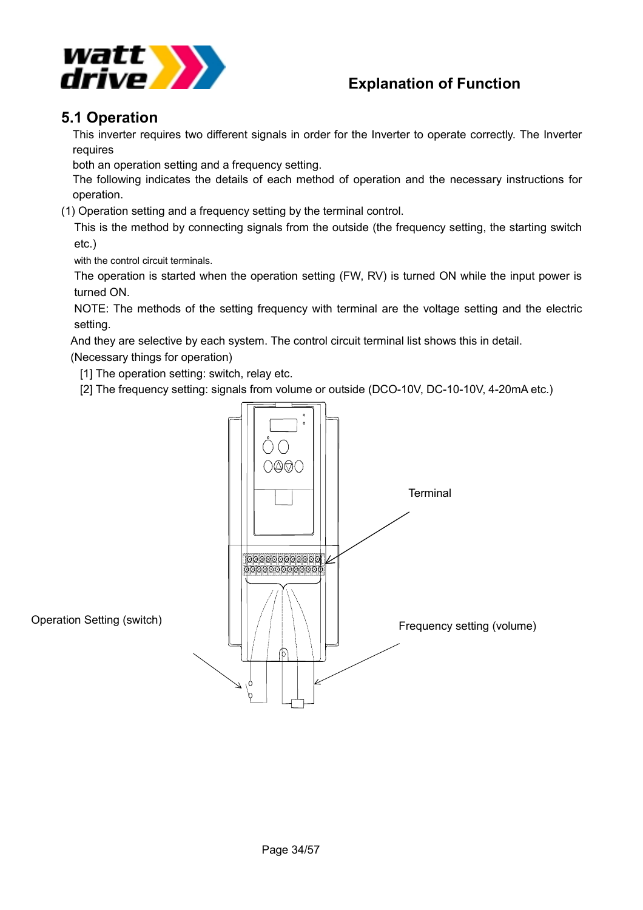## 5.1 Operation

This inverter requires two different signals in order for the Inverter to operate correctly. The Inverter requires
both an operation setting and a frequency setting.
The following indicates the details of each method of operation and the necessary instructions for operation.

(1) Operation setting and a frequency setting by the terminal control.

This is the method by connecting signals from the outside (the frequency setting, the starting switch etc.)
with the control circuit terminals.
The operation is started when the operation setting (FW, RV) is turned ON while the input power is turned ON.
NOTE: The methods of the setting frequency with terminal are the voltage setting and the electric setting.
And they are selective by each system. The control circuit terminal list shows this in detail.
(Necessary things for operation)
[1] The operation setting: switch, relay etc.
[2] The frequency setting: signals from volume or outside (DCO-10V, DC-10-10V, 4-20mA etc.)

Terminal

Operation Setting (switch)

Frequency setting (volume)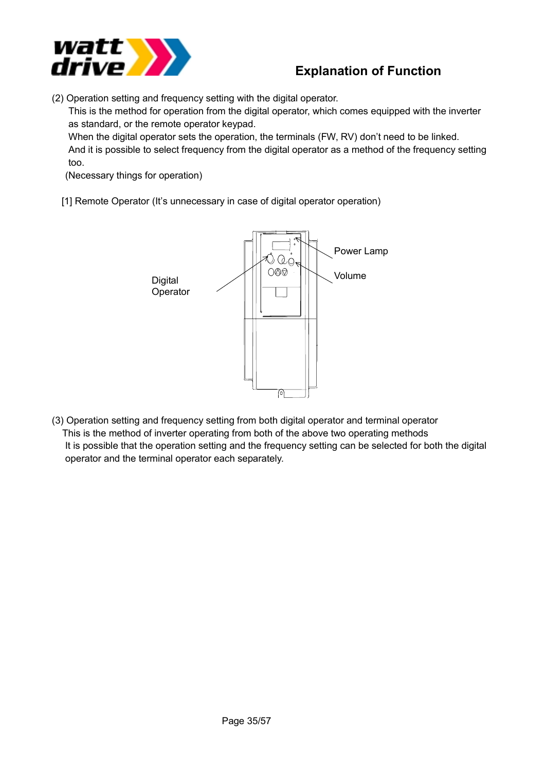## Explanation of Function

(2) Operation setting and frequency setting with the digital operator.

This is the method for operation from the digital operator, which comes equipped with the inverter as standard, or the remote operator keypad.

When the digital operator sets the operation, the terminals (FW, RV) don't need to be linked.

And it is possible to select frequency from the digital operator as a method of the frequency setting too.

(Necessary things for operation)

[1] Remote Operator (It's unnecessary in case of digital operator operation)

Digital Operator

Power Lamp

Volume

(3) Operation setting and frequency setting from both digital operator and terminal operator

This is the method of inverter operating from both of the above two operating methods

It is possible that the operation setting and the frequency setting can be selected for both the digital operator and the terminal operator each separately.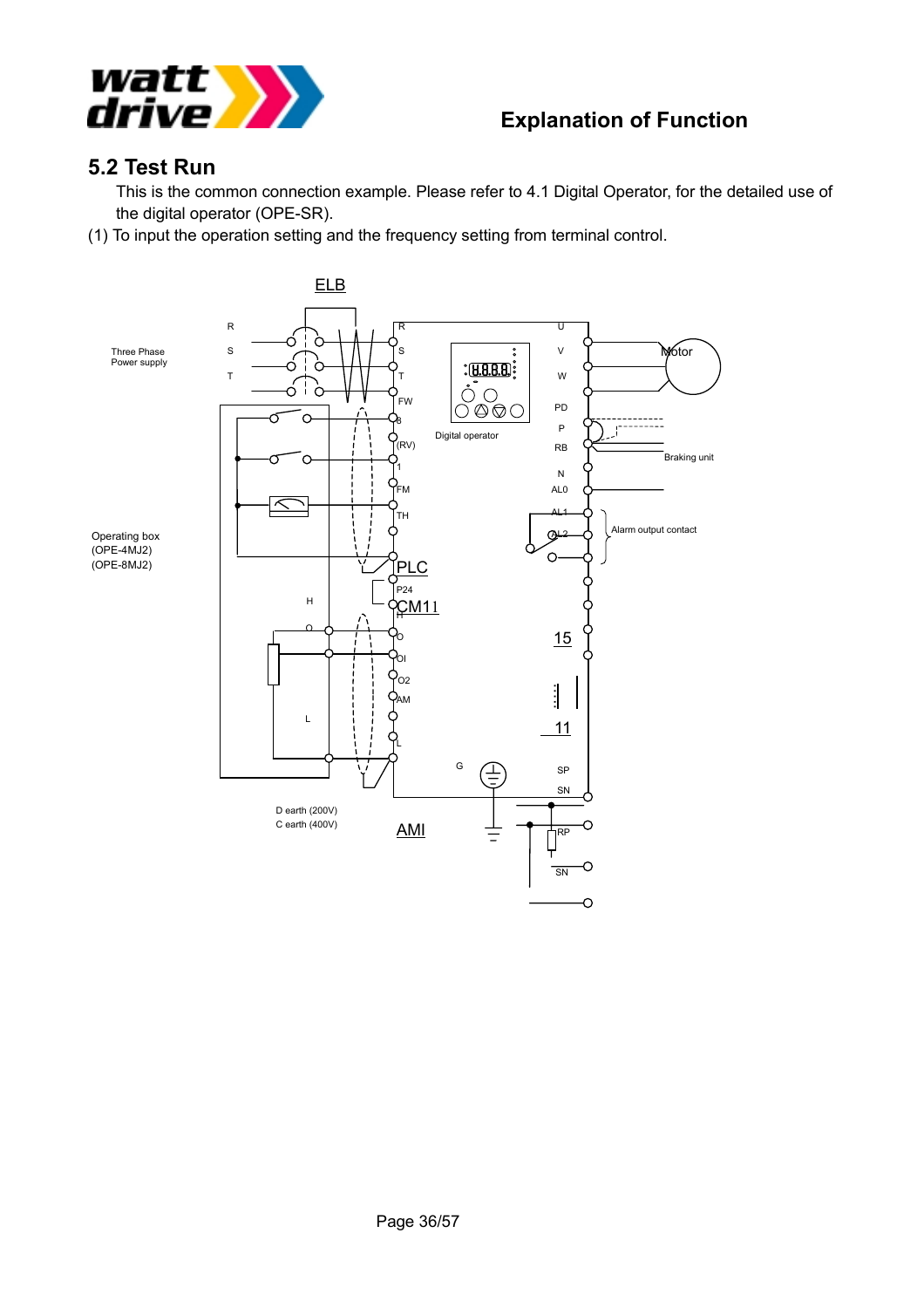## 5.2 Test Run

This is the common connection example. Please refer to 4.1 Digital Operator, for the detailed use of the digital operator (OPE-SR).

(1) To input the operation setting and the frequency setting from terminal control.

ELB

R
S
T

Three Phase
Power supply

R
S
T
FW
8
(RV)
1
FM
TH
PLC
P24
CM11
H
O
OI
O2
AM
L

U
V
W
PD
P
RB
N
AL0
AL1
AL2

Motor

Digital operator

Braking unit

Alarm output contact

Operating box
(OPE-4MJ2)
(OPE-8MJ2)

H
O
L

15

11

G

SP
SN
RP
SN

D earth (200V)
C earth (400V)

AMI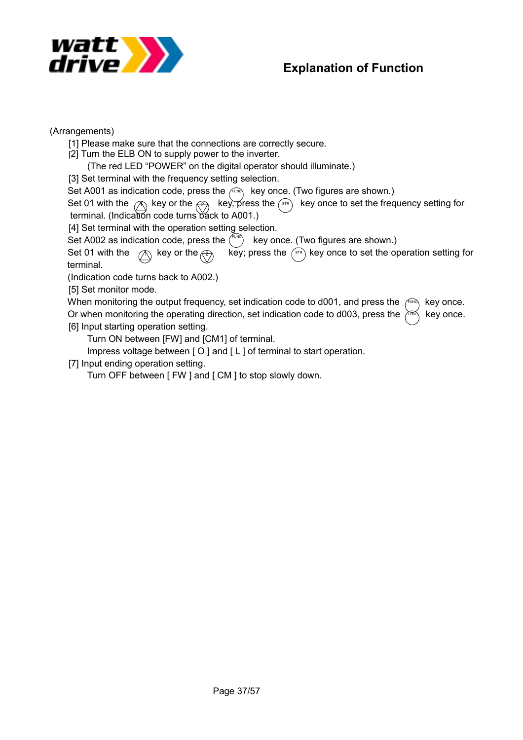(Arrangements)

[1] Please make sure that the connections are correctly secure.

[2] Turn the ELB ON to supply power to the inverter.

(The red LED "POWER" on the digital operator should illuminate.)

[3] Set terminal with the frequency setting selection.

Set A001 as indication code, press the (FUNC) key once. (Two figures are shown.)

Set 01 with the (1) key or the (2) key, press the (STR) key once to set the frequency setting for terminal. (Indication code turns back to A001.)

[4] Set terminal with the operation setting selection.

Set A002 as indication code, press the (FUNC) key once. (Two figures are shown.)

Set 01 with the (1) key or the (2) key; press the (STR) key once to set the operation setting for terminal.

(Indication code turns back to A002.)

[5] Set monitor mode.

When monitoring the output frequency, set indication code to d001, and press the (FUNC) key once.

Or when monitoring the operating direction, set indication code to d003, press the (FUNC) key once.

[6] Input starting operation setting.

Turn ON between [FW] and [CM1] of terminal.

Impress voltage between [ O ] and [ L ] of terminal to start operation.

[7] Input ending operation setting.

Turn OFF between [ FW ] and [ CM ] to stop slowly down.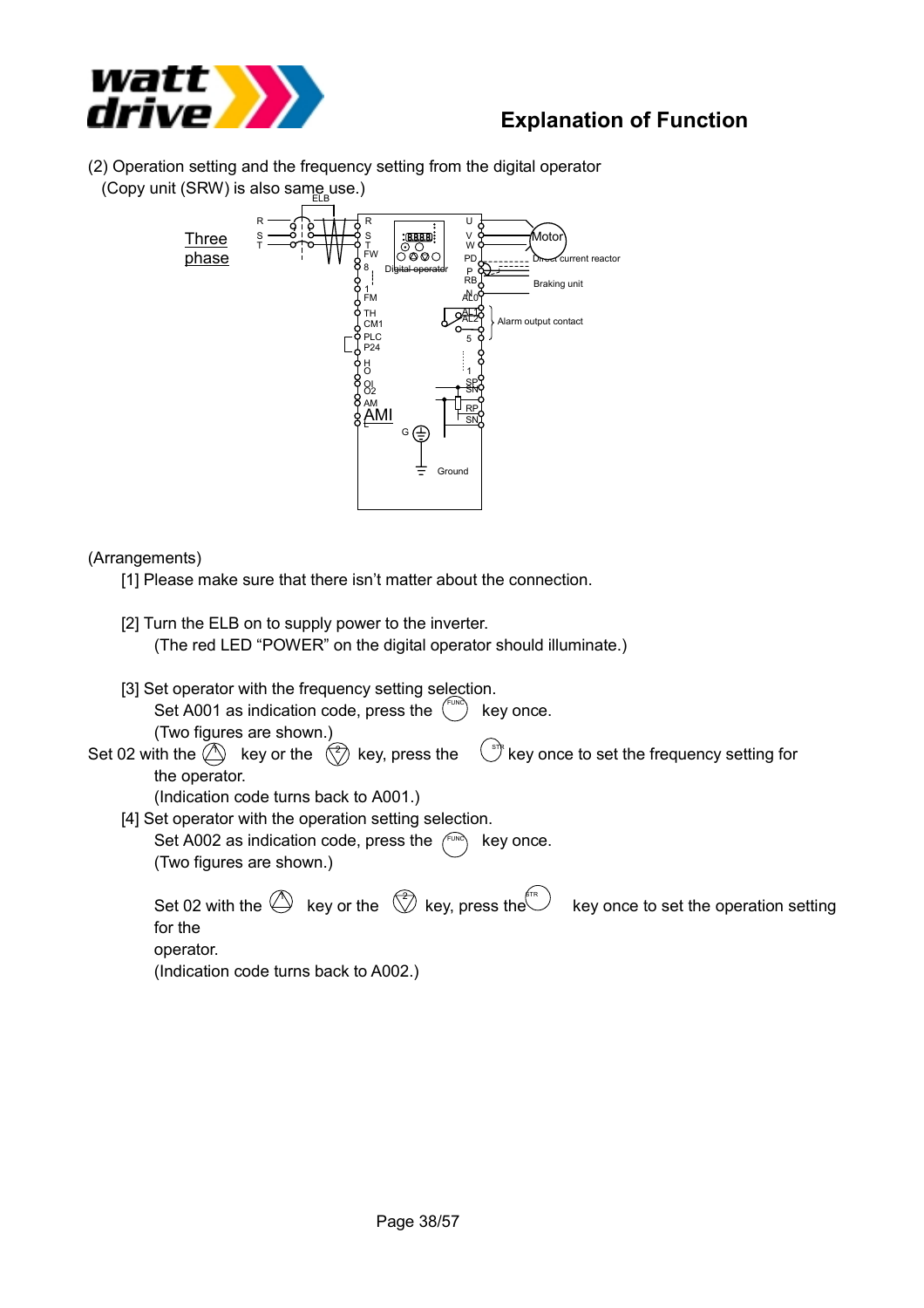## Explanation of Function

(2) Operation setting and the frequency setting from the digital operator
(Copy unit (SRW) is also same use.)

(Arrangements)

[1] Please make sure that there isn't matter about the connection.

[2] Turn the ELB on to supply power to the inverter.
(The red LED "POWER" on the digital operator should illuminate.)

[3] Set operator with the frequency setting selection.
Set A001 as indication code, press the FUNC key once.
(Two figures are shown.)
Set 02 with the 1 key or the 2 key, press the STR key once to set the frequency setting for the operator.
(Indication code turns back to A001.)

[4] Set operator with the operation setting selection.
Set A002 as indication code, press the FUNC key once.
(Two figures are shown.)

Set 02 with the 1 key or the 2 key, press the STR key once to set the operation setting for the operator.
(Indication code turns back to A002.)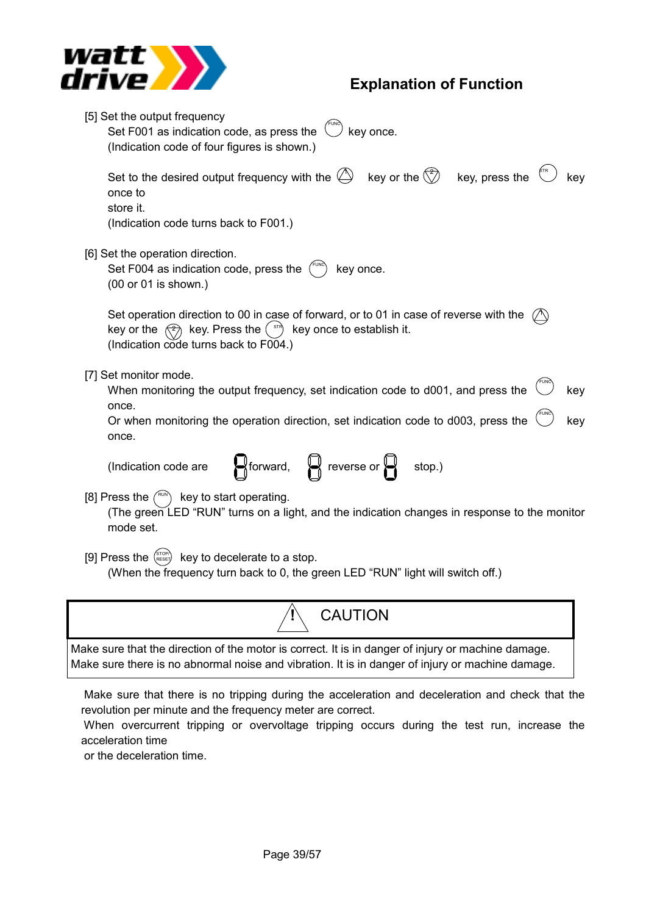## Explanation of Function

[5] Set the output frequency

Set F001 as indication code, as press the (FUNC) key once.
(Indication code of four figures is shown.)

Set to the desired output frequency with the (△) key or the (▽) key, press the (STR) key once to store it.
(Indication code turns back to F001.)

[6] Set the operation direction.

Set F004 as indication code, press the (FUNC) key once.
(00 or 01 is shown.)

Set operation direction to 00 in case of forward, or to 01 in case of reverse with the (△) key or the (▽) key. Press the (STR) key once to establish it.
(Indication code turns back to F004.)

[7] Set monitor mode.

When monitoring the output frequency, set indication code to d001, and press the (FUNC) key once.
Or when monitoring the operation direction, set indication code to d003, press the (FUNC) key once.

(Indication code are [8] forward, [8] reverse or [8] stop.)

[8] Press the (RUN) key to start operating.
(The green LED "RUN" turns on a light, and the indication changes in response to the monitor mode set.

[9] Press the (STOP/RESET) key to decelerate to a stop.
(When the frequency turn back to 0, the green LED "RUN" light will switch off.)

| ⚠ CAUTION |
|---|
| Make sure that the direction of the motor is correct. It is in danger of injury or machine damage.<br>Make sure there is no abnormal noise and vibration. It is in danger of injury or machine damage. |

Make sure that there is no tripping during the acceleration and deceleration and check that the revolution per minute and the frequency meter are correct.
When overcurrent tripping or overvoltage tripping occurs during the test run, increase the acceleration time
or the deceleration time.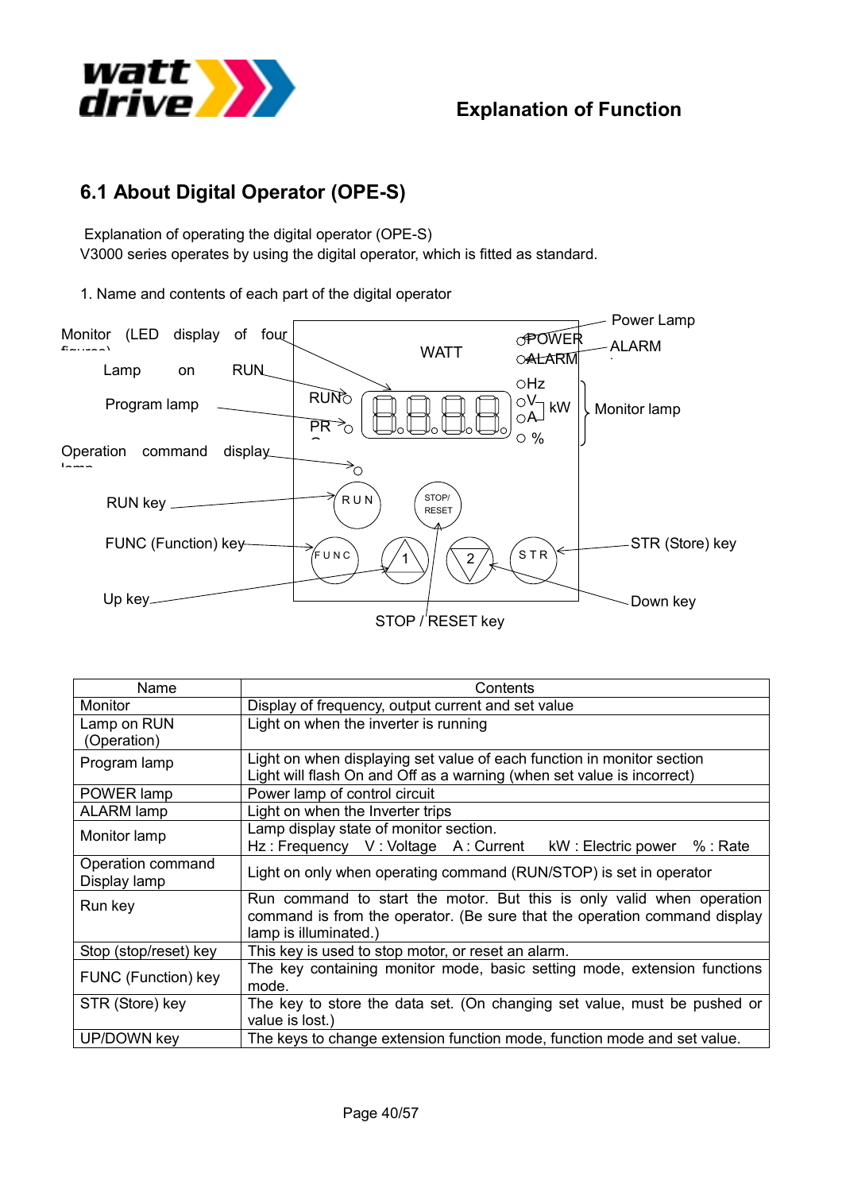# 6.1 About Digital Operator (OPE-S)

Explanation of operating the digital operator (OPE-S)
V3000 series operates by using the digital operator, which is fitted as standard.

1. Name and contents of each part of the digital operator

Monitor (LED display of four figures)
Lamp on RUN
Program lamp
Operation command display lamp
RUN key
FUNC (Function) key
Up key
STOP / RESET key
Down key
STR (Store) key
Monitor lamp
ALARM
Power Lamp

| Name | Contents |
|---|---|
| Monitor | Display of frequency, output current and set value |
| Lamp on RUN (Operation) | Light on when the inverter is running |
| Program lamp | Light on when displaying set value of each function in monitor section<br>Light will flash On and Off as a warning (when set value is incorrect) |
| POWER lamp | Power lamp of control circuit |
| ALARM lamp | Light on when the Inverter trips |
| Monitor lamp | Lamp display state of monitor section.<br>Hz : Frequency V : Voltage A : Current kW : Electric power % : Rate |
| Operation command Display lamp | Light on only when operating command (RUN/STOP) is set in operator |
| Run key | Run command to start the motor. But this is only valid when operation command is from the operator. (Be sure that the operation command display lamp is illuminated.) |
| Stop (stop/reset) key | This key is used to stop motor, or reset an alarm. |
| FUNC (Function) key | The key containing monitor mode, basic setting mode, extension functions mode. |
| STR (Store) key | The key to store the data set. (On changing set value, must be pushed or value is lost.) |
| UP/DOWN key | The keys to change extension function mode, function mode and set value. |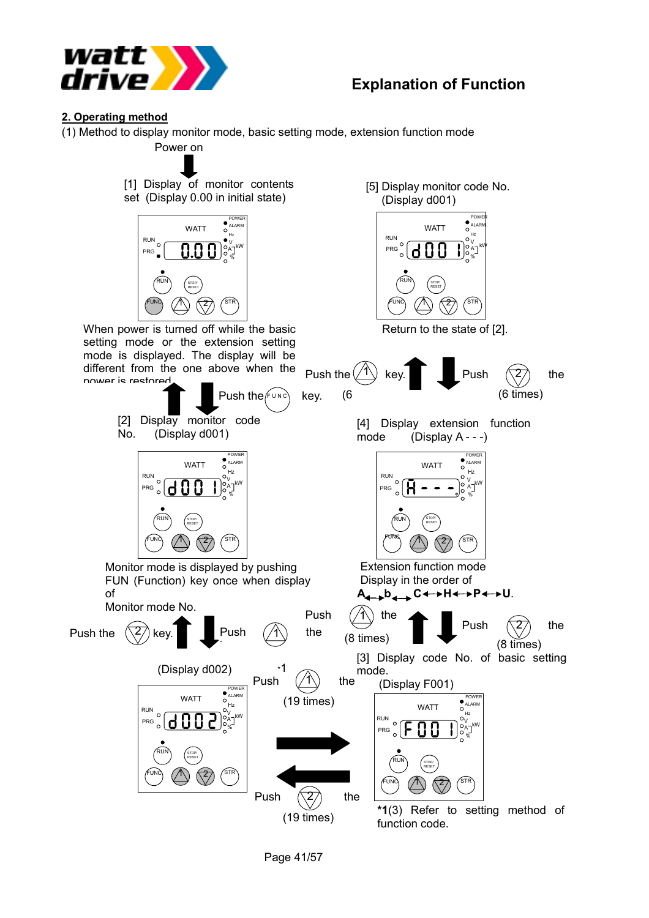## 2. Operating method

(1) Method to display monitor mode, basic setting mode, extension function mode

Power on

[1] Display of monitor contents set (Display 0.00 in initial state)

When power is turned off while the basic setting mode or the extension setting mode is displayed. The display will be different from the one above when the power is restored.

Push the FUNC key.

[2] Display monitor code No. (Display d001)

Monitor mode is displayed by pushing FUN (Function) key once when display of Monitor mode No.

Push the 2 key. / Push the 1 key.

(Display d002)

*1 Push the 1 (19 times)

Push the 2 (19 times)

[5] Display monitor code No. (Display d001)

Return to the state of [2].

Push the 1 key. (6 times) / Push the 2 (6 times)

[4] Display extension function mode (Display A - - -)

Extension function mode Display in the order of A↔b↔C↔H↔P↔U.

Push the 1 (8 times) / Push the 2 (8 times)

[3] Display code No. of basic setting mode. (Display F001)

*1(3) Refer to setting method of function code.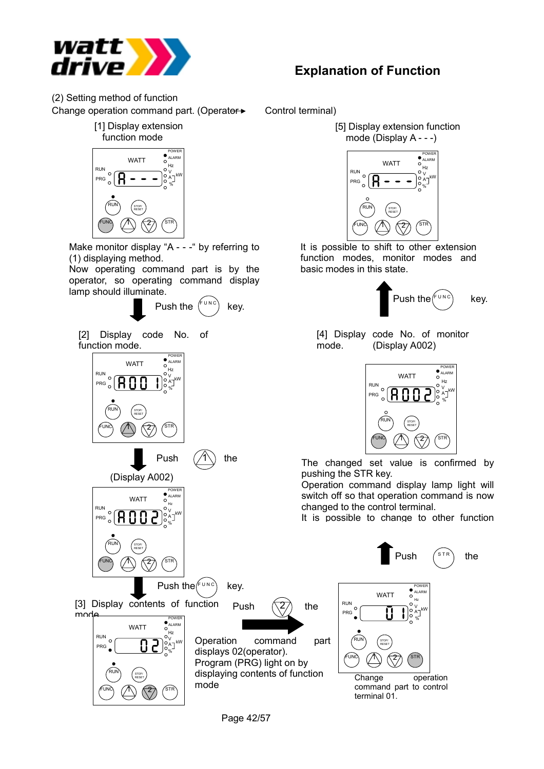# Explanation of Function

(2) Setting method of function

Change operation command part. (Operator ► Control terminal)

[1] Display extension function mode

Make monitor display "A - - -" by referring to (1) displaying method.

Now operating command part is by the operator, so operating command display lamp should illuminate.

Push the FUNC key.

[2] Display code No. of function mode.

Push the ⋀ key.

(Display A002)

Push the FUNC key.

[3] Display contents of function mode

Push the ⋁ key.

Operation command part displays 02(operator).

Program (PRG) light on by displaying contents of function mode

Push the STR key.

Change operation command part to control terminal 01.

The changed set value is confirmed by pushing the STR key.

Operation command display lamp light will switch off so that operation command is now changed to the control terminal.

It is possible to change to other function

[4] Display code No. of monitor mode. (Display A002)

Push the FUNC key.

[5] Display extension function mode (Display A - - -)

It is possible to shift to other extension function modes, monitor modes and basic modes in this state.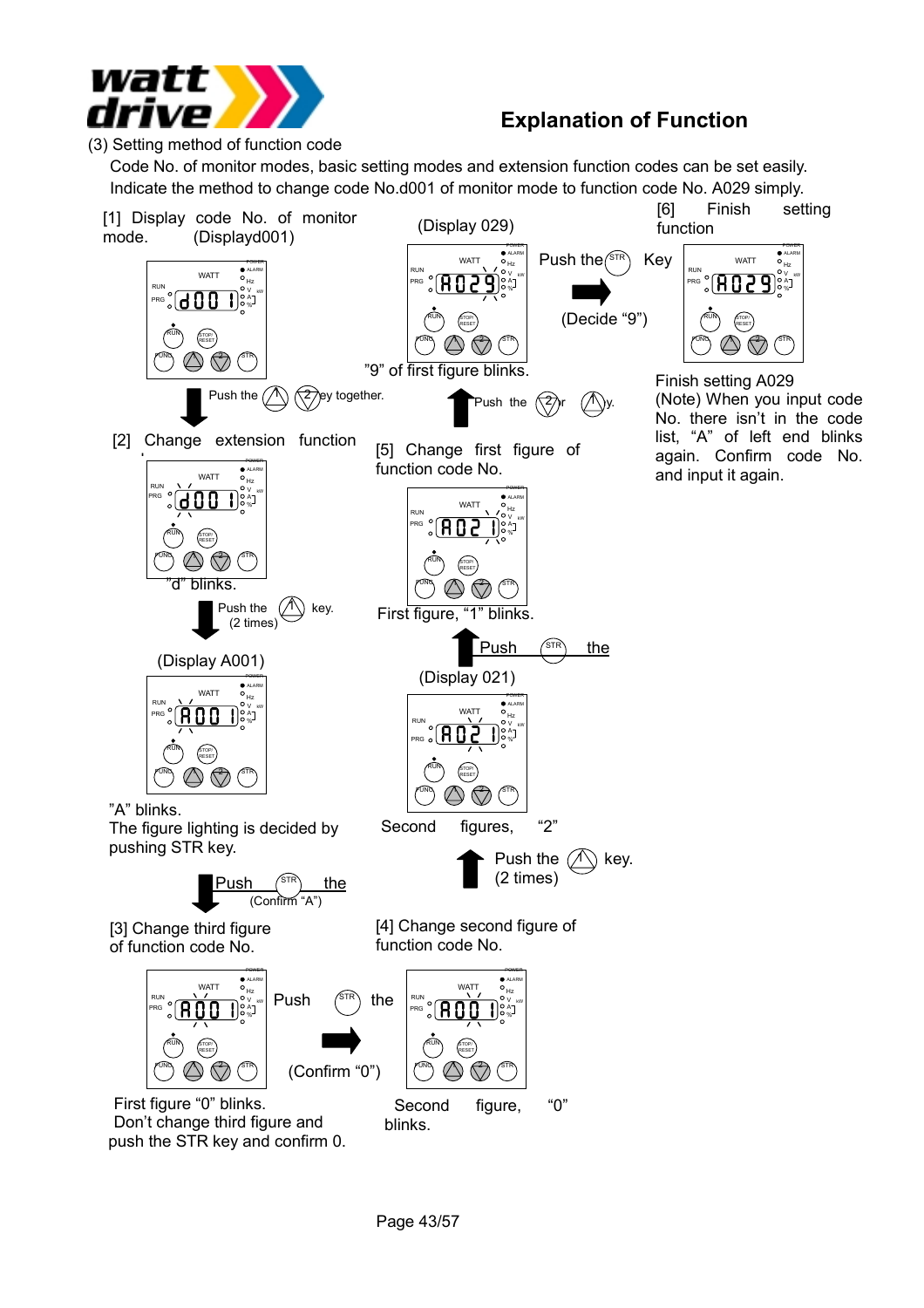# Explanation of Function

(3) Setting method of function code

Code No. of monitor modes, basic setting modes and extension function codes can be set easily.
Indicate the method to change code No.d001 of monitor mode to function code No. A029 simply.

[1] Display code No. of monitor mode. (Displayd001)

Push the (1) (2) key together.

[2] Change extension function

"d" blinks.

Push the (1) key. (2 times)

(Display A001)

"A" blinks.
The figure lighting is decided by pushing STR key.

Push the (STR) (Confirm "A")

[3] Change third figure of function code No.

Push (STR) the (Confirm "0")

First figure "0" blinks.
Don't change third figure and push the STR key and confirm 0.

[4] Change second figure of function code No.

Second figure, "0" blinks.

Push the (1) key. (2 times)

(Display 021)

Second figures, "2"

Push the (STR) the

[5] Change first figure of function code No.

First figure, "1" blinks.

Push the (2) or (1) key.

(Display 029)

"9" of first figure blinks.

Push the (STR) Key (Decide "9")

[6] Finish setting function

Finish setting A029
(Note) When you input code No. there isn't in the code list, "A" of left end blinks again. Confirm code No. and input it again.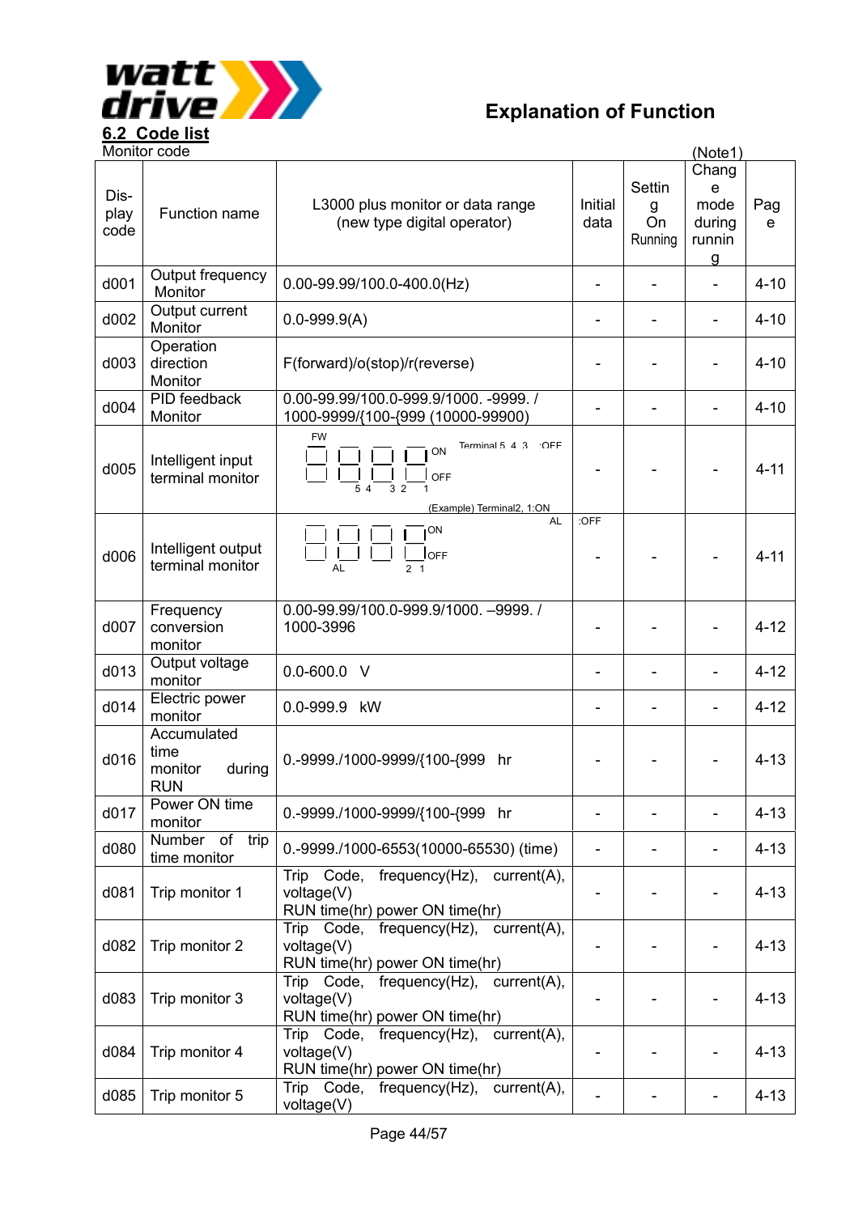## 6.2 Code list

Explanation of Function

Monitor code (Note1)

| Dis-play code | Function name | L3000 plus monitor or data range (new type digital operator) | Initial data | Setting On Running | Change mode during running | Page |
|---|---|---|---|---|---|---|
| d001 | Output frequency Monitor | 0.00-99.99/100.0-400.0(Hz) | - | - | - | 4-10 |
| d002 | Output current Monitor | 0.0-999.9(A) | - | - | - | 4-10 |
| d003 | Operation direction Monitor | F(forward)/o(stop)/r(reverse) | - | - | - | 4-10 |
| d004 | PID feedback Monitor | 0.00-99.99/100.0-999.9/1000. -9999. / 1000-9999/{100-{999 (10000-99900) | - | - | - | 4-10 |
| d005 | Intelligent input terminal monitor | FW; Terminal 5 4 3 2 1; ON / OFF; (Example) Terminal2, 1:ON; Terminal 5, 4, 3 :OFF | - | - | - | 4-11 |
| d006 | Intelligent output terminal monitor | AL 2 1; ON / OFF; AL :OFF | - | - | - | 4-11 |
| d007 | Frequency conversion monitor | 0.00-99.99/100.0-999.9/1000. –9999. / 1000-3996 | - | - | - | 4-12 |
| d013 | Output voltage monitor | 0.0-600.0 V | - | - | - | 4-12 |
| d014 | Electric power monitor | 0.0-999.9 kW | - | - | - | 4-12 |
| d016 | Accumulated time monitor during RUN | 0.-9999./1000-9999/{100-{999 hr | - | - | - | 4-13 |
| d017 | Power ON time monitor | 0.-9999./1000-9999/{100-{999 hr | - | - | - | 4-13 |
| d080 | Number of trip time monitor | 0.-9999./1000-6553(10000-65530) (time) | - | - | - | 4-13 |
| d081 | Trip monitor 1 | Trip Code, frequency(Hz), current(A), voltage(V) RUN time(hr) power ON time(hr) | - | - | - | 4-13 |
| d082 | Trip monitor 2 | Trip Code, frequency(Hz), current(A), voltage(V) RUN time(hr) power ON time(hr) | - | - | - | 4-13 |
| d083 | Trip monitor 3 | Trip Code, frequency(Hz), current(A), voltage(V) RUN time(hr) power ON time(hr) | - | - | - | 4-13 |
| d084 | Trip monitor 4 | Trip Code, frequency(Hz), current(A), voltage(V) RUN time(hr) power ON time(hr) | - | - | - | 4-13 |
| d085 | Trip monitor 5 | Trip Code, frequency(Hz), current(A), voltage(V) | - | - | - | 4-13 |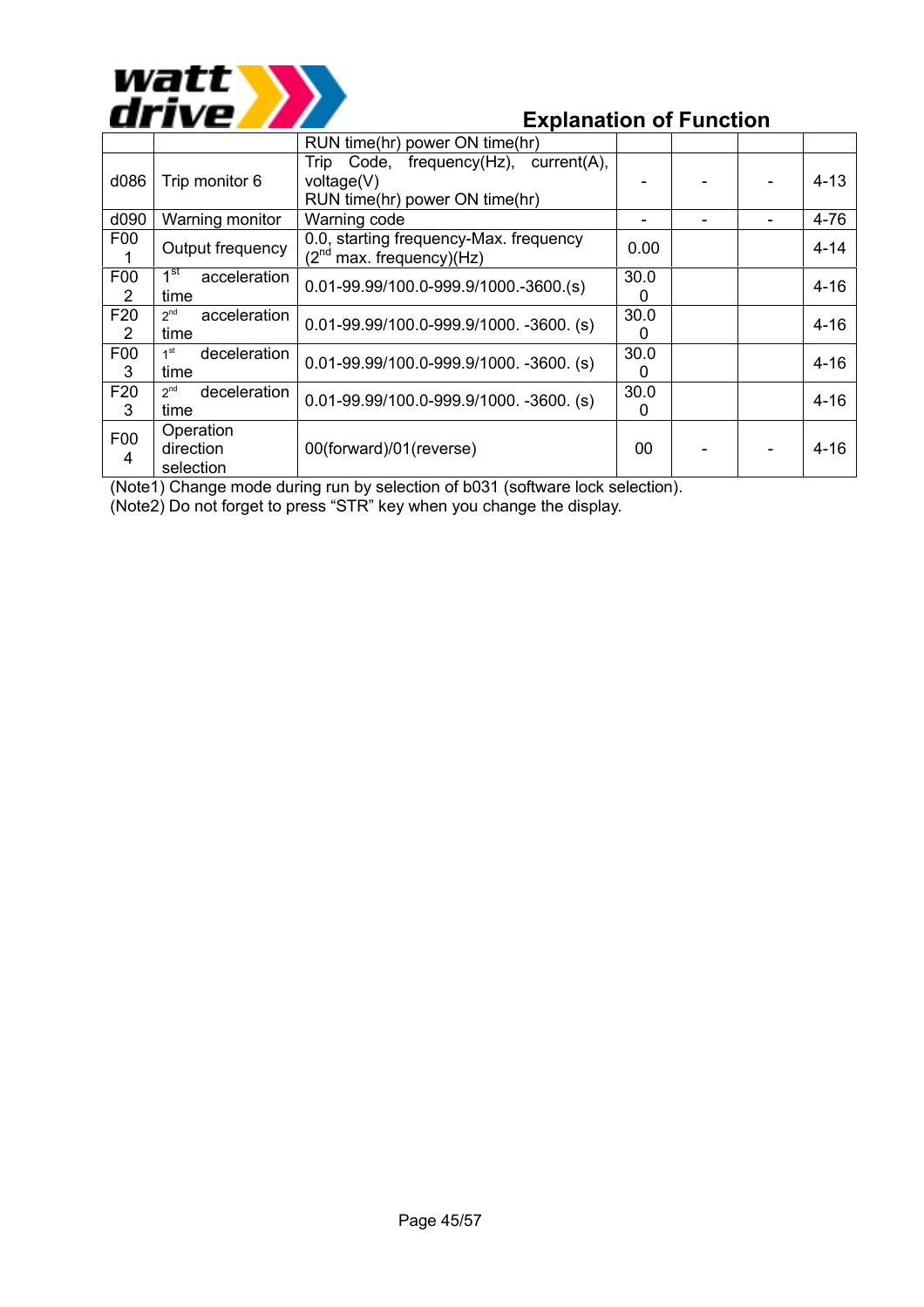## Explanation of Function

| | | | | | | |
|---|---|---|---|---|---|---|
| | | RUN time(hr) power ON time(hr) | | | | |
| d086 | Trip monitor 6 | Trip Code, frequency(Hz), current(A), voltage(V) RUN time(hr) power ON time(hr) | - | - | - | 4-13 |
| d090 | Warning monitor | Warning code | - | - | - | 4-76 |
| F001 | Output frequency | 0.0, starting frequency-Max. frequency (2nd max. frequency)(Hz) | 0.00 | | | 4-14 |
| F002 | 1st acceleration time | 0.01-99.99/100.0-999.9/1000.-3600.(s) | 30.00 | | | 4-16 |
| F202 | 2nd acceleration time | 0.01-99.99/100.0-999.9/1000. -3600. (s) | 30.00 | | | 4-16 |
| F003 | 1st deceleration time | 0.01-99.99/100.0-999.9/1000. -3600. (s) | 30.00 | | | 4-16 |
| F203 | 2nd deceleration time | 0.01-99.99/100.0-999.9/1000. -3600. (s) | 30.00 | | | 4-16 |
| F004 | Operation direction selection | 00(forward)/01(reverse) | 00 | - | - | 4-16 |

(Note1) Change mode during run by selection of b031 (software lock selection).
(Note2) Do not forget to press “STR” key when you change the display.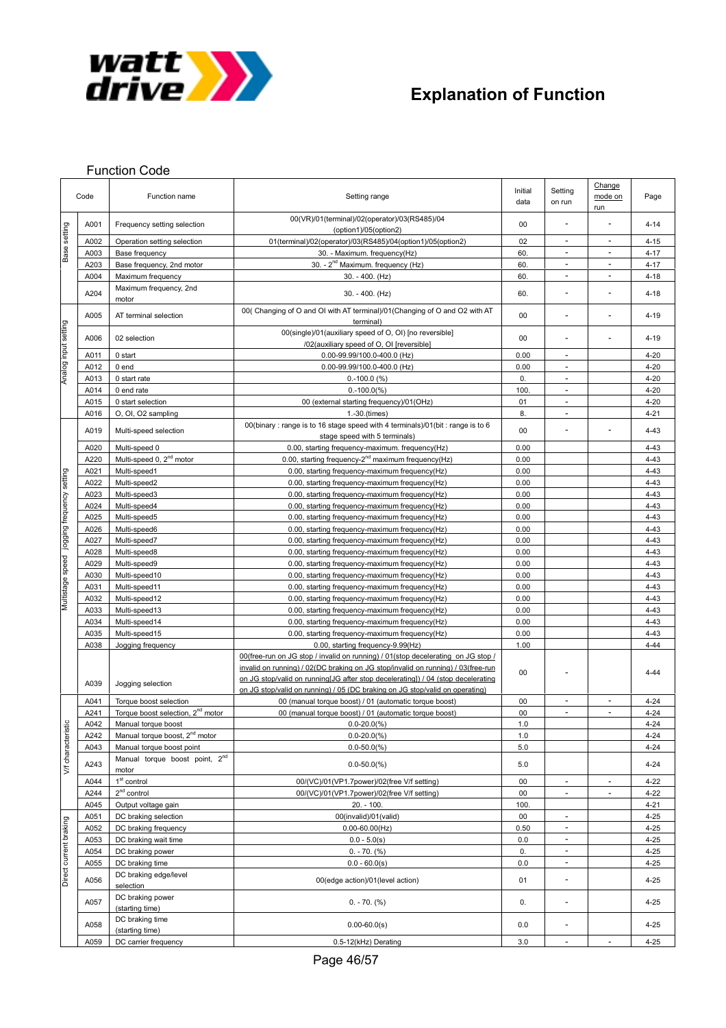# Explanation of Function

## Function Code

| | Code | Function name | Setting range | Initial data | Setting on run | Change mode on run | Page |
|---|---|---|---|---|---|---|---|
| Base setting | A001 | Frequency setting selection | 00(VR)/01(terminal)/02(operator)/03(RS485)/04 (option1)/05(option2) | 00 | - | - | 4-14 |
| | A002 | Operation setting selection | 01(terminal)/02(operator)/03(RS485)/04(option1)/05(option2) | 02 | - | - | 4-15 |
| | A003 | Base frequency | 30. - Maximum. frequency(Hz) | 60. | - | - | 4-17 |
| | A203 | Base frequency, 2nd motor | 30. - 2nd Maximum. frequency (Hz) | 60. | - | - | 4-17 |
| | A004 | Maximum frequency | 30. - 400. (Hz) | 60. | - | - | 4-18 |
| | A204 | Maximum frequency, 2nd motor | 30. - 400. (Hz) | 60. | - | - | 4-18 |
| Analog input setting | A005 | AT terminal selection | 00( Changing of O and OI with AT terminal)/01(Changing of O and O2 with AT terminal) | 00 | - | - | 4-19 |
| | A006 | 02 selection | 00(single)/01(auxiliary speed of O, OI) [no reversible] /02(auxiliary speed of O, OI [reversible] | 00 | - | - | 4-19 |
| | A011 | 0 start | 0.00-99.99/100.0-400.0 (Hz) | 0.00 | - | | 4-20 |
| | A012 | 0 end | 0.00-99.99/100.0-400.0 (Hz) | 0.00 | - | | 4-20 |
| | A013 | 0 start rate | 0.-100.0 (%) | 0. | - | | 4-20 |
| | A014 | 0 end rate | 0.-100.0(%) | 100. | - | | 4-20 |
| | A015 | 0 start selection | 00 (external starting frequency)/01(OHz) | 01 | - | | 4-20 |
| | A016 | O, OI, O2 sampling | 1.-30.(times) | 8. | - | | 4-21 |
| Multistage speed jogging frequency setting | A019 | Multi-speed selection | 00(binary : range is to 16 stage speed with 4 terminals)/01(bit : range is to 6 stage speed with 5 terminals) | 00 | - | - | 4-43 |
| | A020 | Multi-speed 0 | 0.00, starting frequency-maximum. frequency(Hz) | 0.00 | | | 4-43 |
| | A220 | Multi-speed 0, 2nd motor | 0.00, starting frequency-2nd maximum frequency(Hz) | 0.00 | | | 4-43 |
| | A021 | Multi-speed1 | 0.00, starting frequency-maximum frequency(Hz) | 0.00 | | | 4-43 |
| | A022 | Multi-speed2 | 0.00, starting frequency-maximum frequency(Hz) | 0.00 | | | 4-43 |
| | A023 | Multi-speed3 | 0.00, starting frequency-maximum frequency(Hz) | 0.00 | | | 4-43 |
| | A024 | Multi-speed4 | 0.00, starting frequency-maximum frequency(Hz) | 0.00 | | | 4-43 |
| | A025 | Multi-speed5 | 0.00, starting frequency-maximum frequency(Hz) | 0.00 | | | 4-43 |
| | A026 | Multi-speed6 | 0.00, starting frequency-maximum frequency(Hz) | 0.00 | | | 4-43 |
| | A027 | Multi-speed7 | 0.00, starting frequency-maximum frequency(Hz) | 0.00 | | | 4-43 |
| | A028 | Multi-speed8 | 0.00, starting frequency-maximum frequency(Hz) | 0.00 | | | 4-43 |
| | A029 | Multi-speed9 | 0.00, starting frequency-maximum frequency(Hz) | 0.00 | | | 4-43 |
| | A030 | Multi-speed10 | 0.00, starting frequency-maximum frequency(Hz) | 0.00 | | | 4-43 |
| | A031 | Multi-speed11 | 0.00, starting frequency-maximum frequency(Hz) | 0.00 | | | 4-43 |
| | A032 | Multi-speed12 | 0.00, starting frequency-maximum frequency(Hz) | 0.00 | | | 4-43 |
| | A033 | Multi-speed13 | 0.00, starting frequency-maximum frequency(Hz) | 0.00 | | | 4-43 |
| | A034 | Multi-speed14 | 0.00, starting frequency-maximum frequency(Hz) | 0.00 | | | 4-43 |
| | A035 | Multi-speed15 | 0.00, starting frequency-maximum frequency(Hz) | 0.00 | | | 4-43 |
| | A038 | Jogging frequency | 0.00, starting frequency-9.99(Hz) | 1.00 | | | 4-44 |
| | A039 | Jogging selection | 00(free-run on JG stop / invalid on running) / 01(stop decelerating on JG stop / invalid on running) / 02(DC braking on JG stop/invalid on running) / 03(free-run on JG stop/valid on running[JG after stop decelerating]) / 04 (stop decelerating on JG stop/valid on running) / 05 (DC braking on JG stop/valid on operating) | 00 | - | | 4-44 |
| V/f characteristic | A041 | Torque boost selection | 00 (manual torque boost) / 01 (automatic torque boost) | 00 | - | - | 4-24 |
| | A241 | Torque boost selection, 2nd motor | 00 (manual torque boost) / 01 (automatic torque boost) | 00 | - | - | 4-24 |
| | A042 | Manual torque boost | 0.0-20.0(%) | 1.0 | | | 4-24 |
| | A242 | Manual torque boost, 2nd motor | 0.0-20.0(%) | 1.0 | | | 4-24 |
| | A043 | Manual torque boost point | 0.0-50.0(%) | 5.0 | | | 4-24 |
| | A243 | Manual torque boost point, 2nd motor | 0.0-50.0(%) | 5.0 | | | 4-24 |
| | A044 | 1st control | 00/(VC)/01(VP1.7power)/02(free V/f setting) | 00 | - | - | 4-22 |
| | A244 | 2nd control | 00/(VC)/01(VP1.7power)/02(free V/f setting) | 00 | - | - | 4-22 |
| | A045 | Output voltage gain | 20. - 100. | 100. | | | 4-21 |
| Direct current braking | A051 | DC braking selection | 00(invalid)/01(valid) | 00 | - | | 4-25 |
| | A052 | DC braking frequency | 0.00-60.00(Hz) | 0.50 | - | | 4-25 |
| | A053 | DC braking wait time | 0.0 - 5.0(s) | 0.0 | - | | 4-25 |
| | A054 | DC braking power | 0. - 70. (%) | 0. | - | | 4-25 |
| | A055 | DC braking time | 0.0 - 60.0(s) | 0.0 | - | | 4-25 |
| | A056 | DC braking edge/level selection | 00(edge action)/01(level action) | 01 | - | | 4-25 |
| | A057 | DC braking power (starting time) | 0. - 70. (%) | 0. | - | | 4-25 |
| | A058 | DC braking time (starting time) | 0.00-60.0(s) | 0.0 | - | | 4-25 |
| | A059 | DC carrier frequency | 0.5-12(kHz) Derating | 3.0 | - | - | 4-25 |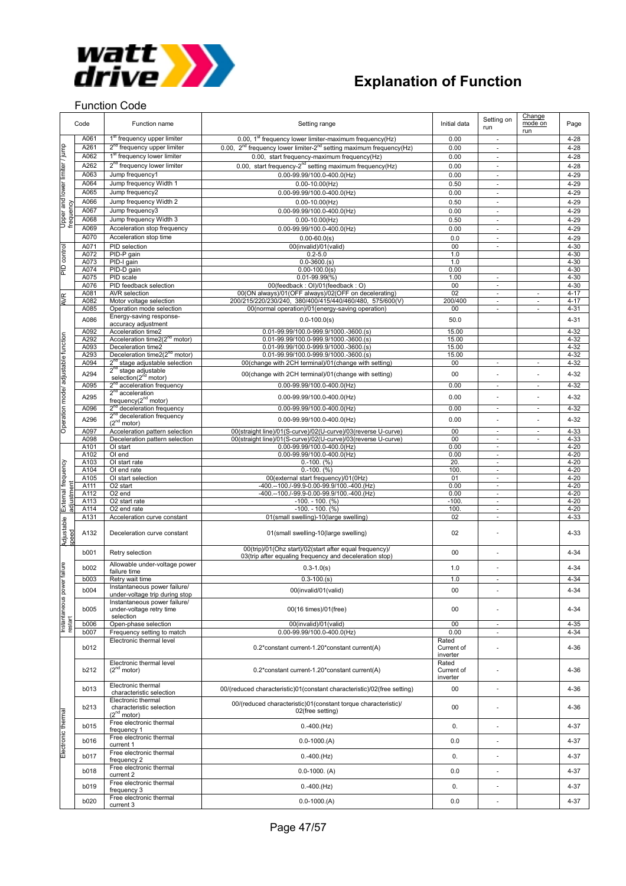# Explanation of Function

## Function Code

| | Code | Function name | Setting range | Initial data | Setting on run | Change mode on run | Page |
|---|---|---|---|---|---|---|---|
| Upper and lower limiter / jump frequency | A061 | 1st frequency upper limiter | 0.00, 1st frequency lower limiter-maximum frequency(Hz) | 0.00 | - | | 4-28 |
| | A261 | 2nd frequency upper limiter | 0.00, 2nd frequency lower limiter-2nd setting maximum frequency(Hz) | 0.00 | - | | 4-28 |
| | A062 | 1st frequency lower limiter | 0.00, start frequency-maximum frequency(Hz) | 0.00 | - | | 4-28 |
| | A262 | 2nd frequency lower limiter | 0.00, start frequency-2nd setting maximum frequency(Hz) | 0.00 | - | | 4-28 |
| | A063 | Jump frequency1 | 0.00-99.99/100.0-400.0(Hz) | 0.00 | - | | 4-29 |
| | A064 | Jump frequency Width 1 | 0.00-10.00(Hz) | 0.50 | - | | 4-29 |
| | A065 | Jump frequency2 | 0.00-99.99/100.0-400.0(Hz) | 0.00 | - | | 4-29 |
| | A066 | Jump frequency Width 2 | 0.00-10.00(Hz) | 0.50 | - | | 4-29 |
| | A067 | Jump frequency3 | 0.00-99.99/100.0-400.0(Hz) | 0.00 | - | | 4-29 |
| | A068 | Jump frequency Width 3 | 0.00-10.00(Hz) | 0.50 | - | | 4-29 |
| | A069 | Acceleration stop frequency | 0.00-99.99/100.0-400.0(Hz) | 0.00 | - | | 4-29 |
| | A070 | Acceleration stop time | 0.00-60.0(s) | 0.0 | - | | 4-29 |
| PID control | A071 | PID selection | 00(invalid)/01(valid) | 00 | - | | 4-30 |
| | A072 | PID-P gain | 0.2-5.0 | 1.0 | | | 4-30 |
| | A073 | PID-I gain | 0.0-3600.(s) | 1.0 | | | 4-30 |
| | A074 | PID-D gain | 0.00-100.0(s) | 0.00 | | | 4-30 |
| | A075 | PID scale | 0.01-99.99(%) | 1.00 | - | | 4-30 |
| | A076 | PID feedback selection | 00(feedback : OI)/01(feedback : O) | 00 | - | | 4-30 |
| AVR | A081 | AVR selection | 00(ON always)/01(OFF always)/02(OFF on decelerating) | 02 | - | - | 4-17 |
| | A082 | Motor voltage selection | 200/215/220/230/240, 380/400/415/440/460/480, 575/600(V) | 200/400 | - | - | 4-17 |
| Operation model/ adjustable function | A085 | Operation mode selection | 00(normal operation)/01(energy-saving operation) | 00 | - | - | 4-31 |
| | A086 | Energy-saving response-accuracy adjustment | 0.0-100.0(s) | 50.0 | | | 4-31 |
| | A092 | Acceleration time2 | 0.01-99.99/100.0-999.9/1000.-3600.(s) | 15.00 | | | 4-32 |
| | A292 | Acceleration time2(2nd motor) | 0.01-99.99/100.0-999.9/1000.-3600.(s) | 15.00 | | | 4-32 |
| | A093 | Deceleration time2 | 0.01-99.99/100.0-999.9/1000.-3600.(s) | 15.00 | | | 4-32 |
| | A293 | Deceleration time2(2nd motor) | 0.01-99.99/100.0-999.9/1000.-3600.(s) | 15.00 | | | 4-32 |
| | A094 | 2nd stage adjustable selection | 00(change with 2CH terminal)/01(change with setting) | 00 | - | - | 4-32 |
| | A294 | 2nd stage adjustable selection(2nd motor) | 00(change with 2CH terminal)/01(change with setting) | 00 | - | - | 4-32 |
| | A095 | 2nd acceleration frequency | 0.00-99.99/100.0-400.0(Hz) | 0.00 | - | - | 4-32 |
| | A295 | 2nd acceleration frequency(2nd motor) | 0.00-99.99/100.0-400.0(Hz) | 0.00 | - | - | 4-32 |
| | A096 | 2nd deceleration frequency | 0.00-99.99/100.0-400.0(Hz) | 0.00 | - | - | 4-32 |
| | A296 | 2nd deceleration frequency (2nd motor) | 0.00-99.99/100.0-400.0(Hz) | 0.00 | - | - | 4-32 |
| | A097 | Acceleration pattern selection | 00(straight line)/01(S-curve)/02(U-curve)/03(reverse U-curve) | 00 | - | - | 4-33 |
| | A098 | Deceleration pattern selection | 00(straight line)/01(S-curve)/02(U-curve)/03(reverse U-curve) | 00 | - | - | 4-33 |
| External frequency adjustment | A101 | OI start | 0.00-99.99/100.0-400.0(Hz) | 0.00 | - | | 4-20 |
| | A102 | OI end | 0.00-99.99/100.0-400.0(Hz) | 0.00 | - | | 4-20 |
| | A103 | OI start rate | 0.-100. (%) | 20. | - | | 4-20 |
| | A104 | OI end rate | 0.-100. (%) | 100. | - | | 4-20 |
| | A105 | OI start selection | 00(external start frequency)/01(0Hz) | 01 | - | | 4-20 |
| | A111 | O2 start | -400.--100./-99.9-0.00-99.9/100.-400.(Hz) | 0.00 | - | | 4-20 |
| | A112 | O2 end | -400.--100./-99.9-0.00-99.9/100.-400.(Hz) | 0.00 | - | | 4-20 |
| | A113 | O2 start rate | -100. - 100. (%) | -100. | - | | 4-20 |
| | A114 | O2 end rate | -100. - 100. (%) | 100. | - | | 4-20 |
| Adjustable speed | A131 | Acceleration curve constant | 01(small swelling)-10(large swelling) | 02 | - | | 4-33 |
| | A132 | Deceleration curve constant | 01(small swelling-10(large swelling) | 02 | - | | 4-33 |
| Instantaneous power failure restart | b001 | Retry selection | 00(trip)/01(Ohz start)/02(start after equal frequency)/ 03(trip after equaling frequency and deceleration stop) | 00 | - | | 4-34 |
| | b002 | Allowable under-voltage power failure time | 0.3-1.0(s) | 1.0 | - | | 4-34 |
| | b003 | Retry wait time | 0.3-100.(s) | 1.0 | - | | 4-34 |
| | b004 | Instantaneous power failure/ under-voltage trip during stop | 00(invalid/01(valid) | 00 | - | | 4-34 |
| | b005 | Instantaneous power failure/ under-voltage retry time selection | 00(16 times)/01(free) | 00 | - | | 4-34 |
| | b006 | Open-phase selection | 00(invalid)/01(valid) | 00 | - | | 4-35 |
| | b007 | Frequency setting to match | 0.00-99.99/100.0-400.0(Hz) | 0.00 | - | | 4-34 |
| Electronic thermal | b012 | Electronic thermal level | 0.2*constant current-1.20*constant current(A) | Rated Current of inverter | - | | 4-36 |
| | b212 | Electronic thermal level (2nd motor) | 0.2*constant current-1.20*constant current(A) | Rated Current of inverter | - | | 4-36 |
| | b013 | Electronic thermal characteristic selection | 00/(reduced characteristic)01(constant characteristic)/02(free setting) | 00 | - | | 4-36 |
| | b213 | Electronic thermal characteristic selection (2nd motor) | 00/(reduced characteristic)01(constant torque characteristic)/ 02(free setting) | 00 | - | | 4-36 |
| | b015 | Free electronic thermal frequency 1 | 0.-400.(Hz) | 0. | - | | 4-37 |
| | b016 | Free electronic thermal current 1 | 0.0-1000.(A) | 0.0 | - | | 4-37 |
| | b017 | Free electronic thermal frequency 2 | 0.-400.(Hz) | 0. | - | | 4-37 |
| | b018 | Free electronic thermal current 2 | 0.0-1000. (A) | 0.0 | - | | 4-37 |
| | b019 | Free electronic thermal frequency 3 | 0.-400.(Hz) | 0. | - | | 4-37 |
| | b020 | Free electronic thermal current 3 | 0.0-1000.(A) | 0.0 | - | | 4-37 |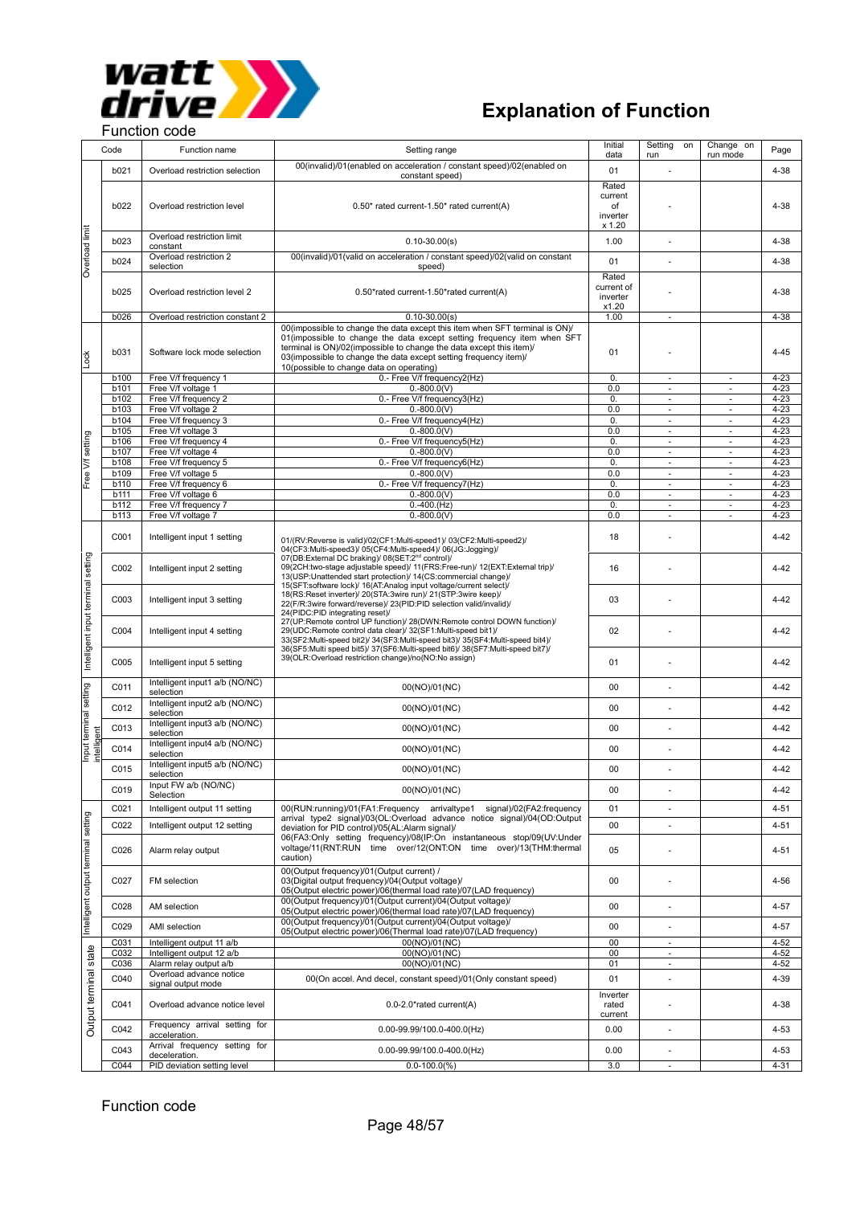# Explanation of Function

Function code

| | Code | Function name | Setting range | Initial data | Setting on run | Change on run mode | Page |
|---|---|---|---|---|---|---|---|
| Overload limit | b021 | Overload restriction selection | 00(invalid)/01(enabled on acceleration / constant speed)/02(enabled on constant speed) | 01 | - | | 4-38 |
| | b022 | Overload restriction level | 0.50* rated current-1.50* rated current(A) | Rated current of inverter x 1.20 | - | | 4-38 |
| | b023 | Overload restriction limit constant | 0.10-30.00(s) | 1.00 | - | | 4-38 |
| | b024 | Overload restriction 2 selection | 00(invalid)/01(valid on acceleration / constant speed)/02(valid on constant speed) | 01 | - | | 4-38 |
| | b025 | Overload restriction level 2 | 0.50*rated current-1.50*rated current(A) | Rated current of inverter x1.20 | - | | 4-38 |
| | b026 | Overload restriction constant 2 | 0.10-30.00(s) | 1.00 | - | | 4-38 |
| Lock | b031 | Software lock mode selection | 00(impossible to change the data except this item when SFT terminal is ON)/ 01(impossible to change the data except setting frequency item when SFT terminal is ON)/02(impossible to change the data except this item)/ 03(impossible to change the data except setting frequency item)/ 10(possible to change data on operating) | 01 | - | | 4-45 |
| Free V/f setting | b100 | Free V/f frequency 1 | 0.- Free V/f frequency2(Hz) | 0. | - | - | 4-23 |
| | b101 | Free V/f voltage 1 | 0.-800.0(V) | 0.0 | - | - | 4-23 |
| | b102 | Free V/f frequency 2 | 0.- Free V/f frequency3(Hz) | 0. | - | - | 4-23 |
| | b103 | Free V/f voltage 2 | 0.-800.0(V) | 0.0 | - | - | 4-23 |
| | b104 | Free V/f frequency 3 | 0.- Free V/f frequency4(Hz) | 0. | - | - | 4-23 |
| | b105 | Free V/f voltage 3 | 0.-800.0(V) | 0.0 | - | - | 4-23 |
| | b106 | Free V/f frequency 4 | 0.- Free V/f frequency5(Hz) | 0. | - | - | 4-23 |
| | b107 | Free V/f voltage 4 | 0.-800.0(V) | 0.0 | - | - | 4-23 |
| | b108 | Free V/f frequency 5 | 0.- Free V/f frequency6(Hz) | 0. | - | - | 4-23 |
| | b109 | Free V/f voltage 5 | 0.-800.0(V) | 0.0 | - | - | 4-23 |
| | b110 | Free V/f frequency 6 | 0.- Free V/f frequency7(Hz) | 0. | - | - | 4-23 |
| | b111 | Free V/f voltage 6 | 0.-800.0(V) | 0.0 | - | - | 4-23 |
| | b112 | Free V/f frequency 7 | 0.-400.(Hz) | 0. | - | - | 4-23 |
| | b113 | Free V/f voltage 7 | 0.-800.0(V) | 0.0 | - | - | 4-23 |
| Intelligent input terminal setting | C001 | Intelligent input 1 setting | 01/(RV:Reverse is valid)/02(CF1:Multi-speed1)/ 03(CF2:Multi-speed2)/ 04(CF3:Multi-speed3)/ 05(CF4:Multi-speed4)/ 06(JG:Jogging)/ 07(DB:External DC braking)/ 08(SET:2nd control)/ 09(2CH:two-stage adjustable speed)/ 11(FRS:Free-run)/ 12(EXT:External trip)/ 13(USP:Unattended start protection)/ 14(CS:commercial change)/ 15(SFT:software lock)/ 16(AT:Analog input voltage/current select)/ 18(RS:Reset inverter)/ 20(STA:3wire run)/ 21(STP:3wire keep)/ 22(F/R:3wire forward/reverse)/ 23(PID:PID selection valid/invalid)/ 24(PIDC:PID integrating reset)/ 27(UP:Remote control UP function)/ 28(DWN:Remote control DOWN function)/ 29(UDC:Remote control data clear)/ 32(SF1:Multi-speed bit1)/ 33(SF2:Multi-speed bit2)/ 34(SF3:Multi-speed bit3)/ 35(SF4:Multi-speed bit4)/ 36(SF5:Multi speed bit5)/ 37(SF6:Multi-speed bit6)/ 38(SF7:Multi-speed bit7)/ 39(OLR:Overload restriction change)/no(NO:No assign) | 18 | - | | 4-42 |
| | C002 | Intelligent input 2 setting | | 16 | - | | 4-42 |
| | C003 | Intelligent input 3 setting | | 03 | - | | 4-42 |
| | C004 | Intelligent input 4 setting | | 02 | - | | 4-42 |
| | C005 | Intelligent input 5 setting | | 01 | - | | 4-42 |
| Input terminal setting intelligent | C011 | Intelligent input1 a/b (NO/NC) selection | 00(NO)/01(NC) | 00 | - | | 4-42 |
| | C012 | Intelligent input2 a/b (NO/NC) selection | 00(NO)/01(NC) | 00 | - | | 4-42 |
| | C013 | Intelligent input3 a/b (NO/NC) selection | 00(NO)/01(NC) | 00 | - | | 4-42 |
| | C014 | Intelligent input4 a/b (NO/NC) selection | 00(NO)/01(NC) | 00 | - | | 4-42 |
| | C015 | Intelligent input5 a/b (NO/NC) selection | 00(NO)/01(NC) | 00 | - | | 4-42 |
| | C019 | Input FW a/b (NO/NC) Selection | 00(NO)/01(NC) | 00 | - | | 4-42 |
| Intelligent output terminal setting | C021 | Intelligent output 11 setting | 00(RUN:running)/01(FA1:Frequency arrivaltype1 signal)/02(FA2:frequency arrival type2 signal)/03(OL:Overload advance notice signal)/04(OD:Output deviation for PID control)/05(AL:Alarm signal)/ 06(FA3:Only setting frequency)/08(IP:On instantaneous stop/09(UV:Under voltage/11(RNT:RUN time over/12(ONT:ON time over)/13(THM:thermal caution) | 01 | - | | 4-51 |
| | C022 | Intelligent output 12 setting | | 00 | - | | 4-51 |
| | C026 | Alarm relay output | | 05 | - | | 4-51 |
| | C027 | FM selection | 00(Output frequency)/01(Output current) / 03(Digital output frequency)/04(Output voltage)/ 05(Output electric power)/06(thermal load rate)/07(LAD frequency) | 00 | - | | 4-56 |
| | C028 | AM selection | 00(Output frequency)/01(Output current)/04(Output voltage)/ 05(Output electric power)/06(thermal load rate)/07(LAD frequency) | 00 | - | | 4-57 |
| | C029 | AMI selection | 00(Output frequency)/01(Output current)/04(Output voltage)/ 05(Output electric power)/06(Thermal load rate)/07(LAD frequency) | 00 | - | | 4-57 |
| Output terminal state | C031 | Intelligent output 11 a/b | 00(NO)/01(NC) | 00 | - | | 4-52 |
| | C032 | Intelligent output 12 a/b | 00(NO)/01(NC) | 00 | - | | 4-52 |
| | C036 | Alarm relay output a/b | 00(NO)/01(NC) | 01 | - | | 4-52 |
| | C040 | Overload advance notice signal output mode | 00(On accel. And decel, constant speed)/01(Only constant speed) | 01 | - | | 4-39 |
| | C041 | Overload advance notice level | 0.0-2.0*rated current(A) | Inverter rated current | - | | 4-38 |
| | C042 | Frequency arrival setting for acceleration. | 0.00-99.99/100.0-400.0(Hz) | 0.00 | - | | 4-53 |
| | C043 | Arrival frequency setting for deceleration. | 0.00-99.99/100.0-400.0(Hz) | 0.00 | - | | 4-53 |
| | C044 | PID deviation setting level | 0.0-100.0(%) | 3.0 | - | | 4-31 |

Function code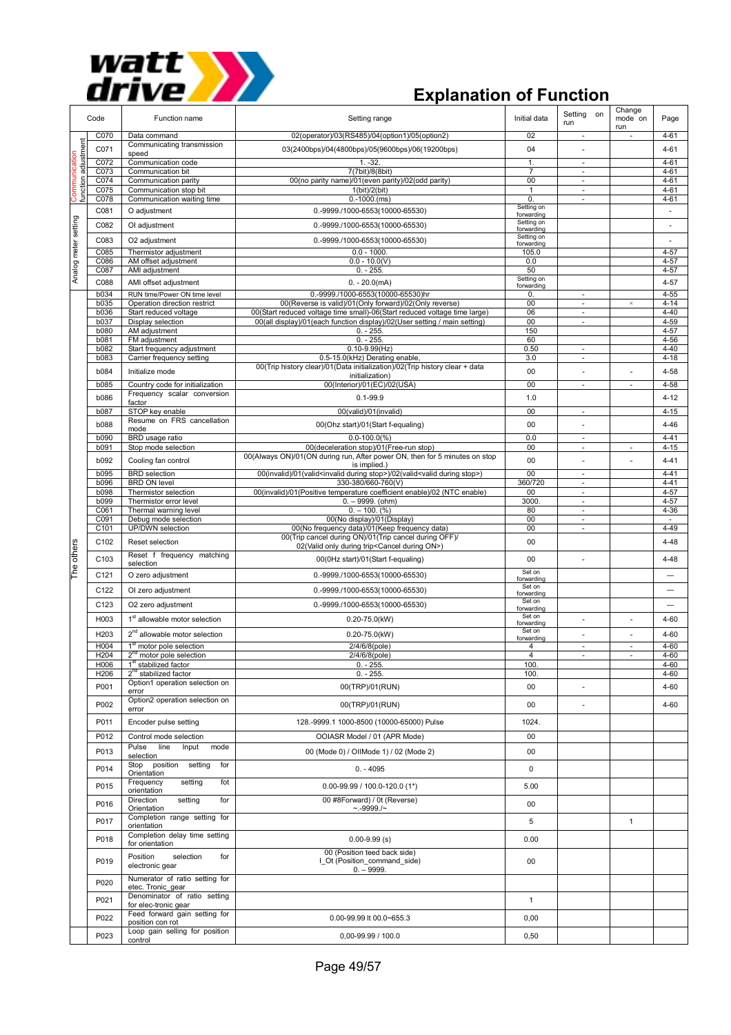# Explanation of Function

| | Code | Function name | Setting range | Initial data | Setting on run | Change mode on run | Page |
|---|---|---|---|---|---|---|---|
| Communication function adjustment | C070 | Data command | 02(operator)/03(RS485)/04(option1)/05(option2) | 02 | - | - | 4-61 |
| | C071 | Communicating transmission speed | 03(2400bps)/04(4800bps)/05(9600bps)/06(19200bps) | 04 | - | | 4-61 |
| | C072 | Communication code | 1. -32. | 1. | - | | 4-61 |
| | C073 | Communication bit | 7(7bit)/8(8bit) | 7 | - | | 4-61 |
| | C074 | Communication parity | 00(no parity name)/01(even parity)/02(odd parity) | 00 | - | | 4-61 |
| | C075 | Communication stop bit | 1(bit)/2(bit) | 1 | - | | 4-61 |
| | C078 | Communication waiting time | 0.-1000.(ms) | 0. | - | | 4-61 |
| Analog meter setting | C081 | O adjustment | 0.-9999./1000-6553(10000-65530) | Setting on forwarding | | | - |
| | C082 | OI adjustment | 0.-9999./1000-6553(10000-65530) | Setting on forwarding | | | - |
| | C083 | O2 adjustment | 0.-9999./1000-6553(10000-65530) | Setting on forwarding | | | - |
| | C085 | Thermistor adjustment | 0.0 - 1000. | 105.0 | | | 4-57 |
| | C086 | AM offset adjustment | 0.0 - 10.0(V) | 0.0 | | | 4-57 |
| | C087 | AMI adjustment | 0. - 255. | 50 | | | 4-57 |
| | C088 | AMI offset adjustment | 0. - 20.0(mA) | Setting on forwarding | | | 4-57 |
| The others | b034 | RUN time/Power ON time level | 0.-9999./1000-6553(10000-65530)hr | 0. | - | | 4-55 |
| | b035 | Operation direction restrict | 00(Reverse is valid)/01(Only forward)/02(Only reverse) | 00 | - | × | 4-14 |
| | b036 | Start reduced voltage | 00(Start reduced voltage time small)-06(Start reduced voltage time large) | 06 | - | | 4-40 |
| | b037 | Display selection | 00(all display)/01(each function display)/02(User setting / main setting) | 00 | - | | 4-59 |
| | b080 | AM adjustment | 0. - 255. | 150 | | | 4-57 |
| | b081 | FM adjustment | 0. - 255. | 60 | | | 4-56 |
| | b082 | Start frequency adjustment | 0.10-9.99(Hz) | 0.50 | - | | 4-40 |
| | b083 | Carrier frequency setting | 0.5-15.0(kHz) Derating enable, | 3.0 | - | | 4-18 |
| | b084 | Initialize mode | 00(Trip history clear)/01(Data initialization)/02(Trip history clear + data initialization) | 00 | - | - | 4-58 |
| | b085 | Country code for initialization | 00(Interior)/01(EC)/02(USA) | 00 | - | - | 4-58 |
| | b086 | Frequency scalar conversion factor | 0.1-99.9 | 1.0 | | | 4-12 |
| | b087 | STOP key enable | 00(valid)/01(invalid) | 00 | - | | 4-15 |
| | b088 | Resume on FRS cancellation mode | 00(0hz start)/01(Start f-equaling) | 00 | - | | 4-46 |
| | b090 | BRD usage ratio | 0.0-100.0(%) | 0.0 | - | | 4-41 |
| | b091 | Stop mode selection | 00(deceleration stop)/01(Free-run stop) | 00 | - | - | 4-15 |
| | b092 | Cooling fan control | 00(Always ON)/01(ON during run, After power ON, then for 5 minutes on stop is implied.) | 00 | - | - | 4-41 |
| | b095 | BRD selection | 00(invalid)/01(valid<invalid during stop>)/02(valid<valid during stop>) | 00 | - | | 4-41 |
| | b096 | BRD ON level | 330-380/660-760(V) | 360/720 | - | | 4-41 |
| | b098 | Thermistor selection | 00(invalid)/01(Positive temperature coefficient enable)/02 (NTC enable) | 00 | - | | 4-57 |
| | b099 | Thermistor error level | 0. – 9999. (ohm) | 3000. | - | | 4-57 |
| | C061 | Thermal warning level | 0. – 100. (%) | 80 | - | | 4-36 |
| | C091 | Debug mode selection | 00(No display)/01(Display) | 00 | - | | - |
| | C101 | UP/DWN selection | 00(No frequency data)/01(Keep frequency data) | 00 | - | | 4-49 |
| | C102 | Reset selection | 00(Trip cancel during ON)/01(Trip cancel during OFF)/ 02(Valid only during trip<Cancel during ON>) | 00 | | | 4-48 |
| | C103 | Reset f frequency matching selection | 00(0Hz start)/01(Start f-equaling) | 00 | - | | 4-48 |
| | C121 | O zero adjustment | 0.-9999./1000-6553(10000-65530) | Set on forwarding | | | — |
| | C122 | OI zero adjustment | 0.-9999./1000-6553(10000-65530) | Set on forwarding | | | — |
| | C123 | O2 zero adjustment | 0.-9999./1000-6553(10000-65530) | Set on forwarding | | | — |
| | H003 | 1st allowable motor selection | 0.20-75.0(kW) | Set on forwarding | - | - | 4-60 |
| | H203 | 2nd allowable motor selection | 0.20-75.0(kW) | Set on forwarding | - | - | 4-60 |
| | H004 | 1st motor pole selection | 2/4/6/8(pole) | 4 | - | - | 4-60 |
| | H204 | 2nd motor pole selection | 2/4/6/8(pole) | 4 | - | - | 4-60 |
| | H006 | 1st stabilized factor | 0. - 255. | 100. | | | 4-60 |
| | H206 | 2nd stabilized factor | 0. - 255. | 100. | | | 4-60 |
| | P001 | Option1 operation selection on error | 00(TRP)/01(RUN) | 00 | - | | 4-60 |
| | P002 | Option2 operation selection on error | 00(TRP)/01(RUN) | 00 | - | | 4-60 |
| | P011 | Encoder pulse setting | 128.-9999.1 1000-8500 (10000-65000) Pulse | 1024. | | | |
| | P012 | Control mode selection | OOIASR Model / 01 (APR Mode) | 00 | | | |
| | P013 | Pulse line Input mode selection | 00 (Mode 0) / OIIMode 1) / 02 (Mode 2) | 00 | | | |
| | P014 | Stop position setting for Orientation | 0. - 4095 | 0 | | | |
| | P015 | Frequency setting fot orientation | 0.00-99.99 / 100.0-120.0 (1*) | 5.00 | | | |
| | P016 | Direction setting for Orientation | 00 #8Forward) / 0t (Reverse) ~.-9999./~ | 00 | | | |
| | P017 | Completion range setting for orientation | | 5 | | 1 | |
| | P018 | Completion delay time setting for orientation | 0.00-9.99 (s) | 0.00 | | | |
| | P019 | Position selection for electronic gear | 00 (Position teed back side) I_Ot (Position_command_side) 0. – 9999. | 00 | | | |
| | P020 | Numerator of ratio setting for etec. Tronic_gear | | | | | |
| | P021 | Denominator of ratio setting for elec-tronic gear | | 1 | | | |
| | P022 | Feed forward gain setting for position con rot | 0.00-99.99 lt 00.0~655.3 | 0,00 | | | |
| | P023 | Loop gain selling for position control | 0,00-99.99 / 100.0 | 0,50 | | | |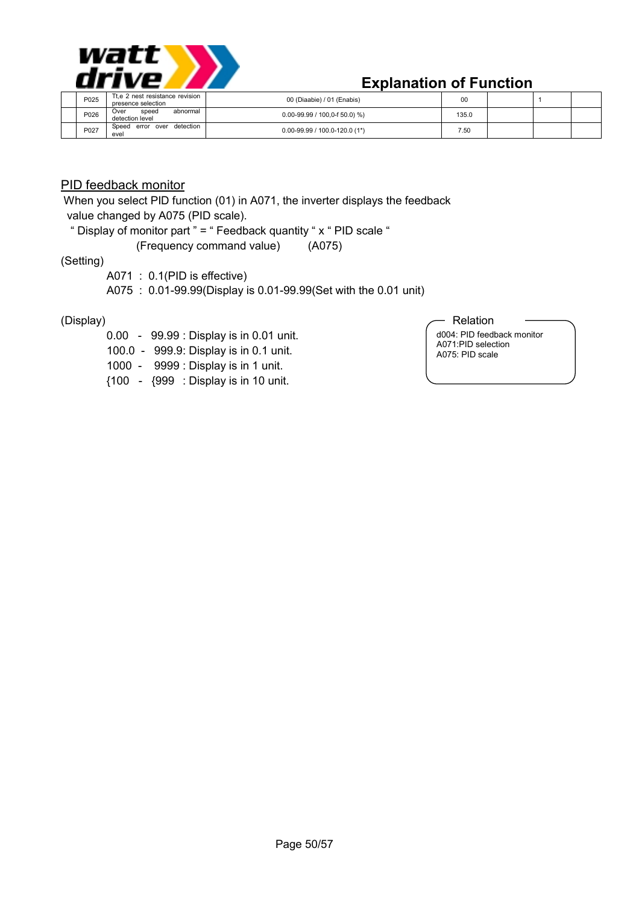# Explanation of Function

| | P025 | Tt,e 2 nest resistance revision presence selection | 00 (Diaabie) / 01 (Enabis) | 00 | | 1 | |
|---|---|---|---|---|---|---|---|
| | P026 | Over speed abnormal detection level | 0.00-99.99 / 100,0-f 50.0) %) | 135.0 | | | |
| | P027 | Speed error over detection evel | 0.00-99.99 / 100.0-120.0 (1*) | 7.50 | | | |

## PID feedback monitor

When you select PID function (01) in A071, the inverter displays the feedback value changed by A075 (PID scale).

" Display of monitor part " = " Feedback quantity " x " PID scale "
(Frequency command value) (A075)

(Setting)

A071 : 0.1(PID is effective)
A075 : 0.01-99.99(Display is 0.01-99.99(Set with the 0.01 unit)

(Display)

0.00 - 99.99 : Display is in 0.01 unit.
100.0 - 999.9: Display is in 0.1 unit.
1000 - 9999 : Display is in 1 unit.
{100 - {999 : Display is in 10 unit.

**Relation**

d004: PID feedback monitor
A071:PID selection
A075: PID scale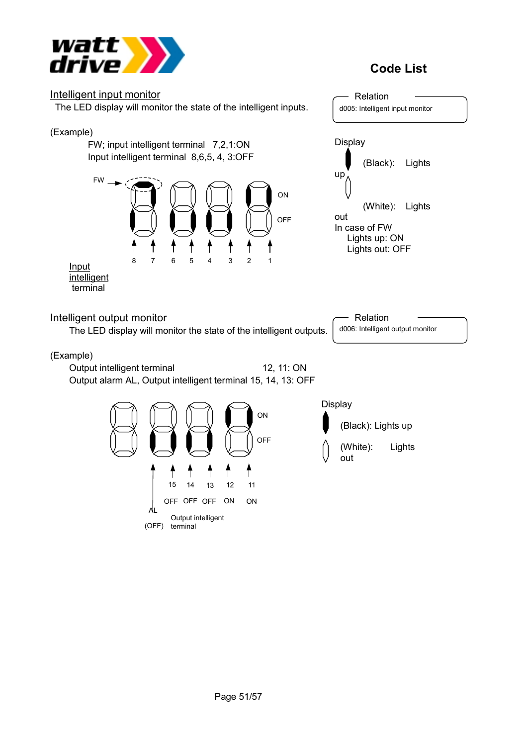# Code List

## Intelligent input monitor

The LED display will monitor the state of the intelligent inputs.

> **Relation**
> d005: Intelligent input monitor

(Example)

FW; input intelligent terminal 7,2,1:ON
Input intelligent terminal 8,6,5, 4, 3:OFF

FW

ON

OFF

8 7 6 5 4 3 2 1

Input intelligent terminal

Display

(Black): Lights up

(White): Lights out

In case of FW
Lights up: ON
Lights out: OFF

## Intelligent output monitor

The LED display will monitor the state of the intelligent outputs.

> **Relation**
> d006: Intelligent output monitor

(Example)

Output intelligent terminal 12, 11: ON
Output alarm AL, Output intelligent terminal 15, 14, 13: OFF

ON

OFF

15 14 13 12 11

OFF OFF OFF ON ON

AL (OFF)

Output intelligent terminal

Display

(Black): Lights up

(White): Lights out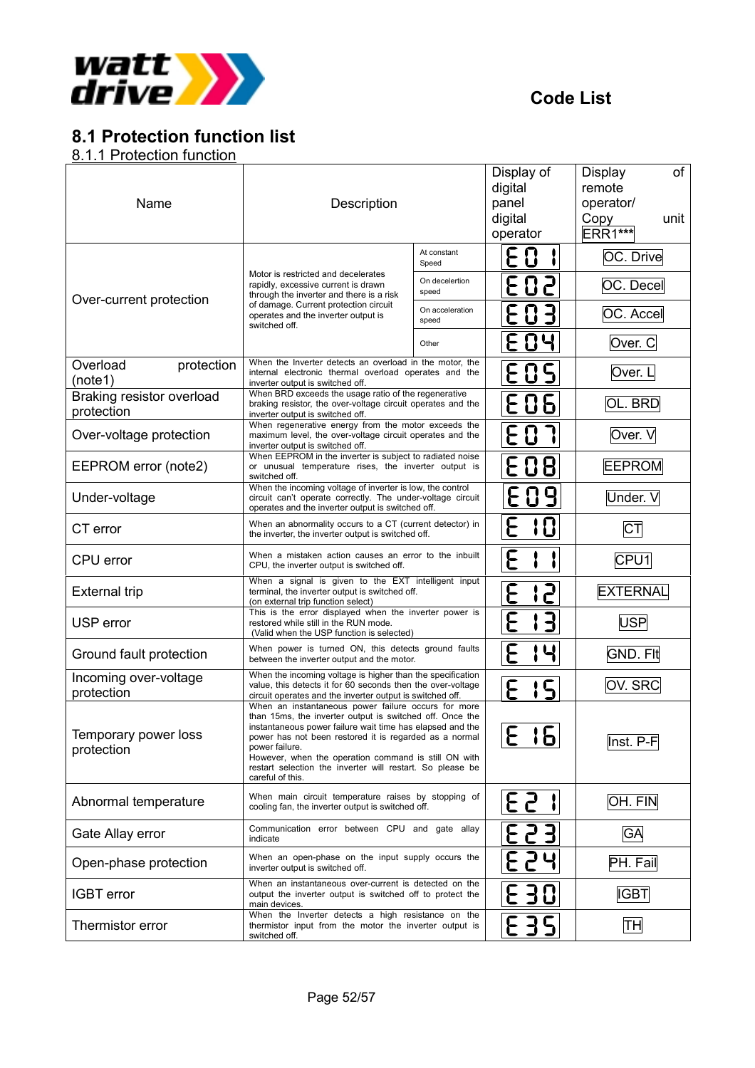## 8.1 Protection function list

### 8.1.1 Protection function

| Name | Description | | Display of digital panel digital operator | Display of remote operator/ Copy unit ERR1*** |
|---|---|---|---|---|
| Over-current protection | Motor is restricted and decelerates rapidly, excessive current is drawn through the inverter and there is a risk of damage. Current protection circuit operates and the inverter output is switched off. | At constant Speed | E01 | OC. Drive |
| | | On decelertion speed | E02 | OC. Decel |
| | | On acceleration speed | E03 | OC. Accel |
| | | Other | E04 | Over. C |
| Overload protection (note1) | When the Inverter detects an overload in the motor, the internal electronic thermal overload operates and the inverter output is switched off. | | E05 | Over. L |
| Braking resistor overload protection | When BRD exceeds the usage ratio of the regenerative braking resistor, the over-voltage circuit operates and the inverter output is switched off. | | E06 | OL. BRD |
| Over-voltage protection | When regenerative energy from the motor exceeds the maximum level, the over-voltage circuit operates and the inverter output is switched off. | | E07 | Over. V |
| EEPROM error (note2) | When EEPROM in the inverter is subject to radiated noise or unusual temperature rises, the inverter output is switched off. | | E08 | EEPROM |
| Under-voltage | When the incoming voltage of inverter is low, the control circuit can't operate correctly. The under-voltage circuit operates and the inverter output is switched off. | | E09 | Under. V |
| CT error | When an abnormality occurs to a CT (current detector) in the inverter, the inverter output is switched off. | | E10 | CT |
| CPU error | When a mistaken action causes an error to the inbuilt CPU, the inverter output is switched off. | | E11 | CPU1 |
| External trip | When a signal is given to the EXT intelligent input terminal, the inverter output is switched off. (on external trip function select) | | E12 | EXTERNAL |
| USP error | This is the error displayed when the inverter power is restored while still in the RUN mode. (Valid when the USP function is selected) | | E13 | USP |
| Ground fault protection | When power is turned ON, this detects ground faults between the inverter output and the motor. | | E14 | GND. Flt |
| Incoming over-voltage protection | When the incoming voltage is higher than the specification value, this detects it for 60 seconds then the over-voltage circuit operates and the inverter output is switched off. | | E15 | OV. SRC |
| Temporary power loss protection | When an instantaneous power failure occurs for more than 15ms, the inverter output is switched off. Once the instantaneous power failure wait time has elapsed and the power has not been restored it is regarded as a normal power failure. However, when the operation command is still ON with restart selection the inverter will restart. So please be careful of this. | | E16 | Inst. P-F |
| Abnormal temperature | When main circuit temperature raises by stopping of cooling fan, the inverter output is switched off. | | E21 | OH. FIN |
| Gate Allay error | Communication error between CPU and gate allay indicate | | E23 | GA |
| Open-phase protection | When an open-phase on the input supply occurs the inverter output is switched off. | | E24 | PH. Fail |
| IGBT error | When an instantaneous over-current is detected on the output the inverter output is switched off to protect the main devices. | | E30 | IGBT |
| Thermistor error | When the Inverter detects a high resistance on the thermistor input from the motor the inverter output is switched off. | | E35 | TH |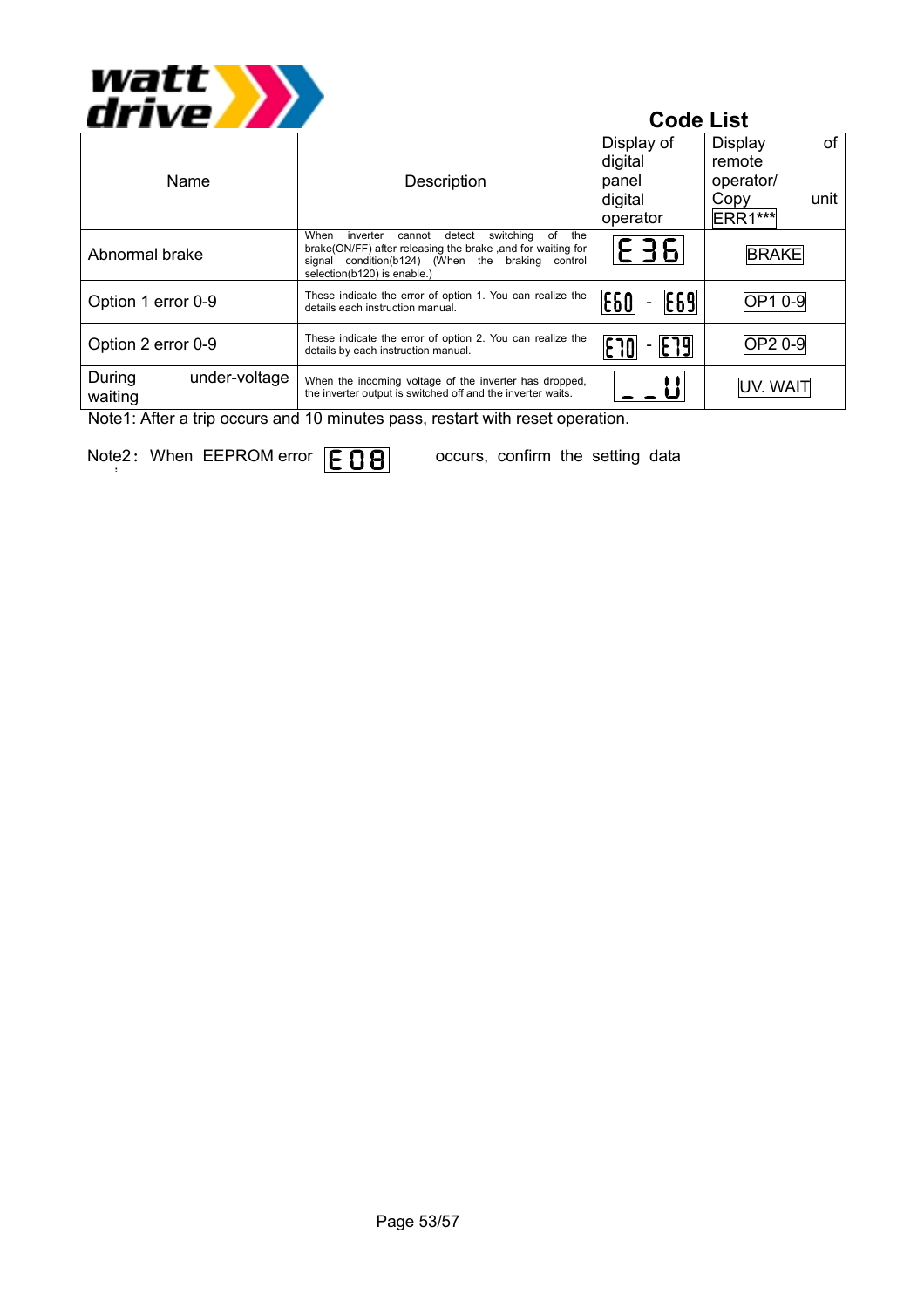## Code List

| Name | Description | Display of digital panel digital operator | Display of remote operator/ Copy unit ERR1*** |
|---|---|---|---|
| Abnormal brake | When inverter cannot detect switching of the brake(ON/FF) after releasing the brake ,and for waiting for signal condition(b124) (When the braking control selection(b120) is enable.) | E 36 | BRAKE |
| Option 1 error 0-9 | These indicate the error of option 1. You can realize the details each instruction manual. | E60 - E69 | OP1 0-9 |
| Option 2 error 0-9 | These indicate the error of option 2. You can realize the details by each instruction manual. | E70 - E79 | OP2 0-9 |
| During under-voltage waiting | When the incoming voltage of the inverter has dropped, the inverter output is switched off and the inverter waits. | _ _ U | UV. WAIT |

Note1: After a trip occurs and 10 minutes pass, restart with reset operation.

Note2: When EEPROM error E 08 occurs, confirm the setting data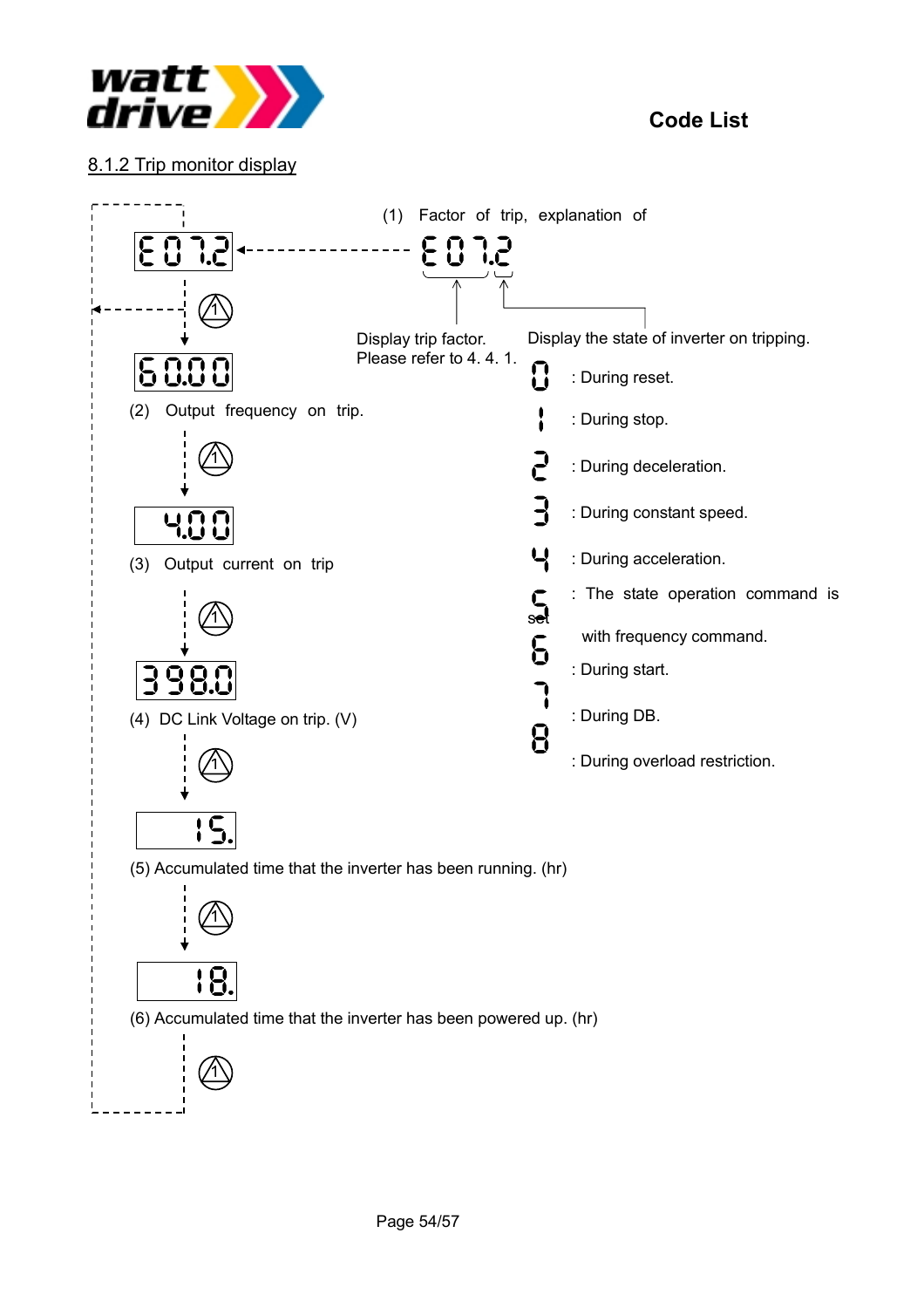## 8.1.2 Trip monitor display

E07.2

(1) Factor of trip, explanation of

E07.2

Display trip factor.
Please refer to 4. 4. 1.

Display the state of inverter on tripping.

0 : During reset.

1 : During stop.

2 : During deceleration.

3 : During constant speed.

4 : During acceleration.

5 : The state operation command is set with frequency command.

6 : During start.

7 : During DB.

8 : During overload restriction.

60.00

(2) Output frequency on trip.

4.00

(3) Output current on trip

398.0

(4) DC Link Voltage on trip. (V)

15.

(5) Accumulated time that the inverter has been running. (hr)

18.

(6) Accumulated time that the inverter has been powered up. (hr)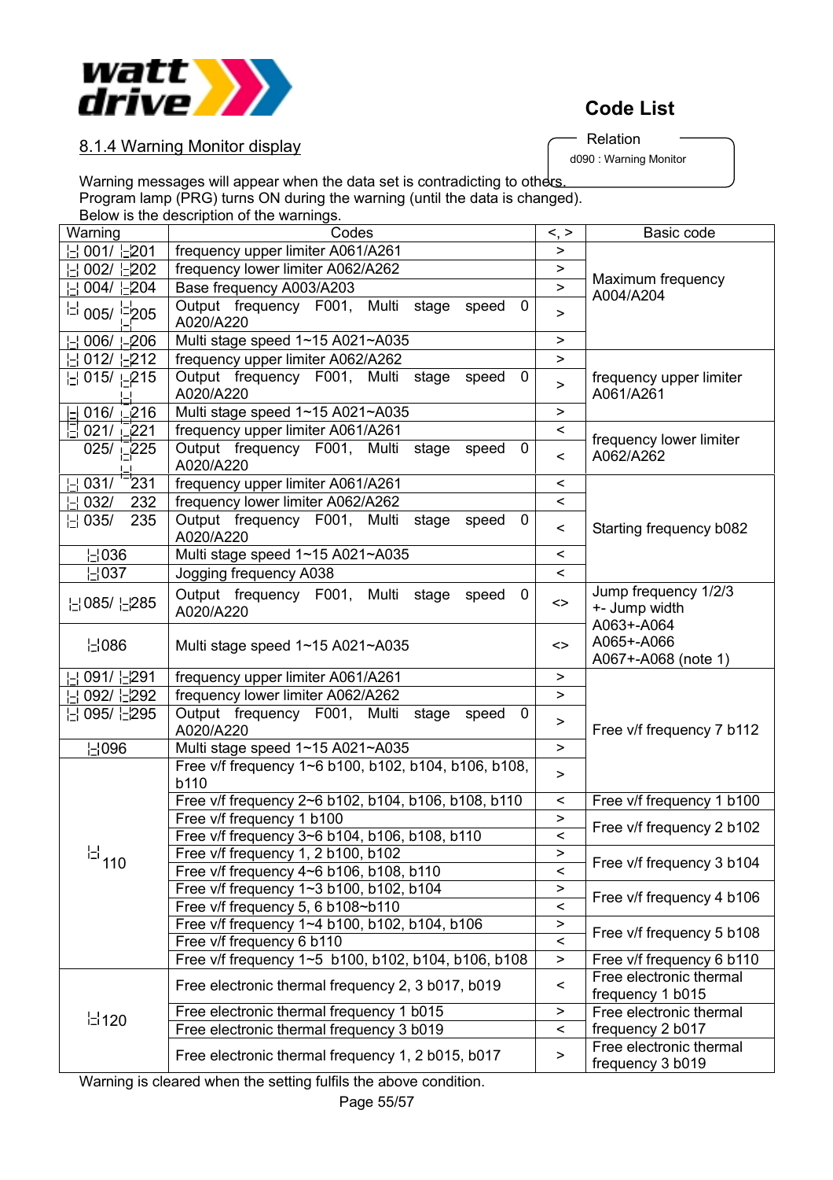Code List

## 8.1.4 Warning Monitor display

Relation
d090 : Warning Monitor

Warning messages will appear when the data set is contradicting to others.
Program lamp (PRG) turns ON during the warning (until the data is changed).
Below is the description of the warnings.

| Warning | Codes | <, > | Basic code |
|---|---|---|---|
| 001/ 201 | frequency upper limiter A061/A261 | > | Maximum frequency A004/A204 |
| 002/ 202 | frequency lower limiter A062/A262 | > | |
| 004/ 204 | Base frequency A003/A203 | > | |
| 005/ 205 | Output frequency F001, Multi stage speed 0 A020/A220 | > | |
| 006/ 206 | Multi stage speed 1~15 A021~A035 | > | |
| 012/ 212 | frequency upper limiter A062/A262 | > | frequency upper limiter A061/A261 |
| 015/ 215 | Output frequency F001, Multi stage speed 0 A020/A220 | > | |
| 016/ 216 | Multi stage speed 1~15 A021~A035 | > | |
| 021/ 221 | frequency upper limiter A061/A261 | < | frequency lower limiter A062/A262 |
| 025/ 225 | Output frequency F001, Multi stage speed 0 A020/A220 | < | |
| 031/ 231 | frequency upper limiter A061/A261 | < | Starting frequency b082 |
| 032/ 232 | frequency lower limiter A062/A262 | < | |
| 035/ 235 | Output frequency F001, Multi stage speed 0 A020/A220 | < | |
| 036 | Multi stage speed 1~15 A021~A035 | < | |
| 037 | Jogging frequency A038 | < | |
| 085/ 285 | Output frequency F001, Multi stage speed 0 A020/A220 | <> | Jump frequency 1/2/3 +- Jump width A063+-A064 A065+-A066 A067+-A068 (note 1) |
| 086 | Multi stage speed 1~15 A021~A035 | <> | |
| 091/ 291 | frequency upper limiter A061/A261 | > | Free v/f frequency 7 b112 |
| 092/ 292 | frequency lower limiter A062/A262 | > | |
| 095/ 295 | Output frequency F001, Multi stage speed 0 A020/A220 | > | |
| 096 | Multi stage speed 1~15 A021~A035 | > | |
| 110 | Free v/f frequency 1~6 b100, b102, b104, b106, b108, b110 | > | |
| | Free v/f frequency 2~6 b102, b104, b106, b108, b110 | < | Free v/f frequency 1 b100 |
| | Free v/f frequency 1 b100 | > | Free v/f frequency 2 b102 |
| | Free v/f frequency 3~6 b104, b106, b108, b110 | < | |
| | Free v/f frequency 1, 2 b100, b102 | > | Free v/f frequency 3 b104 |
| | Free v/f frequency 4~6 b106, b108, b110 | < | |
| | Free v/f frequency 1~3 b100, b102, b104 | > | Free v/f frequency 4 b106 |
| | Free v/f frequency 5, 6 b108~b110 | < | |
| | Free v/f frequency 1~4 b100, b102, b104, b106 | > | Free v/f frequency 5 b108 |
| | Free v/f frequency 6 b110 | < | |
| | Free v/f frequency 1~5 b100, b102, b104, b106, b108 | > | Free v/f frequency 6 b110 |
| 120 | Free electronic thermal frequency 2, 3 b017, b019 | < | Free electronic thermal frequency 1 b015 |
| | Free electronic thermal frequency 1 b015 | > | Free electronic thermal frequency 2 b017 |
| | Free electronic thermal frequency 3 b019 | < | |
| | Free electronic thermal frequency 1, 2 b015, b017 | > | Free electronic thermal frequency 3 b019 |

Warning is cleared when the setting fulfils the above condition.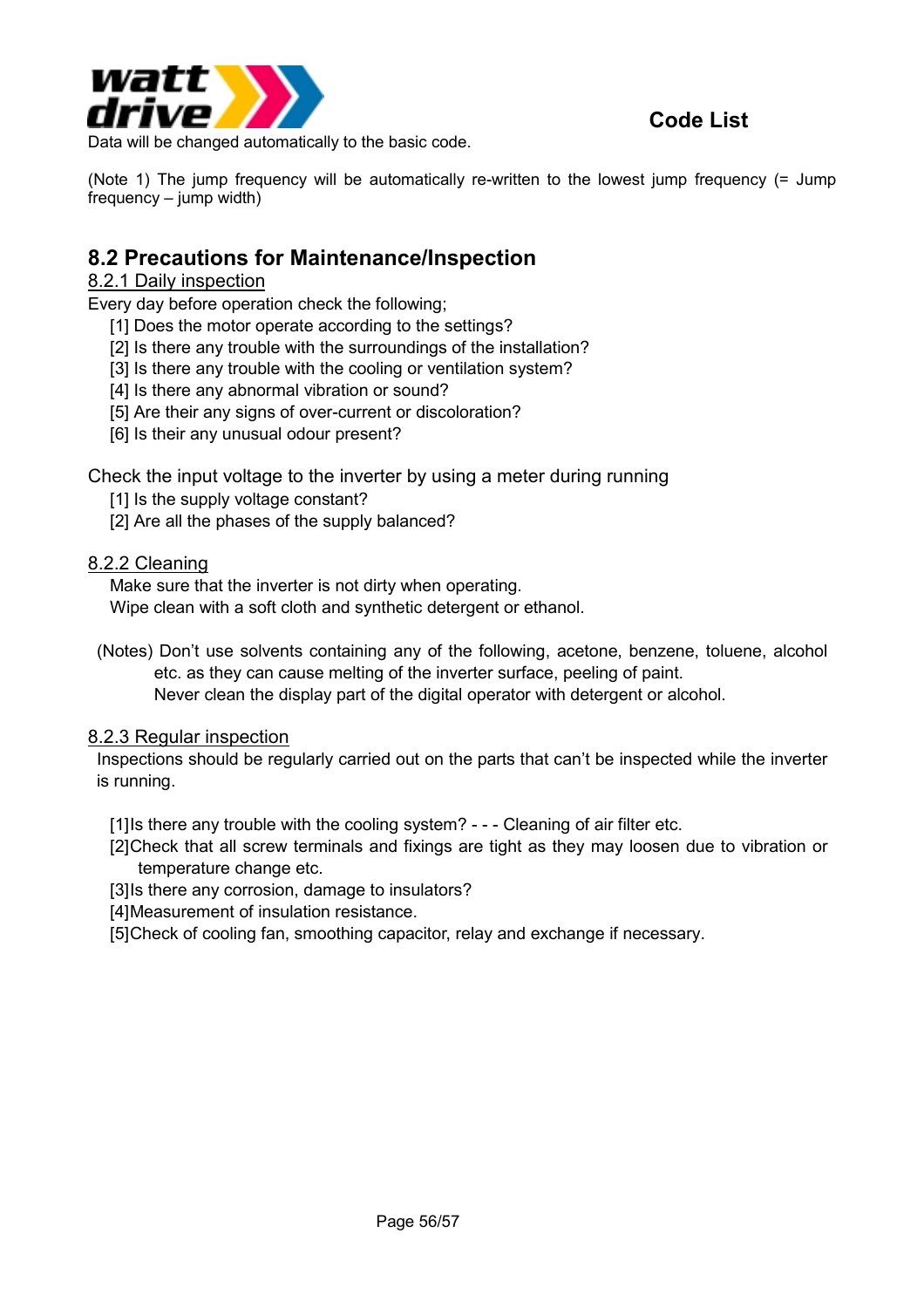Data will be changed automatically to the basic code.

(Note 1) The jump frequency will be automatically re-written to the lowest jump frequency (= Jump frequency – jump width)

## 8.2 Precautions for Maintenance/Inspection

### 8.2.1 Daily inspection

Every day before operation check the following;

[1] Does the motor operate according to the settings?
[2] Is there any trouble with the surroundings of the installation?
[3] Is there any trouble with the cooling or ventilation system?
[4] Is there any abnormal vibration or sound?
[5] Are their any signs of over-current or discoloration?
[6] Is their any unusual odour present?

Check the input voltage to the inverter by using a meter during running

[1] Is the supply voltage constant?
[2] Are all the phases of the supply balanced?

### 8.2.2 Cleaning

Make sure that the inverter is not dirty when operating.
Wipe clean with a soft cloth and synthetic detergent or ethanol.

(Notes) Don't use solvents containing any of the following, acetone, benzene, toluene, alcohol etc. as they can cause melting of the inverter surface, peeling of paint.
Never clean the display part of the digital operator with detergent or alcohol.

### 8.2.3 Regular inspection

Inspections should be regularly carried out on the parts that can't be inspected while the inverter is running.

[1]Is there any trouble with the cooling system? - - - Cleaning of air filter etc.
[2]Check that all screw terminals and fixings are tight as they may loosen due to vibration or temperature change etc.
[3]Is there any corrosion, damage to insulators?
[4]Measurement of insulation resistance.
[5]Check of cooling fan, smoothing capacitor, relay and exchange if necessary.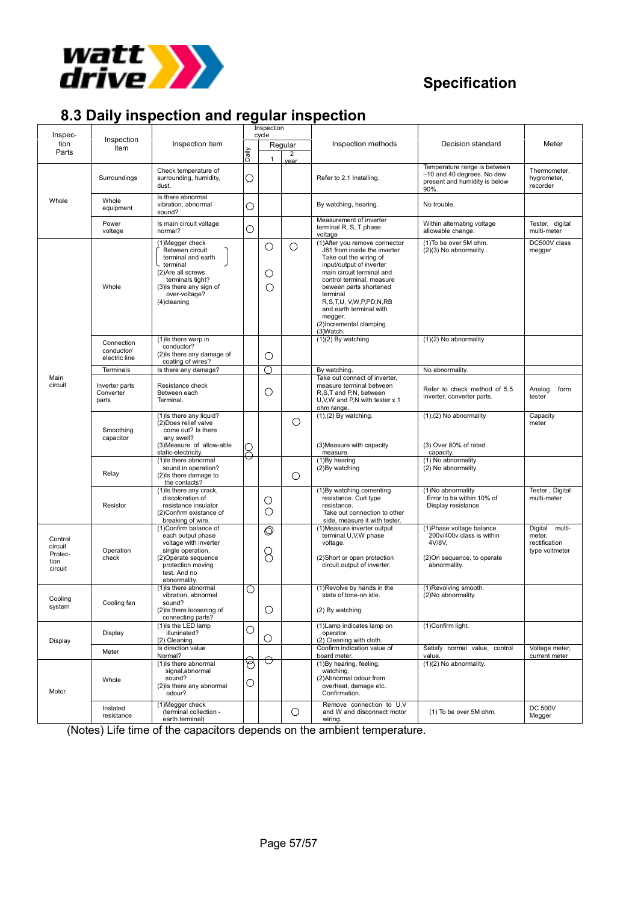## 8.3 Daily inspection and regular inspection

| Inspection Parts | Inspection item | Inspection item | Inspection cycle Daily | Regular 1 | Regular 2 year | Inspection methods | Decision standard | Meter |
|---|---|---|---|---|---|---|---|---|
| Whole | Surroundings | Check temperature of surrounding, humidity, dust. | ○ | | | Refer to 2.1 Installing. | Temperature range is between –10 and 40 degrees. No dew present and humidity is below 90%. | Thermometer, hygrometer, recorder |
| | Whole equipment | Is there abnormal vibration, abnormal sound? | ○ | | | By watching, hearing. | No trouble. | |
| | Power voltage | Is main circuit voltage normal? | ○ | | | Measurement of inverter terminal R, S, T phase voltage | Within alternating voltage allowable change. | Tester, digital multi-meter |
| Main circuit | Whole | (1)Megger check Between circuit terminal and earth terminal (2)Are all screws terminals tight? (3)Is there any sign of over-voltage? (4)cleaning | | ○ ○ ○ | ○ | (1)After you remove connector J61 from inside the inverter Take out the wiring of input/output of inverter main circuit terminal and control terminal, measure beween parts shortened terminal R,S,T,U, V,W,P,PD,N,RB and earth terminal with megger. (2)Incremental clamping. (3)Watch. | (1)To be over 5M ohm. (2)(3) No abnormality . | DC500V class megger |
| | Connection conductor/ electric line | (1)Is there warp in conductor? (2)Is there any damage of coating of wires? | | ○ | | (1)(2) By watching | (1)(2) No abnormality | |
| | Terminals | Is there any damage? | | ○ | | By watching. | No abnormality. | |
| | Inverter parts Converter parts | Resistance check Between each Terminal. | | ○ | | Take out connect of inverter, measure terminal between R,S,T and P,N, between U,V,W and P,N with tester x 1 ohm range. | Refer to check method of 5.5 inverter, converter parts. | Analog form tester |
| | Smoothing capacitor | (1)Is there any liquid? (2)Does relief valve come out? Is there any swell? (3)Measure of allow-able static-electricity. | ○ ○ | | ○ | (1),(2) By watching. (3)Measure with capacity measure. | (1),(2) No abnormality (3) Over 80% of rated capacity. | Capacity meter |
| | Relay | (1)Is there abnormal sound in operation? (2)Is there damage to the contacts? | | | ○ | (1)By hearing (2)By watching | (1) No abnormality (2) No abnormality | |
| | Resistor | (1)Is there any crack, discoloration of resistance insulator. (2)Confirm existance of breaking of wire. | | ○ ○ | | (1)By watching.cementing resistance. Curl type resistance. Take out connection to other side, measure it with tester. | (1)No abnormality Error to be within 10% of Display resistance. | Tester , Digital multi-meter |
| Control circuit Protection circuit | Operation check | (1)Confirm balance of each output phase voltage with inverter single operation. (2)Operate sequence protection moving test. And no abnormality. | | ○ ○ ○ | | (1)Measure inverter output terminal U,V,W phase voltage. (2)Short or open protection circuit output of inverter. | (1)Phase voltage balance 200v/400v class is within 4V/8V. (2)On sequence, to operate abnormality. | Digital multi-meter, rectification type voltmeter |
| Cooling system | Cooling fan | (1)Is there abnormal vibration, abnormal sound? (2)Is there loosening of connecting parts? | ○ | ○ | | (1)Revolve by hands in the state of tone-on idle. (2) By watching. | (1)Revolving smooth. (2)No abnormality. | |
| Display | Display | (1)Is the LED lamp illuminated? (2) Cleaning. | ○ | ○ | | (1)Lamp indicates lamp on operator. (2) Cleaning with cloth. | (1)Confirm light. | |
| | Meter | Is direction value Normal? | ○ | ○ | | Confirm indication value of board meter. | Satisfy normal value, control value. | Voltage meter, current meter |
| Motor | Whole | (1)Is there abnormal signal,abnormal sound? (2)Is there any abnormal odour? | ○ ○ | | | (1)By hearing, feeling, watching. (2)Abnormal odour from overheat, damage etc. Confirmation. | (1)(2) No abnormality. | |
| | Inslated resistance | (1)Megger check (terminal collection - earth terminal) | | | ○ | Remove connection to U,V and W and disconnect motor wiring. | (1) To be over 5M ohm. | DC 500V Megger |

(Notes) Life time of the capacitors depends on the ambient temperature.